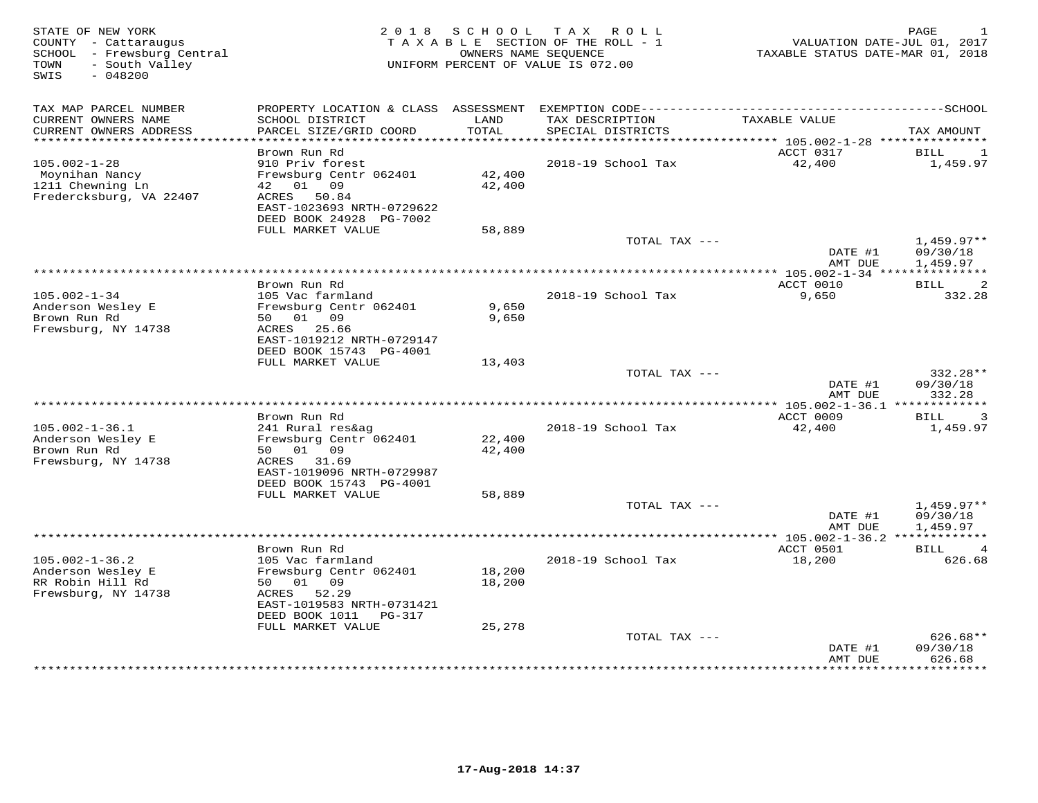STATE OF NEW YORK
COUNTY - Cattaraugus
SCHOOL - Frewsburg Central
TOWN - South Valley
SWIS - 048200

2 0 1 8 S C H O O L T A X R O L L
T A X A B L E SECTION OF THE ROLL - 1
OWNERS NAME SEQUENCE
UNIFORM PERCENT OF VALUE IS 072.00

VALUATION DATE-JUL 01, 2017
TAXABLE STATUS DATE-MAR 01, 2018

| TAX MAP PARCEL NUMBER / CURRENT OWNERS NAME / CURRENT OWNERS ADDRESS | PROPERTY LOCATION & CLASS / SCHOOL DISTRICT / PARCEL SIZE/GRID COORD | ASSESSMENT LAND / TOTAL | EXEMPTION CODE / TAX DESCRIPTION / SPECIAL DISTRICTS | TAXABLE VALUE | SCHOOL TAX AMOUNT |
|---|---|---|---|---|---|
| **105.002-1-28** | Brown Run Rd | | | ACCT 0317 | BILL 1 |
| 105.002-1-28 | 910 Priv forest | | 2018-19 School Tax | 42,400 | 1,459.97 |
| Moynihan Nancy | Frewsburg Centr 062401 | 42,400 | | | |
| 1211 Chewning Ln | 42 01 09 | 42,400 | | | |
| Fredercksburg, VA 22407 | ACRES 50.84 | | | | |
| | EAST-1023693 NRTH-0729622 | | | | |
| | DEED BOOK 24928 PG-7002 | | | | |
| | FULL MARKET VALUE | 58,889 | | | |
| | | | TOTAL TAX --- | | 1,459.97** |
| | | | | DATE #1 | 09/30/18 |
| | | | | AMT DUE | 1,459.97 |
| **105.002-1-34** | Brown Run Rd | | | ACCT 0010 | BILL 2 |
| 105.002-1-34 | 105 Vac farmland | | 2018-19 School Tax | 9,650 | 332.28 |
| Anderson Wesley E | Frewsburg Centr 062401 | 9,650 | | | |
| Brown Run Rd | 50 01 09 | 9,650 | | | |
| Frewsburg, NY 14738 | ACRES 25.66 | | | | |
| | EAST-1019212 NRTH-0729147 | | | | |
| | DEED BOOK 15743 PG-4001 | | | | |
| | FULL MARKET VALUE | 13,403 | | | |
| | | | TOTAL TAX --- | | 332.28** |
| | | | | DATE #1 | 09/30/18 |
| | | | | AMT DUE | 332.28 |
| **105.002-1-36.1** | Brown Run Rd | | | ACCT 0009 | BILL 3 |
| 105.002-1-36.1 | 241 Rural res&ag | | 2018-19 School Tax | 42,400 | 1,459.97 |
| Anderson Wesley E | Frewsburg Centr 062401 | 22,400 | | | |
| Brown Run Rd | 50 01 09 | 42,400 | | | |
| Frewsburg, NY 14738 | ACRES 31.69 | | | | |
| | EAST-1019096 NRTH-0729987 | | | | |
| | DEED BOOK 15743 PG-4001 | | | | |
| | FULL MARKET VALUE | 58,889 | | | |
| | | | TOTAL TAX --- | | 1,459.97** |
| | | | | DATE #1 | 09/30/18 |
| | | | | AMT DUE | 1,459.97 |
| **105.002-1-36.2** | Brown Run Rd | | | ACCT 0501 | BILL 4 |
| 105.002-1-36.2 | 105 Vac farmland | | 2018-19 School Tax | 18,200 | 626.68 |
| Anderson Wesley E | Frewsburg Centr 062401 | 18,200 | | | |
| RR Robin Hill Rd | 50 01 09 | 18,200 | | | |
| Frewsburg, NY 14738 | ACRES 52.29 | | | | |
| | EAST-1019583 NRTH-0731421 | | | | |
| | DEED BOOK 1011 PG-317 | | | | |
| | FULL MARKET VALUE | 25,278 | | | |
| | | | TOTAL TAX --- | | 626.68** |
| | | | | DATE #1 | 09/30/18 |
| | | | | AMT DUE | 626.68 |

17-Aug-2018 14:37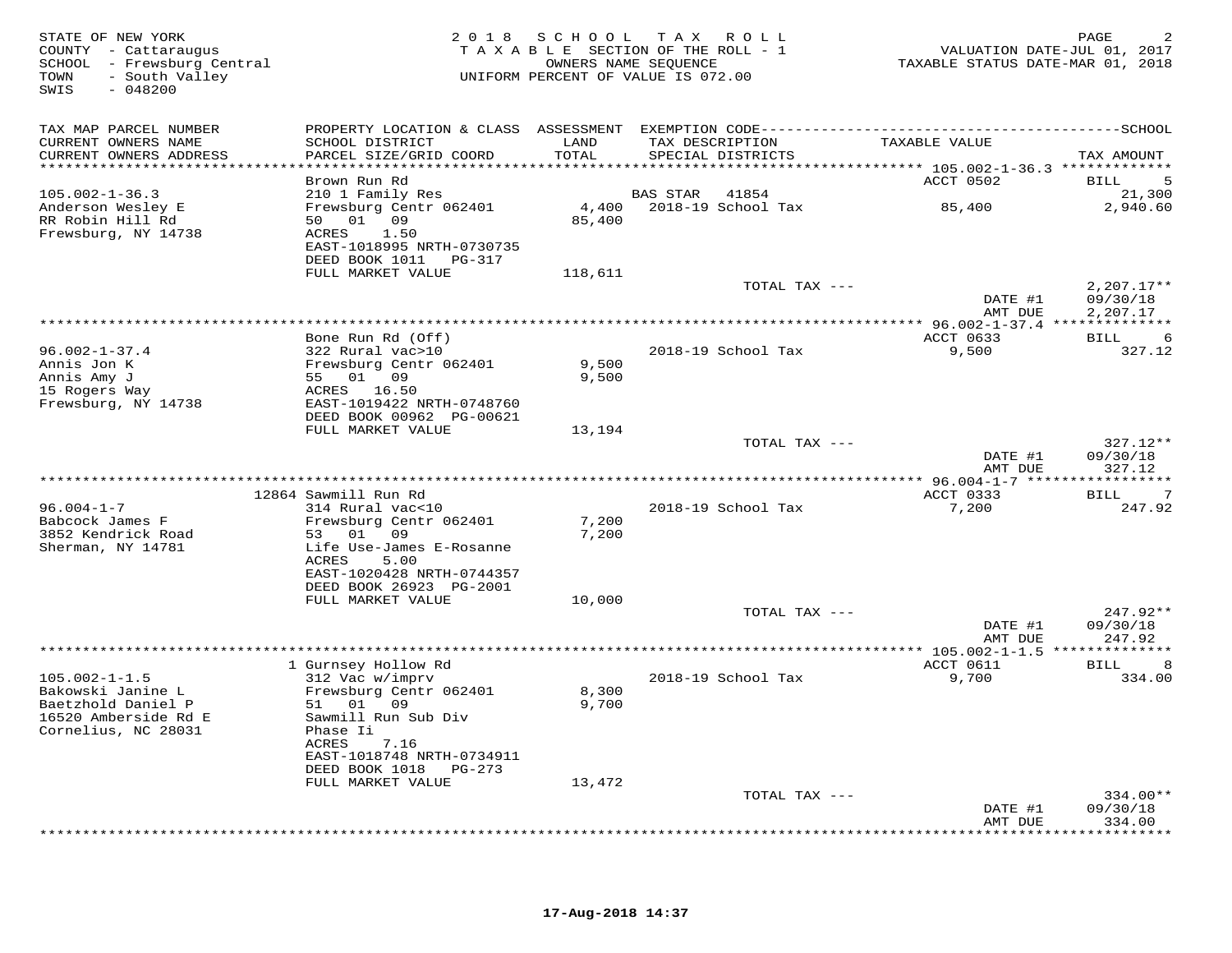STATE OF NEW YORK
COUNTY - Cattaraugus
SCHOOL - Frewsburg Central
TOWN - South Valley
SWIS - 048200

2018 SCHOOL TAX ROLL
TAXABLE SECTION OF THE ROLL - 1
OWNERS NAME SEQUENCE
UNIFORM PERCENT OF VALUE IS 072.00

VALUATION DATE-JUL 01, 2017
TAXABLE STATUS DATE-MAR 01, 2018

| TAX MAP PARCEL NUMBER / CURRENT OWNERS NAME / CURRENT OWNERS ADDRESS | PROPERTY LOCATION & CLASS / SCHOOL DISTRICT / PARCEL SIZE/GRID COORD | ASSESSMENT LAND / TOTAL | EXEMPTION CODE / TAX DESCRIPTION / SPECIAL DISTRICTS | TAXABLE VALUE | SCHOOL TAX AMOUNT |
|---|---|---|---|---|---|
| 105.002-1-36.3 | Brown Run Rd | | | ACCT 0502 | BILL 5 |
| Anderson Wesley E | 210 1 Family Res | | BAS STAR 41854 | | 21,300 |
| RR Robin Hill Rd | Frewsburg Centr 062401 | 4,400 | 2018-19 School Tax | 85,400 | 2,940.60 |
| Frewsburg, NY 14738 | 50 01 09 | 85,400 | | | |
| | ACRES 1.50 | | | | |
| | EAST-1018995 NRTH-0730735 | | | | |
| | DEED BOOK 1011 PG-317 | | | | |
| | FULL MARKET VALUE | 118,611 | | | |
| | | | TOTAL TAX --- | | 2,207.17** |
| | | | | DATE #1 | 09/30/18 |
| | | | | AMT DUE | 2,207.17 |
| 96.002-1-37.4 | Bone Run Rd (Off) | | | ACCT 0633 | BILL 6 |
| Annis Jon K | 322 Rural vac>10 | | 2018-19 School Tax | 9,500 | 327.12 |
| Annis Amy J | Frewsburg Centr 062401 | 9,500 | | | |
| 15 Rogers Way | 55 01 09 | 9,500 | | | |
| Frewsburg, NY 14738 | ACRES 16.50 | | | | |
| | EAST-1019422 NRTH-0748760 | | | | |
| | DEED BOOK 00962 PG-00621 | | | | |
| | FULL MARKET VALUE | 13,194 | | | |
| | | | TOTAL TAX --- | | 327.12** |
| | | | | DATE #1 | 09/30/18 |
| | | | | AMT DUE | 327.12 |
| 96.004-1-7 | 12864 Sawmill Run Rd | | | ACCT 0333 | BILL 7 |
| Babcock James F | 314 Rural vac<10 | | 2018-19 School Tax | 7,200 | 247.92 |
| 3852 Kendrick Road | Frewsburg Centr 062401 | 7,200 | | | |
| Sherman, NY 14781 | 53 01 09 | 7,200 | | | |
| | Life Use-James E-Rosanne | | | | |
| | ACRES 5.00 | | | | |
| | EAST-1020428 NRTH-0744357 | | | | |
| | DEED BOOK 26923 PG-2001 | | | | |
| | FULL MARKET VALUE | 10,000 | | | |
| | | | TOTAL TAX --- | | 247.92** |
| | | | | DATE #1 | 09/30/18 |
| | | | | AMT DUE | 247.92 |
| 105.002-1-1.5 | 1 Gurnsey Hollow Rd | | | ACCT 0611 | BILL 8 |
| Bakowski Janine L | 312 Vac w/imprv | | 2018-19 School Tax | 9,700 | 334.00 |
| Baetzhold Daniel P | Frewsburg Centr 062401 | 8,300 | | | |
| 16520 Amberside Rd E | 51 01 09 | 9,700 | | | |
| Cornelius, NC 28031 | Sawmill Run Sub Div | | | | |
| | Phase Ii | | | | |
| | ACRES 7.16 | | | | |
| | EAST-1018748 NRTH-0734911 | | | | |
| | DEED BOOK 1018 PG-273 | | | | |
| | FULL MARKET VALUE | 13,472 | | | |
| | | | TOTAL TAX --- | | 334.00** |
| | | | | DATE #1 | 09/30/18 |
| | | | | AMT DUE | 334.00 |

17-Aug-2018 14:37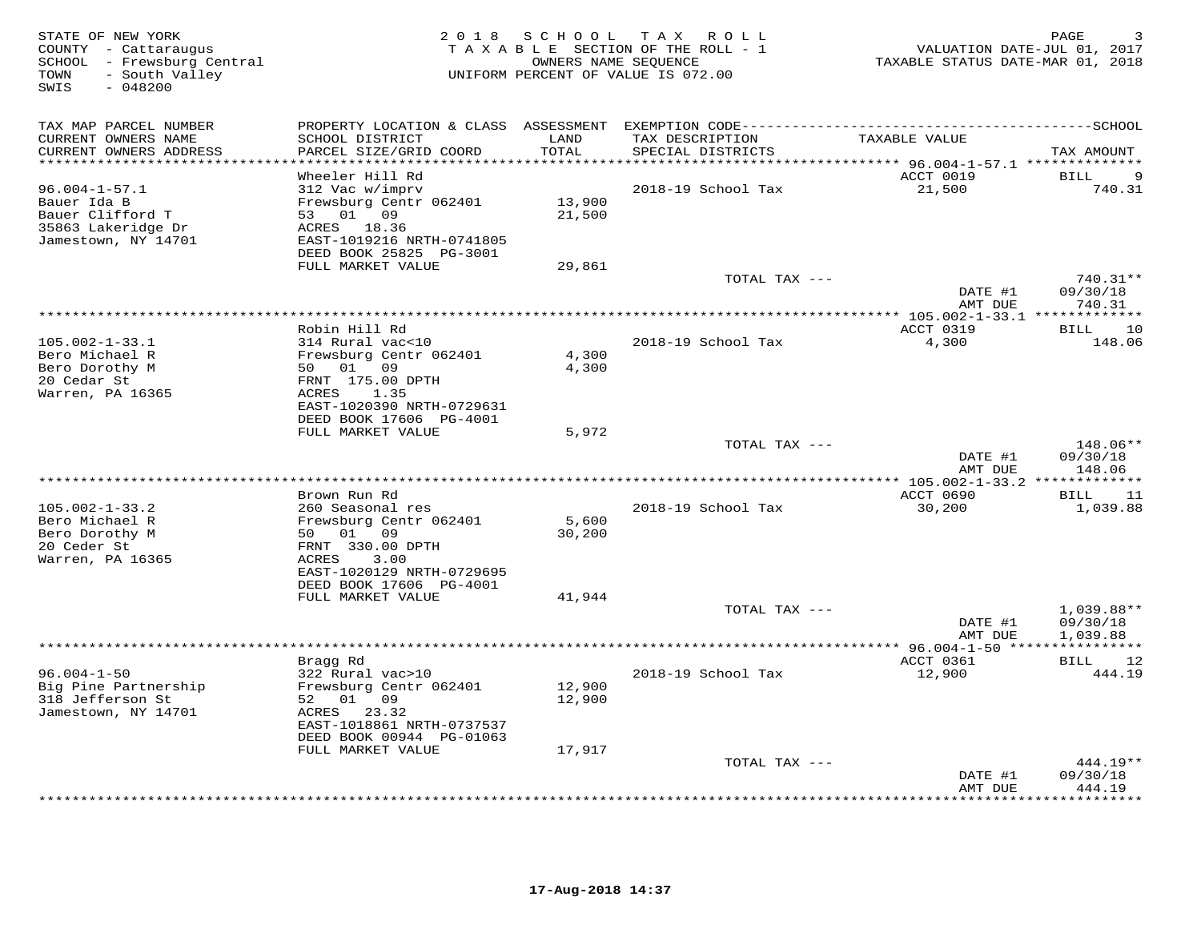STATE OF NEW YORK
COUNTY - Cattaraugus
SCHOOL - Frewsburg Central
TOWN - South Valley
SWIS - 048200

**2018 SCHOOL TAX ROLL**
TAXABLE SECTION OF THE ROLL - 1
OWNERS NAME SEQUENCE
UNIFORM PERCENT OF VALUE IS 072.00

VALUATION DATE-JUL 01, 2017
TAXABLE STATUS DATE-MAR 01, 2018

| TAX MAP PARCEL NUMBER / CURRENT OWNERS NAME / CURRENT OWNERS ADDRESS | PROPERTY LOCATION & CLASS / SCHOOL DISTRICT / PARCEL SIZE/GRID COORD | ASSESSMENT LAND / TOTAL | EXEMPTION CODE / TAX DESCRIPTION / SPECIAL DISTRICTS | TAXABLE VALUE | TAX AMOUNT |
|---|---|---|---|---|---|
| 96.004-1-57.1 | Wheeler Hill Rd | | | ACCT 0019 | BILL 9 |
| Bauer Ida B | 312 Vac w/imprv | | 2018-19 School Tax | 21,500 | 740.31 |
| Bauer Clifford T | Frewsburg Centr 062401 | 13,900 | | | |
| 35863 Lakeridge Dr | 53 01 09 | 21,500 | | | |
| Jamestown, NY 14701 | ACRES 18.36 | | | | |
| | EAST-1019216 NRTH-0741805 | | | | |
| | DEED BOOK 25825 PG-3001 | | | | |
| | FULL MARKET VALUE | 29,861 | | | |
| | | | TOTAL TAX --- | | 740.31** |
| | | | | DATE #1 | 09/30/18 |
| | | | | AMT DUE | 740.31 |
| 105.002-1-33.1 | Robin Hill Rd | | | ACCT 0319 | BILL 10 |
| Bero Michael R | 314 Rural vac<10 | | 2018-19 School Tax | 4,300 | 148.06 |
| Bero Dorothy M | Frewsburg Centr 062401 | 4,300 | | | |
| 20 Cedar St | 50 01 09 | 4,300 | | | |
| Warren, PA 16365 | FRNT 175.00 DPTH | | | | |
| | ACRES 1.35 | | | | |
| | EAST-1020390 NRTH-0729631 | | | | |
| | DEED BOOK 17606 PG-4001 | | | | |
| | FULL MARKET VALUE | 5,972 | | | |
| | | | TOTAL TAX --- | | 148.06** |
| | | | | DATE #1 | 09/30/18 |
| | | | | AMT DUE | 148.06 |
| 105.002-1-33.2 | Brown Run Rd | | | ACCT 0690 | BILL 11 |
| Bero Michael R | 260 Seasonal res | | 2018-19 School Tax | 30,200 | 1,039.88 |
| Bero Dorothy M | Frewsburg Centr 062401 | 5,600 | | | |
| 20 Ceder St | 50 01 09 | 30,200 | | | |
| Warren, PA 16365 | FRNT 330.00 DPTH | | | | |
| | ACRES 3.00 | | | | |
| | EAST-1020129 NRTH-0729695 | | | | |
| | DEED BOOK 17606 PG-4001 | | | | |
| | FULL MARKET VALUE | 41,944 | | | |
| | | | TOTAL TAX --- | | 1,039.88** |
| | | | | DATE #1 | 09/30/18 |
| | | | | AMT DUE | 1,039.88 |
| 96.004-1-50 | Bragg Rd | | | ACCT 0361 | BILL 12 |
| Big Pine Partnership | 322 Rural vac>10 | | 2018-19 School Tax | 12,900 | 444.19 |
| 318 Jefferson St | Frewsburg Centr 062401 | 12,900 | | | |
| Jamestown, NY 14701 | 52 01 09 | 12,900 | | | |
| | ACRES 23.32 | | | | |
| | EAST-1018861 NRTH-0737537 | | | | |
| | DEED BOOK 00944 PG-01063 | | | | |
| | FULL MARKET VALUE | 17,917 | | | |
| | | | TOTAL TAX --- | | 444.19** |
| | | | | DATE #1 | 09/30/18 |
| | | | | AMT DUE | 444.19 |

17-Aug-2018 14:37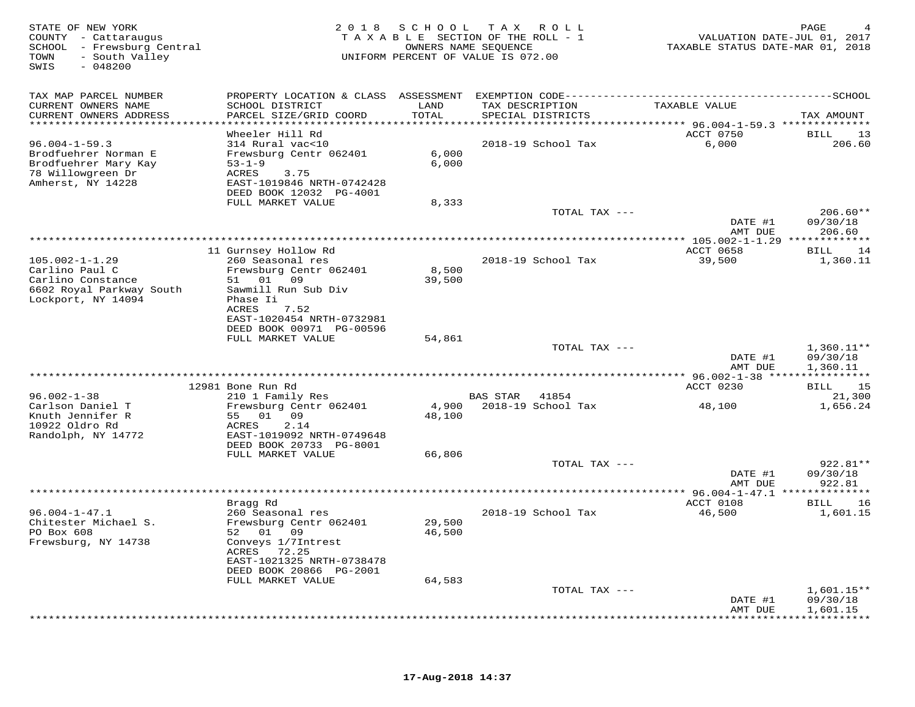STATE OF NEW YORK
COUNTY - Cattaraugus
SCHOOL - Frewsburg Central
TOWN - South Valley
SWIS - 048200

2018 SCHOOL TAX ROLL
TAXABLE SECTION OF THE ROLL - 1
OWNERS NAME SEQUENCE
UNIFORM PERCENT OF VALUE IS 072.00

VALUATION DATE-JUL 01, 2017
TAXABLE STATUS DATE-MAR 01, 2018

| TAX MAP PARCEL NUMBER<br>CURRENT OWNERS NAME<br>CURRENT OWNERS ADDRESS | PROPERTY LOCATION & CLASS<br>SCHOOL DISTRICT<br>PARCEL SIZE/GRID COORD | ASSESSMENT<br>LAND<br>TOTAL | EXEMPTION CODE<br>TAX DESCRIPTION<br>SPECIAL DISTRICTS | TAXABLE VALUE | SCHOOL<br>TAX AMOUNT |
|---|---|---|---|---|---|
| 96.004-1-59.3 | Wheeler Hill Rd | | | ACCT 0750 | BILL 13 |
| 96.004-1-59.3 | 314 Rural vac<10 | | 2018-19 School Tax | 6,000 | 206.60 |
| Brodfuehrer Norman E | Frewsburg Centr 062401 | 6,000 | | | |
| Brodfuehrer Mary Kay | 53-1-9 | 6,000 | | | |
| 78 Willowgreen Dr | ACRES 3.75 | | | | |
| Amherst, NY 14228 | EAST-1019846 NRTH-0742428 | | | | |
| | DEED BOOK 12032 PG-4001 | | | | |
| | FULL MARKET VALUE | 8,333 | | | |
| | | | TOTAL TAX --- | | 206.60** |
| | | | | DATE #1 | 09/30/18 |
| | | | | AMT DUE | 206.60 |
| 105.002-1-1.29 | 11 Gurnsey Hollow Rd | | | ACCT 0658 | BILL 14 |
| 105.002-1-1.29 | 260 Seasonal res | | 2018-19 School Tax | 39,500 | 1,360.11 |
| Carlino Paul C | Frewsburg Centr 062401 | 8,500 | | | |
| Carlino Constance | 51 01 09 | 39,500 | | | |
| 6602 Royal Parkway South | Sawmill Run Sub Div | | | | |
| Lockport, NY 14094 | Phase Ii | | | | |
| | ACRES 7.52 | | | | |
| | EAST-1020454 NRTH-0732981 | | | | |
| | DEED BOOK 00971 PG-00596 | | | | |
| | FULL MARKET VALUE | 54,861 | | | |
| | | | TOTAL TAX --- | | 1,360.11** |
| | | | | DATE #1 | 09/30/18 |
| | | | | AMT DUE | 1,360.11 |
| 96.002-1-38 | 12981 Bone Run Rd | | | ACCT 0230 | BILL 15 |
| 96.002-1-38 | 210 1 Family Res | | BAS STAR 41854 | | 21,300 |
| Carlson Daniel T | Frewsburg Centr 062401 | 4,900 | 2018-19 School Tax | 48,100 | 1,656.24 |
| Knuth Jennifer R | 55 01 09 | 48,100 | | | |
| 10922 Oldro Rd | ACRES 2.14 | | | | |
| Randolph, NY 14772 | EAST-1019092 NRTH-0749648 | | | | |
| | DEED BOOK 20733 PG-8001 | | | | |
| | FULL MARKET VALUE | 66,806 | | | |
| | | | TOTAL TAX --- | | 922.81** |
| | | | | DATE #1 | 09/30/18 |
| | | | | AMT DUE | 922.81 |
| 96.004-1-47.1 | Bragg Rd | | | ACCT 0108 | BILL 16 |
| 96.004-1-47.1 | 260 Seasonal res | | 2018-19 School Tax | 46,500 | 1,601.15 |
| Chitester Michael S. | Frewsburg Centr 062401 | 29,500 | | | |
| PO Box 608 | 52 01 09 | 46,500 | | | |
| Frewsburg, NY 14738 | Conveys 1/7Intrest | | | | |
| | ACRES 72.25 | | | | |
| | EAST-1021325 NRTH-0738478 | | | | |
| | DEED BOOK 20866 PG-2001 | | | | |
| | FULL MARKET VALUE | 64,583 | | | |
| | | | TOTAL TAX --- | | 1,601.15** |
| | | | | DATE #1 | 09/30/18 |
| | | | | AMT DUE | 1,601.15 |

17-Aug-2018 14:37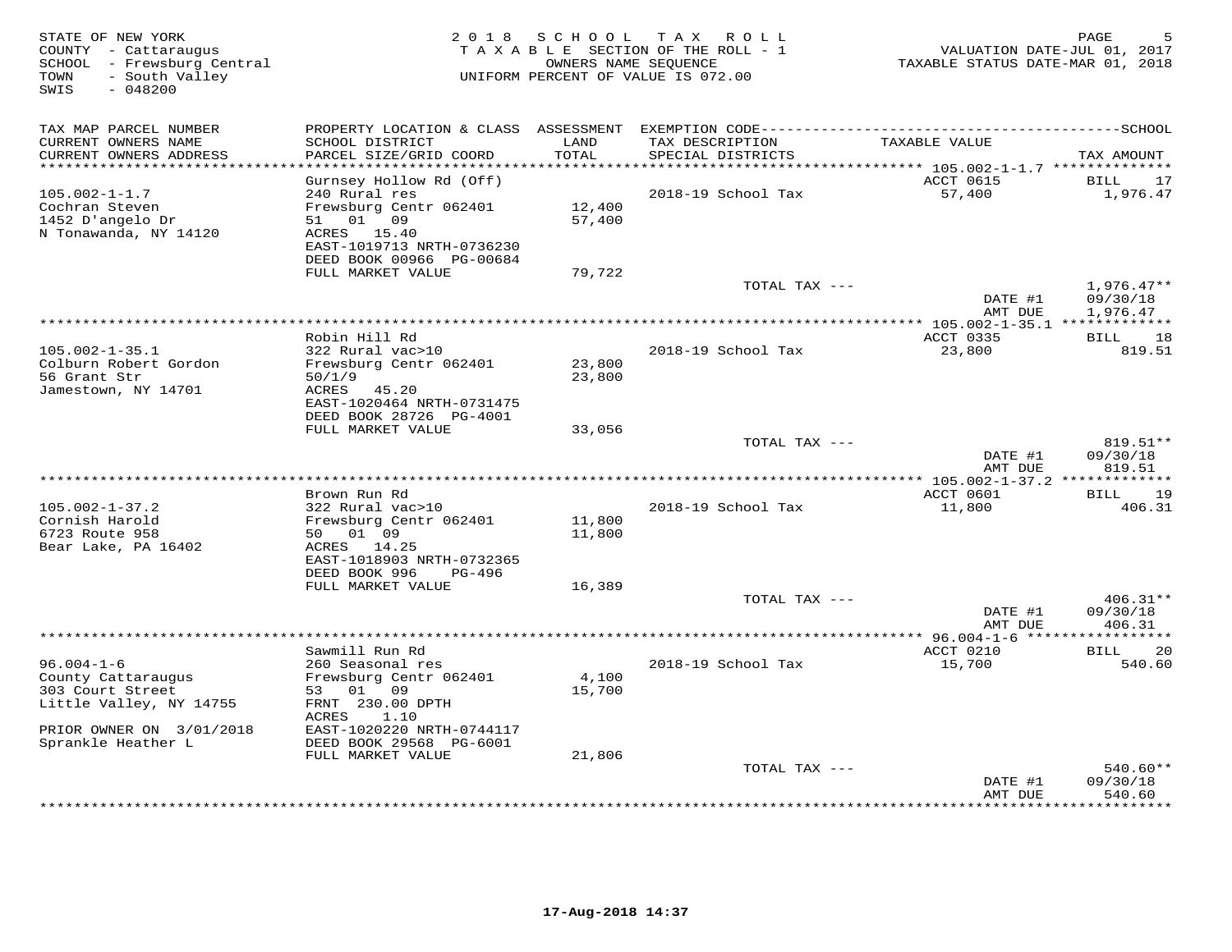STATE OF NEW YORK
COUNTY - Cattaraugus
SCHOOL - Frewsburg Central
TOWN - South Valley
SWIS - 048200

2 0 1 8 S C H O O L T A X R O L L
T A X A B L E SECTION OF THE ROLL - 1
OWNERS NAME SEQUENCE
UNIFORM PERCENT OF VALUE IS 072.00

VALUATION DATE-JUL 01, 2017
TAXABLE STATUS DATE-MAR 01, 2018

| TAX MAP PARCEL NUMBER / CURRENT OWNERS NAME / CURRENT OWNERS ADDRESS | PROPERTY LOCATION & CLASS / SCHOOL DISTRICT / PARCEL SIZE/GRID COORD | ASSESSMENT LAND / TOTAL | EXEMPTION CODE / TAX DESCRIPTION / SPECIAL DISTRICTS | TAXABLE VALUE | SCHOOL TAX AMOUNT |
|---|---|---|---|---|---|
| 105.002-1-1.7 | Gurnsey Hollow Rd (Off) | | | ACCT 0615 | BILL 17 |
| | 240 Rural res | | 2018-19 School Tax | 57,400 | 1,976.47 |
| Cochran Steven | Frewsburg Centr 062401 | 12,400 | | | |
| 1452 D'angelo Dr | 51 01 09 | 57,400 | | | |
| N Tonawanda, NY 14120 | ACRES 15.40 | | | | |
| | EAST-1019713 NRTH-0736230 | | | | |
| | DEED BOOK 00966 PG-00684 | | | | |
| | FULL MARKET VALUE | 79,722 | | | |
| | | | TOTAL TAX --- | | 1,976.47** |
| | | | | DATE #1 | 09/30/18 |
| | | | | AMT DUE | 1,976.47 |
| 105.002-1-35.1 | Robin Hill Rd | | | ACCT 0335 | BILL 18 |
| | 322 Rural vac>10 | | 2018-19 School Tax | 23,800 | 819.51 |
| Colburn Robert Gordon | Frewsburg Centr 062401 | 23,800 | | | |
| 56 Grant Str | 50/1/9 | 23,800 | | | |
| Jamestown, NY 14701 | ACRES 45.20 | | | | |
| | EAST-1020464 NRTH-0731475 | | | | |
| | DEED BOOK 28726 PG-4001 | | | | |
| | FULL MARKET VALUE | 33,056 | | | |
| | | | TOTAL TAX --- | | 819.51** |
| | | | | DATE #1 | 09/30/18 |
| | | | | AMT DUE | 819.51 |
| 105.002-1-37.2 | Brown Run Rd | | | ACCT 0601 | BILL 19 |
| | 322 Rural vac>10 | | 2018-19 School Tax | 11,800 | 406.31 |
| Cornish Harold | Frewsburg Centr 062401 | 11,800 | | | |
| 6723 Route 958 | 50 01 09 | 11,800 | | | |
| Bear Lake, PA 16402 | ACRES 14.25 | | | | |
| | EAST-1018903 NRTH-0732365 | | | | |
| | DEED BOOK 996 PG-496 | | | | |
| | FULL MARKET VALUE | 16,389 | | | |
| | | | TOTAL TAX --- | | 406.31** |
| | | | | DATE #1 | 09/30/18 |
| | | | | AMT DUE | 406.31 |
| 96.004-1-6 | Sawmill Run Rd | | | ACCT 0210 | BILL 20 |
| | 260 Seasonal res | | 2018-19 School Tax | 15,700 | 540.60 |
| County Cattaraugus | Frewsburg Centr 062401 | 4,100 | | | |
| 303 Court Street | 53 01 09 | 15,700 | | | |
| Little Valley, NY 14755 | FRNT 230.00 DPTH | | | | |
| | ACRES 1.10 | | | | |
| PRIOR OWNER ON 3/01/2018 | EAST-1020220 NRTH-0744117 | | | | |
| Sprankle Heather L | DEED BOOK 29568 PG-6001 | | | | |
| | FULL MARKET VALUE | 21,806 | | | |
| | | | TOTAL TAX --- | | 540.60** |
| | | | | DATE #1 | 09/30/18 |
| | | | | AMT DUE | 540.60 |

17-Aug-2018 14:37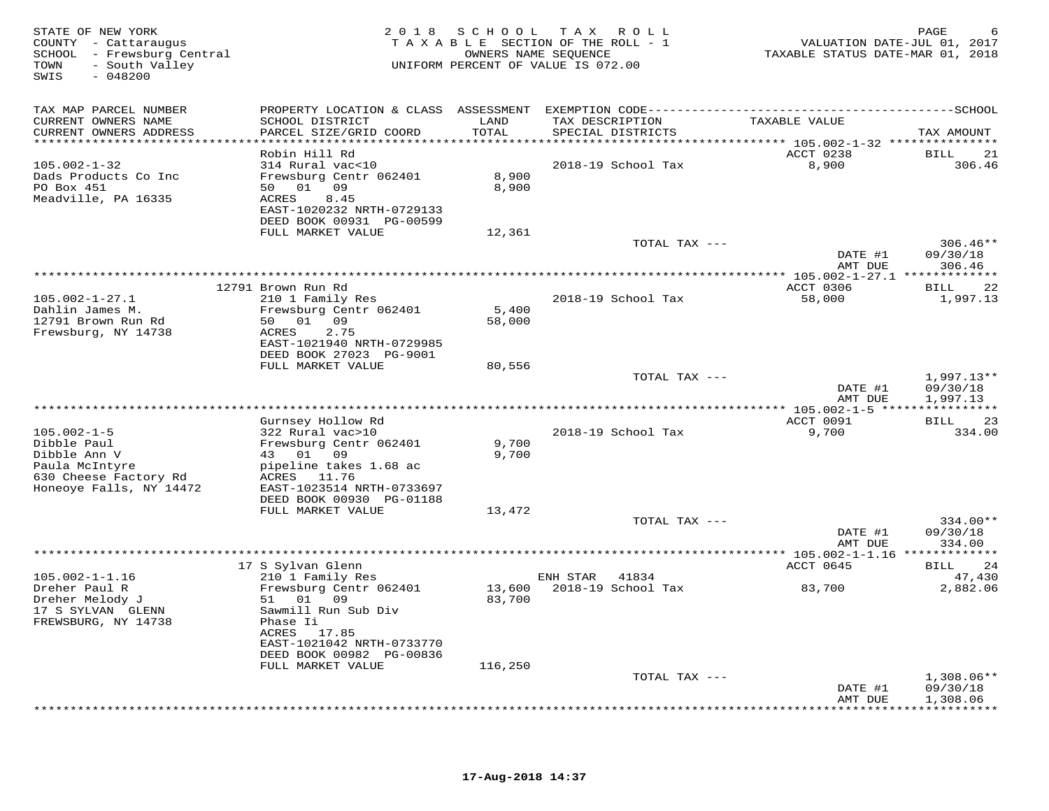STATE OF NEW YORK
COUNTY - Cattaraugus
SCHOOL - Frewsburg Central
TOWN - South Valley
SWIS - 048200

2 0 1 8 S C H O O L T A X R O L L
T A X A B L E SECTION OF THE ROLL - 1
OWNERS NAME SEQUENCE
UNIFORM PERCENT OF VALUE IS 072.00

VALUATION DATE-JUL 01, 2017
TAXABLE STATUS DATE-MAR 01, 2018

| TAX MAP PARCEL NUMBER / CURRENT OWNERS NAME / CURRENT OWNERS ADDRESS | PROPERTY LOCATION & CLASS / SCHOOL DISTRICT / PARCEL SIZE/GRID COORD | ASSESSMENT LAND / TOTAL | EXEMPTION CODE / TAX DESCRIPTION / SPECIAL DISTRICTS | TAXABLE VALUE | TAX AMOUNT (SCHOOL) |
|---|---|---|---|---|---|
| 105.002-1-32 | Robin Hill Rd | | | ACCT 0238 | BILL 21 |
| Dads Products Co Inc | 314 Rural vac<10 | | 2018-19 School Tax | 8,900 | 306.46 |
| PO Box 451 | Frewsburg Centr 062401 | 8,900 | | | |
| Meadville, PA 16335 | 50 01 09 | 8,900 | | | |
| | ACRES 8.45 | | | | |
| | EAST-1020232 NRTH-0729133 | | | | |
| | DEED BOOK 00931 PG-00599 | | | | |
| | FULL MARKET VALUE | 12,361 | | | |
| | | | TOTAL TAX --- | | 306.46** |
| | | | | DATE #1 | 09/30/18 |
| | | | | AMT DUE | 306.46 |
| 105.002-1-27.1 | 12791 Brown Run Rd | | | ACCT 0306 | BILL 22 |
| Dahlin James M. | 210 1 Family Res | | 2018-19 School Tax | 58,000 | 1,997.13 |
| 12791 Brown Run Rd | Frewsburg Centr 062401 | 5,400 | | | |
| Frewsburg, NY 14738 | 50 01 09 | 58,000 | | | |
| | ACRES 2.75 | | | | |
| | EAST-1021940 NRTH-0729985 | | | | |
| | DEED BOOK 27023 PG-9001 | | | | |
| | FULL MARKET VALUE | 80,556 | | | |
| | | | TOTAL TAX --- | | 1,997.13** |
| | | | | DATE #1 | 09/30/18 |
| | | | | AMT DUE | 1,997.13 |
| 105.002-1-5 | Gurnsey Hollow Rd | | | ACCT 0091 | BILL 23 |
| Dibble Paul | 322 Rural vac>10 | | 2018-19 School Tax | 9,700 | 334.00 |
| Dibble Ann V | Frewsburg Centr 062401 | 9,700 | | | |
| Paula McIntyre | 43 01 09 | 9,700 | | | |
| 630 Cheese Factory Rd | pipeline takes 1.68 ac | | | | |
| Honeoye Falls, NY 14472 | ACRES 11.76 | | | | |
| | EAST-1023514 NRTH-0733697 | | | | |
| | DEED BOOK 00930 PG-01188 | | | | |
| | FULL MARKET VALUE | 13,472 | | | |
| | | | TOTAL TAX --- | | 334.00** |
| | | | | DATE #1 | 09/30/18 |
| | | | | AMT DUE | 334.00 |
| 105.002-1-1.16 | 17 S Sylvan Glenn | | | ACCT 0645 | BILL 24 |
| Dreher Paul R | 210 1 Family Res | | ENH STAR 41834 | | 47,430 |
| Dreher Melody J | Frewsburg Centr 062401 | 13,600 | 2018-19 School Tax | 83,700 | 2,882.06 |
| 17 S SYLVAN GLENN | 51 01 09 | 83,700 | | | |
| FREWSBURG, NY 14738 | Sawmill Run Sub Div | | | | |
| | Phase Ii | | | | |
| | ACRES 17.85 | | | | |
| | EAST-1021042 NRTH-0733770 | | | | |
| | DEED BOOK 00982 PG-00836 | | | | |
| | FULL MARKET VALUE | 116,250 | | | |
| | | | TOTAL TAX --- | | 1,308.06** |
| | | | | DATE #1 | 09/30/18 |
| | | | | AMT DUE | 1,308.06 |

17-Aug-2018 14:37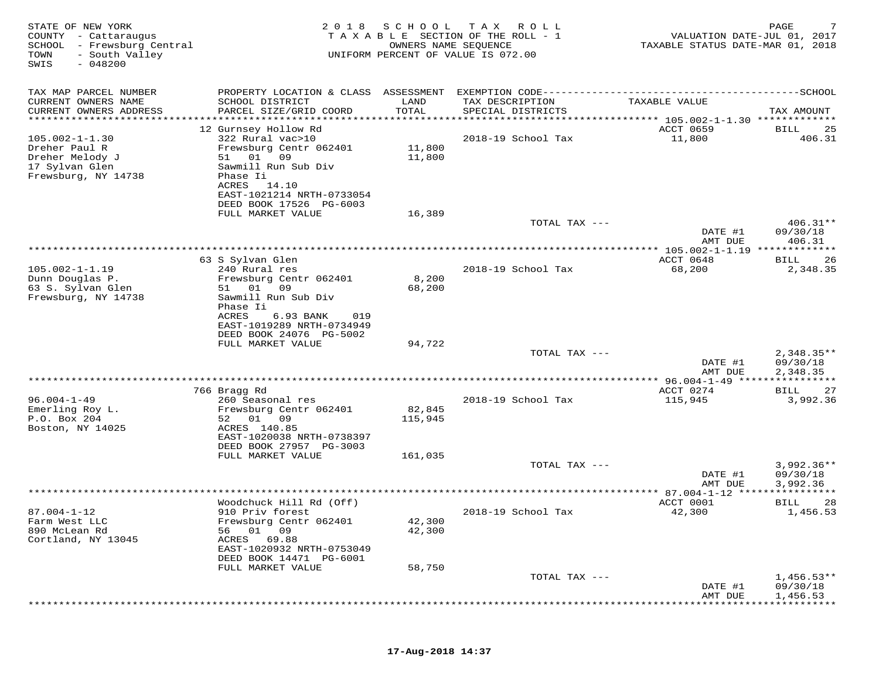STATE OF NEW YORK
COUNTY - Cattaraugus
SCHOOL - Frewsburg Central
TOWN - South Valley
SWIS - 048200

2018 SCHOOL TAX ROLL
TAXABLE SECTION OF THE ROLL - 1
OWNERS NAME SEQUENCE
UNIFORM PERCENT OF VALUE IS 072.00

VALUATION DATE-JUL 01, 2017
TAXABLE STATUS DATE-MAR 01, 2018

| TAX MAP PARCEL NUMBER / CURRENT OWNERS NAME / CURRENT OWNERS ADDRESS | PROPERTY LOCATION & CLASS / SCHOOL DISTRICT / PARCEL SIZE/GRID COORD | ASSESSMENT LAND / TOTAL | EXEMPTION CODE / TAX DESCRIPTION / SPECIAL DISTRICTS | TAXABLE VALUE | SCHOOL TAX AMOUNT |
|---|---|---|---|---|---|
| | 12 Gurnsey Hollow Rd | | | ACCT 0659 | BILL 25 |
| 105.002-1-1.30 | 322 Rural vac>10 | | 2018-19 School Tax | 11,800 | 406.31 |
| Dreher Paul R | Frewsburg Centr 062401 | 11,800 | | | |
| Dreher Melody J | 51 01 09 | 11,800 | | | |
| 17 Sylvan Glen | Sawmill Run Sub Div | | | | |
| Frewsburg, NY 14738 | Phase Ii | | | | |
| | ACRES 14.10 | | | | |
| | EAST-1021214 NRTH-0733054 | | | | |
| | DEED BOOK 17526 PG-6003 | | | | |
| | FULL MARKET VALUE | 16,389 | | | |
| | | | TOTAL TAX --- | | 406.31** |
| | | | | DATE #1 | 09/30/18 |
| | | | | AMT DUE | 406.31 |
| | 63 S Sylvan Glen | | | ACCT 0648 | BILL 26 |
| 105.002-1-1.19 | 240 Rural res | | 2018-19 School Tax | 68,200 | 2,348.35 |
| Dunn Douglas P. | Frewsburg Centr 062401 | 8,200 | | | |
| 63 S. Sylvan Glen | 51 01 09 | 68,200 | | | |
| Frewsburg, NY 14738 | Sawmill Run Sub Div | | | | |
| | Phase Ii | | | | |
| | ACRES 6.93 BANK 019 | | | | |
| | EAST-1019289 NRTH-0734949 | | | | |
| | DEED BOOK 24076 PG-5002 | | | | |
| | FULL MARKET VALUE | 94,722 | | | |
| | | | TOTAL TAX --- | | 2,348.35** |
| | | | | DATE #1 | 09/30/18 |
| | | | | AMT DUE | 2,348.35 |
| | 766 Bragg Rd | | | ACCT 0274 | BILL 27 |
| 96.004-1-49 | 260 Seasonal res | | 2018-19 School Tax | 115,945 | 3,992.36 |
| Emerling Roy L. | Frewsburg Centr 062401 | 82,845 | | | |
| P.O. Box 204 | 52 01 09 | 115,945 | | | |
| Boston, NY 14025 | ACRES 140.85 | | | | |
| | EAST-1020038 NRTH-0738397 | | | | |
| | DEED BOOK 27957 PG-3003 | | | | |
| | FULL MARKET VALUE | 161,035 | | | |
| | | | TOTAL TAX --- | | 3,992.36** |
| | | | | DATE #1 | 09/30/18 |
| | | | | AMT DUE | 3,992.36 |
| | Woodchuck Hill Rd (Off) | | | ACCT 0001 | BILL 28 |
| 87.004-1-12 | 910 Priv forest | | 2018-19 School Tax | 42,300 | 1,456.53 |
| Farm West LLC | Frewsburg Centr 062401 | 42,300 | | | |
| 890 McLean Rd | 56 01 09 | 42,300 | | | |
| Cortland, NY 13045 | ACRES 69.88 | | | | |
| | EAST-1020932 NRTH-0753049 | | | | |
| | DEED BOOK 14471 PG-6001 | | | | |
| | FULL MARKET VALUE | 58,750 | | | |
| | | | TOTAL TAX --- | | 1,456.53** |
| | | | | DATE #1 | 09/30/18 |
| | | | | AMT DUE | 1,456.53 |

17-Aug-2018 14:37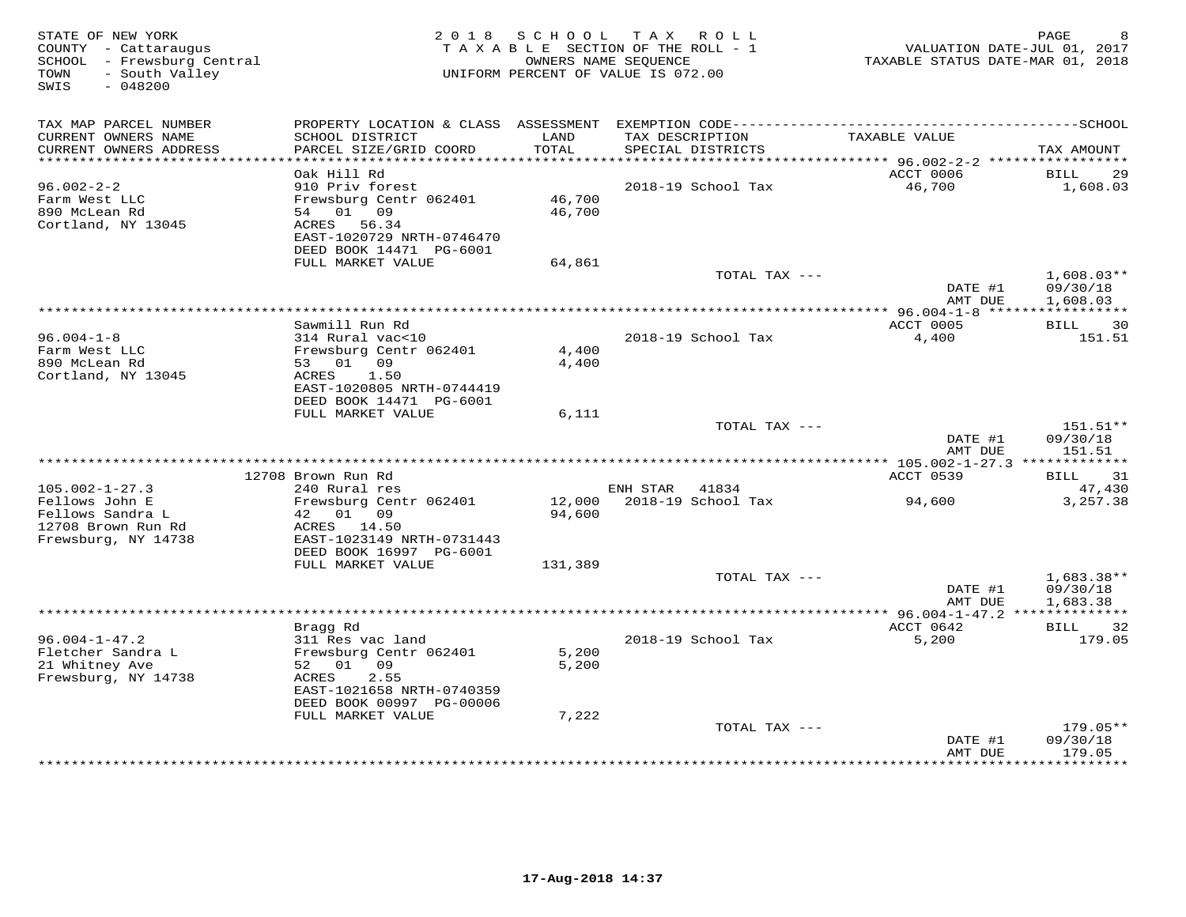STATE OF NEW YORK
COUNTY - Cattaraugus
SCHOOL - Frewsburg Central
TOWN - South Valley
SWIS - 048200

2 0 1 8 S C H O O L T A X R O L L
T A X A B L E SECTION OF THE ROLL - 1
OWNERS NAME SEQUENCE
UNIFORM PERCENT OF VALUE IS 072.00

VALUATION DATE-JUL 01, 2017
TAXABLE STATUS DATE-MAR 01, 2018

| TAX MAP PARCEL NUMBER / CURRENT OWNERS NAME / CURRENT OWNERS ADDRESS | PROPERTY LOCATION & CLASS / SCHOOL DISTRICT / PARCEL SIZE/GRID COORD | ASSESSMENT LAND / TOTAL | EXEMPTION CODE / TAX DESCRIPTION / SPECIAL DISTRICTS | TAXABLE VALUE | TAX AMOUNT |
|---|---|---|---|---|---|
| 96.002-2-2 | Oak Hill Rd | | | ACCT 0006 | BILL 29 |
| 96.002-2-2 | 910 Priv forest | | 2018-19 School Tax | 46,700 | 1,608.03 |
| Farm West LLC | Frewsburg Centr 062401 | 46,700 | | | |
| 890 McLean Rd | 54 01 09 | 46,700 | | | |
| Cortland, NY 13045 | ACRES 56.34 | | | | |
| | EAST-1020729 NRTH-0746470 | | | | |
| | DEED BOOK 14471 PG-6001 | | | | |
| | FULL MARKET VALUE | 64,861 | | | |
| | | | TOTAL TAX --- | | 1,608.03** |
| | | | | DATE #1 | 09/30/18 |
| | | | | AMT DUE | 1,608.03 |
| 96.004-1-8 | Sawmill Run Rd | | | ACCT 0005 | BILL 30 |
| 96.004-1-8 | 314 Rural vac<10 | | 2018-19 School Tax | 4,400 | 151.51 |
| Farm West LLC | Frewsburg Centr 062401 | 4,400 | | | |
| 890 McLean Rd | 53 01 09 | 4,400 | | | |
| Cortland, NY 13045 | ACRES 1.50 | | | | |
| | EAST-1020805 NRTH-0744419 | | | | |
| | DEED BOOK 14471 PG-6001 | | | | |
| | FULL MARKET VALUE | 6,111 | | | |
| | | | TOTAL TAX --- | | 151.51** |
| | | | | DATE #1 | 09/30/18 |
| | | | | AMT DUE | 151.51 |
| 105.002-1-27.3 | 12708 Brown Run Rd | | | ACCT 0539 | BILL 31 |
| 105.002-1-27.3 | 240 Rural res | | ENH STAR 41834 | | 47,430 |
| Fellows John E | Frewsburg Centr 062401 | 12,000 | 2018-19 School Tax | 94,600 | 3,257.38 |
| Fellows Sandra L | 42 01 09 | 94,600 | | | |
| 12708 Brown Run Rd | ACRES 14.50 | | | | |
| Frewsburg, NY 14738 | EAST-1023149 NRTH-0731443 | | | | |
| | DEED BOOK 16997 PG-6001 | | | | |
| | FULL MARKET VALUE | 131,389 | | | |
| | | | TOTAL TAX --- | | 1,683.38** |
| | | | | DATE #1 | 09/30/18 |
| | | | | AMT DUE | 1,683.38 |
| 96.004-1-47.2 | Bragg Rd | | | ACCT 0642 | BILL 32 |
| 96.004-1-47.2 | 311 Res vac land | | 2018-19 School Tax | 5,200 | 179.05 |
| Fletcher Sandra L | Frewsburg Centr 062401 | 5,200 | | | |
| 21 Whitney Ave | 52 01 09 | 5,200 | | | |
| Frewsburg, NY 14738 | ACRES 2.55 | | | | |
| | EAST-1021658 NRTH-0740359 | | | | |
| | DEED BOOK 00997 PG-00006 | | | | |
| | FULL MARKET VALUE | 7,222 | | | |
| | | | TOTAL TAX --- | | 179.05** |
| | | | | DATE #1 | 09/30/18 |
| | | | | AMT DUE | 179.05 |

17-Aug-2018 14:37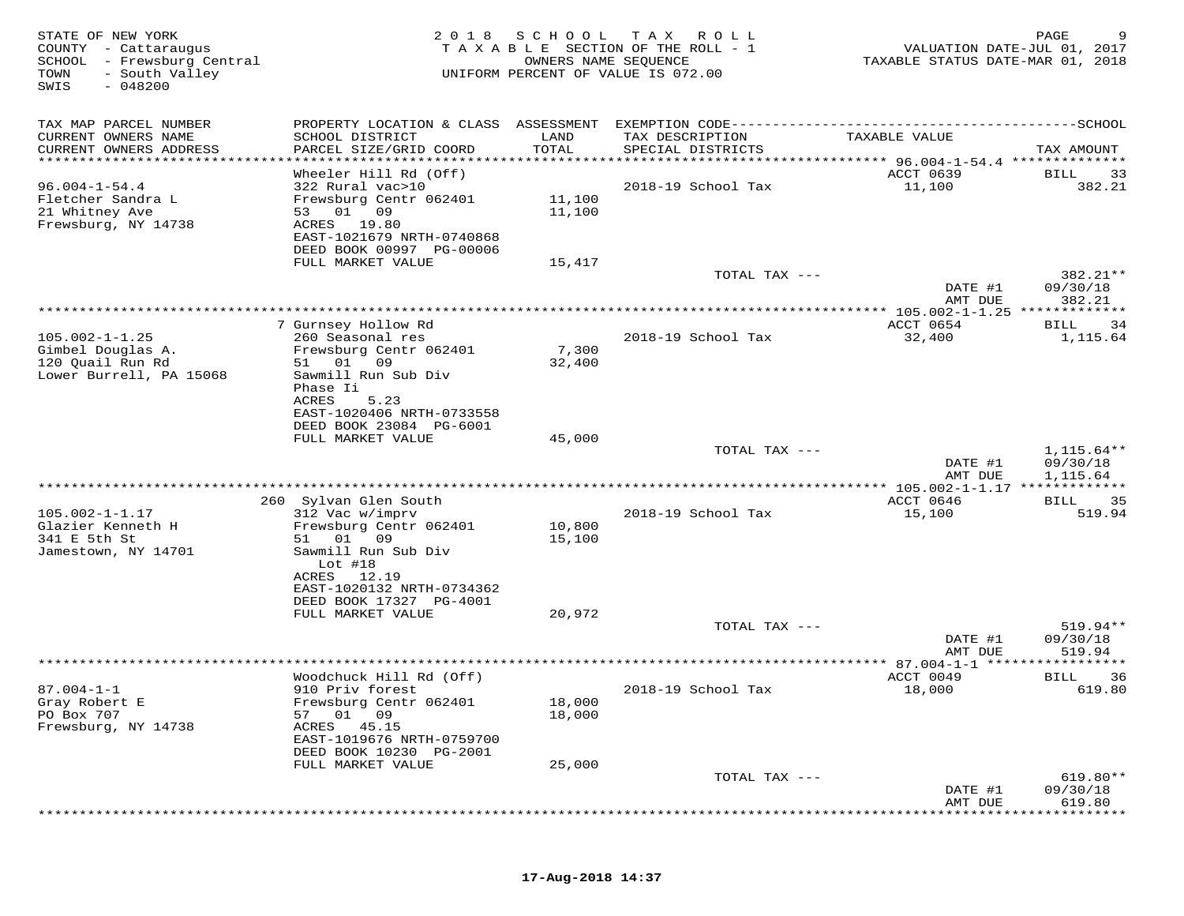STATE OF NEW YORK
COUNTY - Cattaraugus
SCHOOL - Frewsburg Central
TOWN - South Valley
SWIS - 048200

2018 SCHOOL TAX ROLL
TAXABLE SECTION OF THE ROLL - 1
OWNERS NAME SEQUENCE
UNIFORM PERCENT OF VALUE IS 072.00

VALUATION DATE-JUL 01, 2017
TAXABLE STATUS DATE-MAR 01, 2018

| TAX MAP PARCEL NUMBER / CURRENT OWNERS NAME / CURRENT OWNERS ADDRESS | PROPERTY LOCATION & CLASS / SCHOOL DISTRICT / PARCEL SIZE/GRID COORD | ASSESSMENT LAND / TOTAL | EXEMPTION CODE / TAX DESCRIPTION / SPECIAL DISTRICTS | TAXABLE VALUE | TAX AMOUNT |
|---|---|---|---|---|---|
| 96.004-1-54.4 | Wheeler Hill Rd (Off) | | | ACCT 0639 | BILL 33 |
| Fletcher Sandra L | 322 Rural vac>10 | | 2018-19 School Tax | 11,100 | 382.21 |
| 21 Whitney Ave | Frewsburg Centr 062401 | 11,100 | | | |
| Frewsburg, NY 14738 | 53 01 09 | 11,100 | | | |
| | ACRES 19.80 | | | | |
| | EAST-1021679 NRTH-0740868 | | | | |
| | DEED BOOK 00997 PG-00006 | | | | |
| | FULL MARKET VALUE | 15,417 | | | |
| | | | TOTAL TAX --- | | 382.21** |
| | | | | DATE #1 | 09/30/18 |
| | | | | AMT DUE | 382.21 |
| 105.002-1-1.25 | 7 Gurnsey Hollow Rd | | | ACCT 0654 | BILL 34 |
| Gimbel Douglas A. | 260 Seasonal res | | 2018-19 School Tax | 32,400 | 1,115.64 |
| 120 Quail Run Rd | Frewsburg Centr 062401 | 7,300 | | | |
| Lower Burrell, PA 15068 | 51 01 09 | 32,400 | | | |
| | Sawmill Run Sub Div Phase Ii | | | | |
| | ACRES 5.23 | | | | |
| | EAST-1020406 NRTH-0733558 | | | | |
| | DEED BOOK 23084 PG-6001 | | | | |
| | FULL MARKET VALUE | 45,000 | | | |
| | | | TOTAL TAX --- | | 1,115.64** |
| | | | | DATE #1 | 09/30/18 |
| | | | | AMT DUE | 1,115.64 |
| 105.002-1-1.17 | 260 Sylvan Glen South | | | ACCT 0646 | BILL 35 |
| Glazier Kenneth H | 312 Vac w/imprv | | 2018-19 School Tax | 15,100 | 519.94 |
| 341 E 5th St | Frewsburg Centr 062401 | 10,800 | | | |
| Jamestown, NY 14701 | 51 01 09 | 15,100 | | | |
| | Sawmill Run Sub Div Lot #18 | | | | |
| | ACRES 12.19 | | | | |
| | EAST-1020132 NRTH-0734362 | | | | |
| | DEED BOOK 17327 PG-4001 | | | | |
| | FULL MARKET VALUE | 20,972 | | | |
| | | | TOTAL TAX --- | | 519.94** |
| | | | | DATE #1 | 09/30/18 |
| | | | | AMT DUE | 519.94 |
| 87.004-1-1 | Woodchuck Hill Rd (Off) | | | ACCT 0049 | BILL 36 |
| Gray Robert E | 910 Priv forest | | 2018-19 School Tax | 18,000 | 619.80 |
| PO Box 707 | Frewsburg Centr 062401 | 18,000 | | | |
| Frewsburg, NY 14738 | 57 01 09 | 18,000 | | | |
| | ACRES 45.15 | | | | |
| | EAST-1019676 NRTH-0759700 | | | | |
| | DEED BOOK 10230 PG-2001 | | | | |
| | FULL MARKET VALUE | 25,000 | | | |
| | | | TOTAL TAX --- | | 619.80** |
| | | | | DATE #1 | 09/30/18 |
| | | | | AMT DUE | 619.80 |

17-Aug-2018 14:37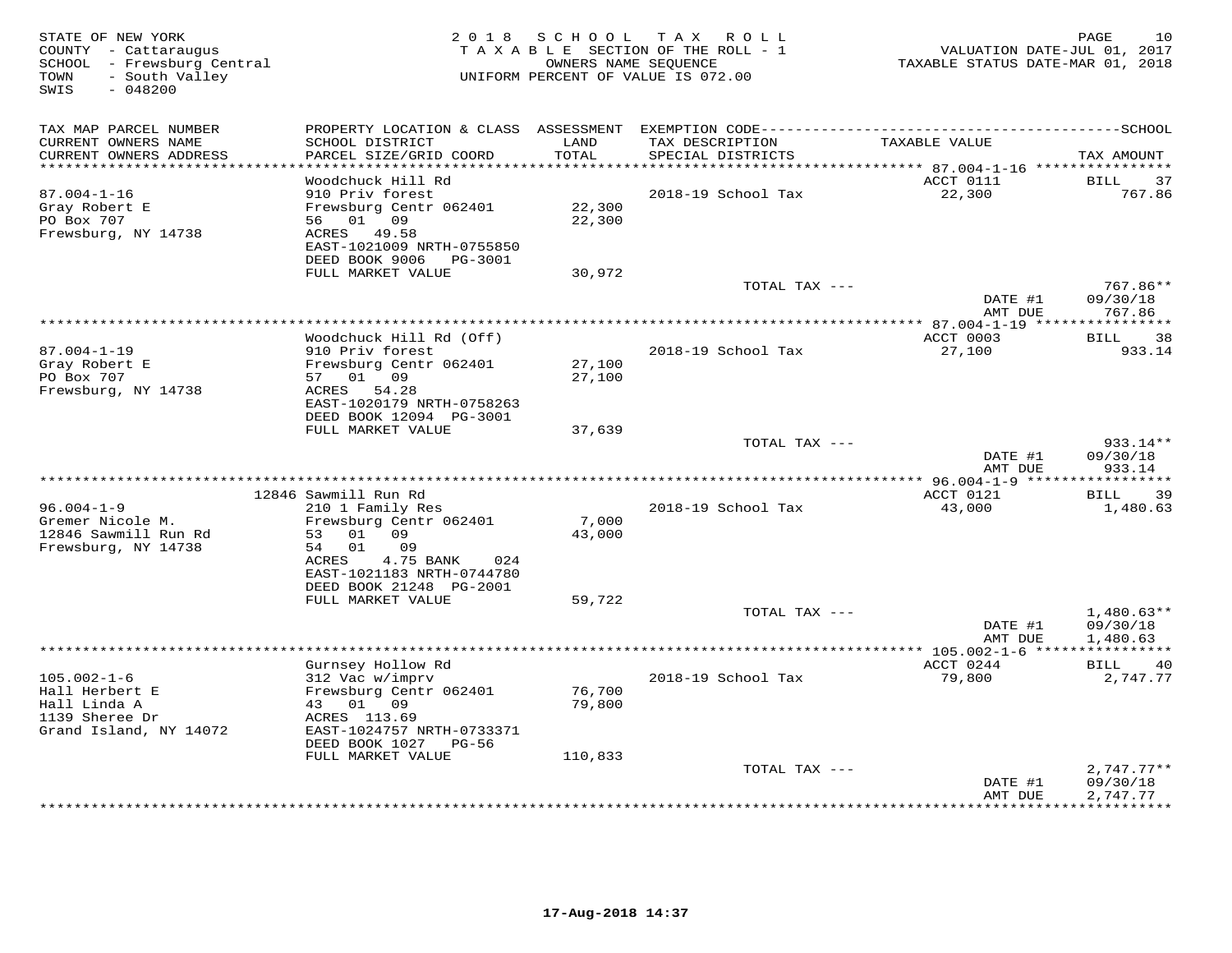STATE OF NEW YORK
COUNTY - Cattaraugus
SCHOOL - Frewsburg Central
TOWN - South Valley
SWIS - 048200

2018 SCHOOL TAX ROLL
TAXABLE SECTION OF THE ROLL - 1
OWNERS NAME SEQUENCE
UNIFORM PERCENT OF VALUE IS 072.00

VALUATION DATE-JUL 01, 2017
TAXABLE STATUS DATE-MAR 01, 2018

| TAX MAP PARCEL NUMBER / CURRENT OWNERS NAME / CURRENT OWNERS ADDRESS | PROPERTY LOCATION & CLASS / SCHOOL DISTRICT / PARCEL SIZE/GRID COORD | ASSESSMENT LAND / TOTAL | EXEMPTION CODE / TAX DESCRIPTION / SPECIAL DISTRICTS | TAXABLE VALUE | TAX AMOUNT |
|---|---|---|---|---|---|
| 87.004-1-16 | Woodchuck Hill Rd | | | ACCT 0111 | BILL 37 |
| | 910 Priv forest | | 2018-19 School Tax | 22,300 | 767.86 |
| Gray Robert E | Frewsburg Centr 062401 | 22,300 | | | |
| PO Box 707 | 56 01 09 | 22,300 | | | |
| Frewsburg, NY 14738 | ACRES 49.58 | | | | |
| | EAST-1021009 NRTH-0755850 | | | | |
| | DEED BOOK 9006 PG-3001 | | | | |
| | FULL MARKET VALUE | 30,972 | | | |
| | | | TOTAL TAX --- | | 767.86** |
| | | | | DATE #1 | 09/30/18 |
| | | | | AMT DUE | 767.86 |
| 87.004-1-19 | Woodchuck Hill Rd (Off) | | | ACCT 0003 | BILL 38 |
| | 910 Priv forest | | 2018-19 School Tax | 27,100 | 933.14 |
| Gray Robert E | Frewsburg Centr 062401 | 27,100 | | | |
| PO Box 707 | 57 01 09 | 27,100 | | | |
| Frewsburg, NY 14738 | ACRES 54.28 | | | | |
| | EAST-1020179 NRTH-0758263 | | | | |
| | DEED BOOK 12094 PG-3001 | | | | |
| | FULL MARKET VALUE | 37,639 | | | |
| | | | TOTAL TAX --- | | 933.14** |
| | | | | DATE #1 | 09/30/18 |
| | | | | AMT DUE | 933.14 |
| 96.004-1-9 | 12846 Sawmill Run Rd | | | ACCT 0121 | BILL 39 |
| | 210 1 Family Res | | 2018-19 School Tax | 43,000 | 1,480.63 |
| Gremer Nicole M. | Frewsburg Centr 062401 | 7,000 | | | |
| 12846 Sawmill Run Rd | 53 01 09 | 43,000 | | | |
| Frewsburg, NY 14738 | 54 01 09 | | | | |
| | ACRES 4.75 BANK 024 | | | | |
| | EAST-1021183 NRTH-0744780 | | | | |
| | DEED BOOK 21248 PG-2001 | | | | |
| | FULL MARKET VALUE | 59,722 | | | |
| | | | TOTAL TAX --- | | 1,480.63** |
| | | | | DATE #1 | 09/30/18 |
| | | | | AMT DUE | 1,480.63 |
| 105.002-1-6 | Gurnsey Hollow Rd | | | ACCT 0244 | BILL 40 |
| | 312 Vac w/imprv | | 2018-19 School Tax | 79,800 | 2,747.77 |
| Hall Herbert E | Frewsburg Centr 062401 | 76,700 | | | |
| Hall Linda A | 43 01 09 | 79,800 | | | |
| 1139 Sheree Dr | ACRES 113.69 | | | | |
| Grand Island, NY 14072 | EAST-1024757 NRTH-0733371 | | | | |
| | DEED BOOK 1027 PG-56 | | | | |
| | FULL MARKET VALUE | 110,833 | | | |
| | | | TOTAL TAX --- | | 2,747.77** |
| | | | | DATE #1 | 09/30/18 |
| | | | | AMT DUE | 2,747.77 |

17-Aug-2018 14:37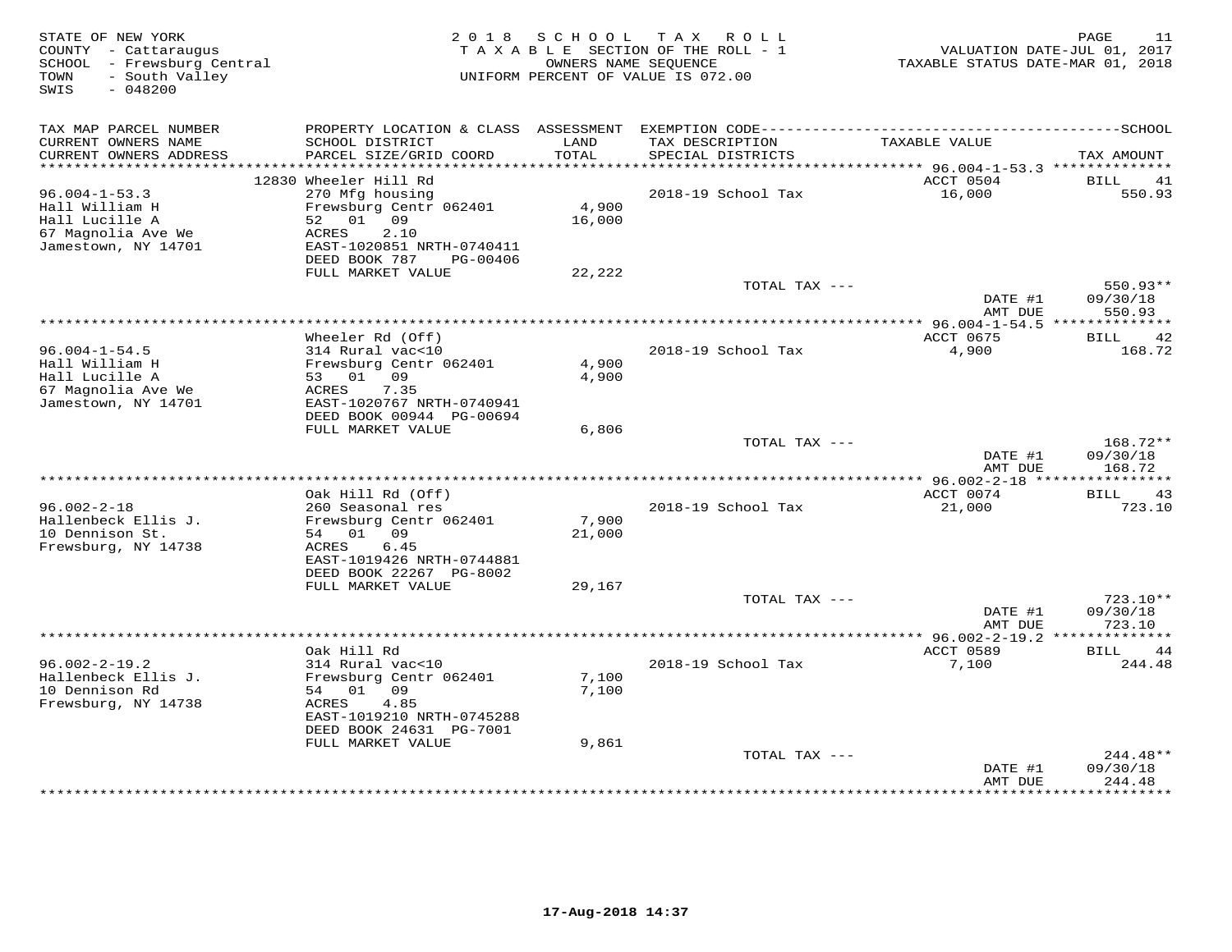STATE OF NEW YORK
COUNTY - Cattaraugus
SCHOOL - Frewsburg Central
TOWN - South Valley
SWIS - 048200

# 2018 SCHOOL TAX ROLL

TAXABLE SECTION OF THE ROLL - 1
OWNERS NAME SEQUENCE
UNIFORM PERCENT OF VALUE IS 072.00

VALUATION DATE-JUL 01, 2017
TAXABLE STATUS DATE-MAR 01, 2018

| TAX MAP PARCEL NUMBER / CURRENT OWNERS NAME / CURRENT OWNERS ADDRESS | PROPERTY LOCATION & CLASS / SCHOOL DISTRICT / PARCEL SIZE/GRID COORD | ASSESSMENT LAND / TOTAL | EXEMPTION CODE / TAX DESCRIPTION / SPECIAL DISTRICTS | TAXABLE VALUE | SCHOOL TAX AMOUNT |
|---|---|---|---|---|---|
| 96.004-1-53.3 | 12830 Wheeler Hill Rd | | | ACCT 0504 | BILL 41 |
| | 270 Mfg housing | | 2018-19 School Tax | 16,000 | 550.93 |
| Hall William H | Frewsburg Centr 062401 | 4,900 | | | |
| Hall Lucille A | 52 01 09 | 16,000 | | | |
| 67 Magnolia Ave We | ACRES 2.10 | | | | |
| Jamestown, NY 14701 | EAST-1020851 NRTH-0740411 | | | | |
| | DEED BOOK 787 PG-00406 | | | | |
| | FULL MARKET VALUE | 22,222 | | | |
| | | | TOTAL TAX --- | | 550.93** |
| | | | | DATE #1 | 09/30/18 |
| | | | | AMT DUE | 550.93 |
| 96.004-1-54.5 | Wheeler Rd (Off) | | | ACCT 0675 | BILL 42 |
| | 314 Rural vac<10 | | 2018-19 School Tax | 4,900 | 168.72 |
| Hall William H | Frewsburg Centr 062401 | 4,900 | | | |
| Hall Lucille A | 53 01 09 | 4,900 | | | |
| 67 Magnolia Ave We | ACRES 7.35 | | | | |
| Jamestown, NY 14701 | EAST-1020767 NRTH-0740941 | | | | |
| | DEED BOOK 00944 PG-00694 | | | | |
| | FULL MARKET VALUE | 6,806 | | | |
| | | | TOTAL TAX --- | | 168.72** |
| | | | | DATE #1 | 09/30/18 |
| | | | | AMT DUE | 168.72 |
| 96.002-2-18 | Oak Hill Rd (Off) | | | ACCT 0074 | BILL 43 |
| | 260 Seasonal res | | 2018-19 School Tax | 21,000 | 723.10 |
| Hallenbeck Ellis J. | Frewsburg Centr 062401 | 7,900 | | | |
| 10 Dennison St. | 54 01 09 | 21,000 | | | |
| Frewsburg, NY 14738 | ACRES 6.45 | | | | |
| | EAST-1019426 NRTH-0744881 | | | | |
| | DEED BOOK 22267 PG-8002 | | | | |
| | FULL MARKET VALUE | 29,167 | | | |
| | | | TOTAL TAX --- | | 723.10** |
| | | | | DATE #1 | 09/30/18 |
| | | | | AMT DUE | 723.10 |
| 96.002-2-19.2 | Oak Hill Rd | | | ACCT 0589 | BILL 44 |
| | 314 Rural vac<10 | | 2018-19 School Tax | 7,100 | 244.48 |
| Hallenbeck Ellis J. | Frewsburg Centr 062401 | 7,100 | | | |
| 10 Dennison Rd | 54 01 09 | 7,100 | | | |
| Frewsburg, NY 14738 | ACRES 4.85 | | | | |
| | EAST-1019210 NRTH-0745288 | | | | |
| | DEED BOOK 24631 PG-7001 | | | | |
| | FULL MARKET VALUE | 9,861 | | | |
| | | | TOTAL TAX --- | | 244.48** |
| | | | | DATE #1 | 09/30/18 |
| | | | | AMT DUE | 244.48 |

17-Aug-2018 14:37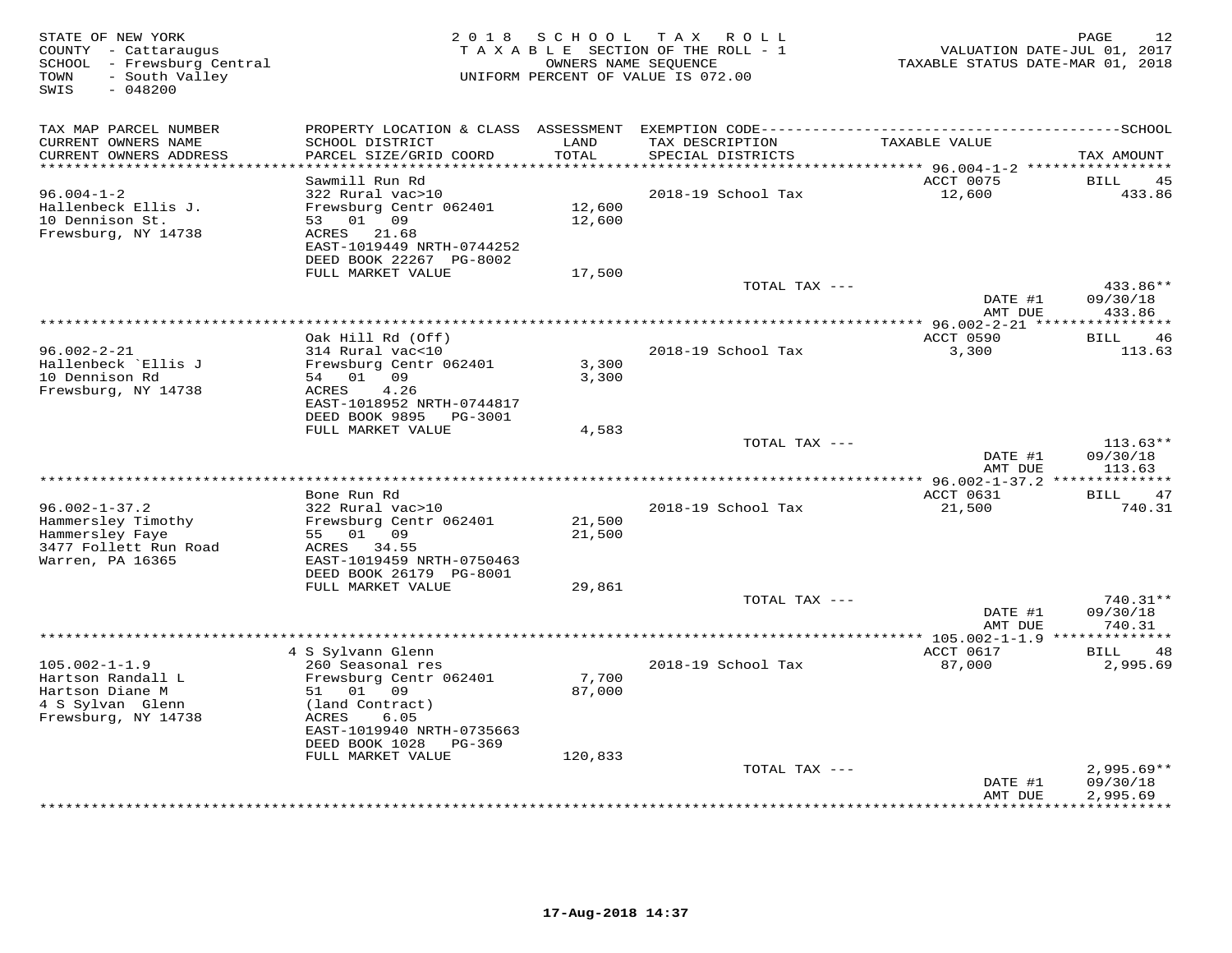STATE OF NEW YORK
COUNTY - Cattaraugus
SCHOOL - Frewsburg Central
TOWN - South Valley
SWIS - 048200

2018 SCHOOL TAX ROLL
TAXABLE SECTION OF THE ROLL - 1
OWNERS NAME SEQUENCE
UNIFORM PERCENT OF VALUE IS 072.00

VALUATION DATE-JUL 01, 2017
TAXABLE STATUS DATE-MAR 01, 2018

| TAX MAP PARCEL NUMBER / CURRENT OWNERS NAME / CURRENT OWNERS ADDRESS | PROPERTY LOCATION & CLASS / SCHOOL DISTRICT / PARCEL SIZE/GRID COORD | ASSESSMENT LAND / TOTAL | EXEMPTION CODE / TAX DESCRIPTION / SPECIAL DISTRICTS | TAXABLE VALUE | SCHOOL TAX AMOUNT |
|---|---|---|---|---|---|
| 96.004-1-2 | Sawmill Run Rd | | | ACCT 0075 | BILL 45 |
| Hallenbeck Ellis J. | 322 Rural vac>10 | | 2018-19 School Tax | 12,600 | 433.86 |
| 10 Dennison St. | Frewsburg Centr 062401 | 12,600 | | | |
| Frewsburg, NY 14738 | 53 01 09 | 12,600 | | | |
| | ACRES 21.68 | | | | |
| | EAST-1019449 NRTH-0744252 | | | | |
| | DEED BOOK 22267 PG-8002 | | | | |
| | FULL MARKET VALUE | 17,500 | | | |
| | | | TOTAL TAX --- | | 433.86** |
| | | | | DATE #1 | 09/30/18 |
| | | | | AMT DUE | 433.86 |
| 96.002-2-21 | Oak Hill Rd (Off) | | | ACCT 0590 | BILL 46 |
| Hallenbeck `Ellis J | 314 Rural vac<10 | | 2018-19 School Tax | 3,300 | 113.63 |
| 10 Dennison Rd | Frewsburg Centr 062401 | 3,300 | | | |
| Frewsburg, NY 14738 | 54 01 09 | 3,300 | | | |
| | ACRES 4.26 | | | | |
| | EAST-1018952 NRTH-0744817 | | | | |
| | DEED BOOK 9895 PG-3001 | | | | |
| | FULL MARKET VALUE | 4,583 | | | |
| | | | TOTAL TAX --- | | 113.63** |
| | | | | DATE #1 | 09/30/18 |
| | | | | AMT DUE | 113.63 |
| 96.002-1-37.2 | Bone Run Rd | | | ACCT 0631 | BILL 47 |
| Hammersley Timothy | 322 Rural vac>10 | | 2018-19 School Tax | 21,500 | 740.31 |
| Hammersley Faye | Frewsburg Centr 062401 | 21,500 | | | |
| 3477 Follett Run Road | 55 01 09 | 21,500 | | | |
| Warren, PA 16365 | ACRES 34.55 | | | | |
| | EAST-1019459 NRTH-0750463 | | | | |
| | DEED BOOK 26179 PG-8001 | | | | |
| | FULL MARKET VALUE | 29,861 | | | |
| | | | TOTAL TAX --- | | 740.31** |
| | | | | DATE #1 | 09/30/18 |
| | | | | AMT DUE | 740.31 |
| 105.002-1-1.9 | 4 S Sylvann Glenn | | | ACCT 0617 | BILL 48 |
| Hartson Randall L | 260 Seasonal res | | 2018-19 School Tax | 87,000 | 2,995.69 |
| Hartson Diane M | Frewsburg Centr 062401 | 7,700 | | | |
| 4 S Sylvan Glenn | 51 01 09 | 87,000 | | | |
| Frewsburg, NY 14738 | (land Contract) | | | | |
| | ACRES 6.05 | | | | |
| | EAST-1019940 NRTH-0735663 | | | | |
| | DEED BOOK 1028 PG-369 | | | | |
| | FULL MARKET VALUE | 120,833 | | | |
| | | | TOTAL TAX --- | | 2,995.69** |
| | | | | DATE #1 | 09/30/18 |
| | | | | AMT DUE | 2,995.69 |

17-Aug-2018 14:37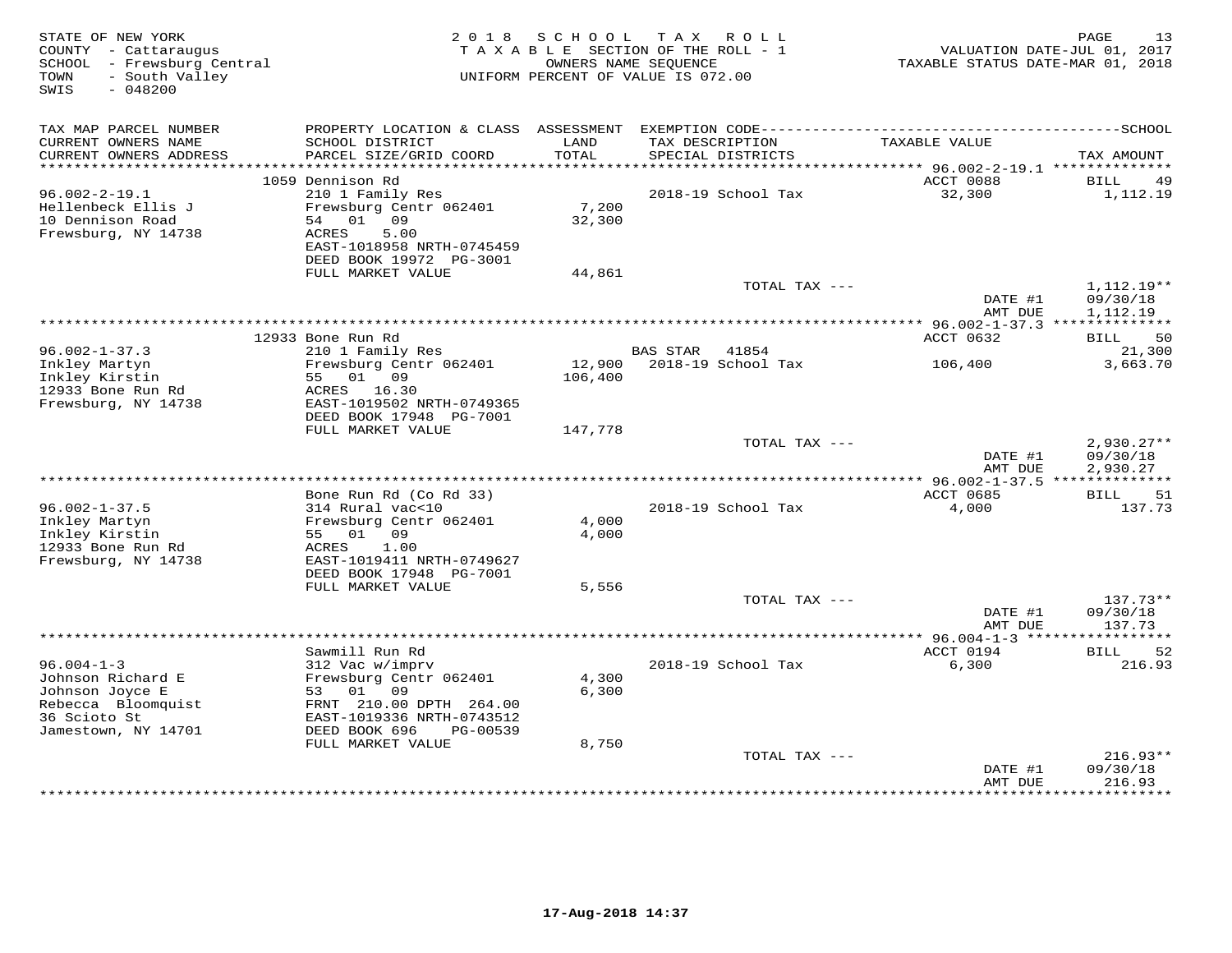STATE OF NEW YORK
COUNTY - Cattaraugus
SCHOOL - Frewsburg Central
TOWN - South Valley
SWIS - 048200

2 0 1 8 S C H O O L T A X R O L L
T A X A B L E SECTION OF THE ROLL - 1
OWNERS NAME SEQUENCE
UNIFORM PERCENT OF VALUE IS 072.00

VALUATION DATE-JUL 01, 2017
TAXABLE STATUS DATE-MAR 01, 2018

| TAX MAP PARCEL NUMBER / CURRENT OWNERS NAME / CURRENT OWNERS ADDRESS | PROPERTY LOCATION & CLASS / SCHOOL DISTRICT / PARCEL SIZE/GRID COORD | ASSESSMENT LAND / TOTAL | EXEMPTION CODE / TAX DESCRIPTION / SPECIAL DISTRICTS | TAXABLE VALUE | TAX AMOUNT |
|---|---|---|---|---|---|
| 96.002-2-19.1 | 1059 Dennison Rd | | | ACCT 0088 | BILL 49 |
| Hellenbeck Ellis J | 210 1 Family Res | | 2018-19 School Tax | 32,300 | 1,112.19 |
| 10 Dennison Road | Frewsburg Centr 062401 | 7,200 | | | |
| Frewsburg, NY 14738 | 54 01 09 | 32,300 | | | |
| | ACRES 5.00 | | | | |
| | EAST-1018958 NRTH-0745459 | | | | |
| | DEED BOOK 19972 PG-3001 | | | | |
| | FULL MARKET VALUE | 44,861 | | | |
| | | | TOTAL TAX --- | | 1,112.19** |
| | | | | DATE #1 | 09/30/18 |
| | | | | AMT DUE | 1,112.19 |
| 96.002-1-37.3 | 12933 Bone Run Rd | | | ACCT 0632 | BILL 50 |
| Inkley Martyn | 210 1 Family Res | | BAS STAR 41854 | | 21,300 |
| Inkley Kirstin | Frewsburg Centr 062401 | 12,900 | 2018-19 School Tax | 106,400 | 3,663.70 |
| 12933 Bone Run Rd | 55 01 09 | 106,400 | | | |
| Frewsburg, NY 14738 | ACRES 16.30 | | | | |
| | EAST-1019502 NRTH-0749365 | | | | |
| | DEED BOOK 17948 PG-7001 | | | | |
| | FULL MARKET VALUE | 147,778 | | | |
| | | | TOTAL TAX --- | | 2,930.27** |
| | | | | DATE #1 | 09/30/18 |
| | | | | AMT DUE | 2,930.27 |
| 96.002-1-37.5 | Bone Run Rd (Co Rd 33) | | | ACCT 0685 | BILL 51 |
| Inkley Martyn | 314 Rural vac<10 | | 2018-19 School Tax | 4,000 | 137.73 |
| Inkley Kirstin | Frewsburg Centr 062401 | 4,000 | | | |
| 12933 Bone Run Rd | 55 01 09 | 4,000 | | | |
| Frewsburg, NY 14738 | ACRES 1.00 | | | | |
| | EAST-1019411 NRTH-0749627 | | | | |
| | DEED BOOK 17948 PG-7001 | | | | |
| | FULL MARKET VALUE | 5,556 | | | |
| | | | TOTAL TAX --- | | 137.73** |
| | | | | DATE #1 | 09/30/18 |
| | | | | AMT DUE | 137.73 |
| 96.004-1-3 | Sawmill Run Rd | | | ACCT 0194 | BILL 52 |
| Johnson Richard E | 312 Vac w/imprv | | 2018-19 School Tax | 6,300 | 216.93 |
| Johnson Joyce E | Frewsburg Centr 062401 | 4,300 | | | |
| Rebecca Bloomquist | 53 01 09 | 6,300 | | | |
| 36 Scioto St | FRNT 210.00 DPTH 264.00 | | | | |
| Jamestown, NY 14701 | EAST-1019336 NRTH-0743512 | | | | |
| | DEED BOOK 696 PG-00539 | | | | |
| | FULL MARKET VALUE | 8,750 | | | |
| | | | TOTAL TAX --- | | 216.93** |
| | | | | DATE #1 | 09/30/18 |
| | | | | AMT DUE | 216.93 |

17-Aug-2018 14:37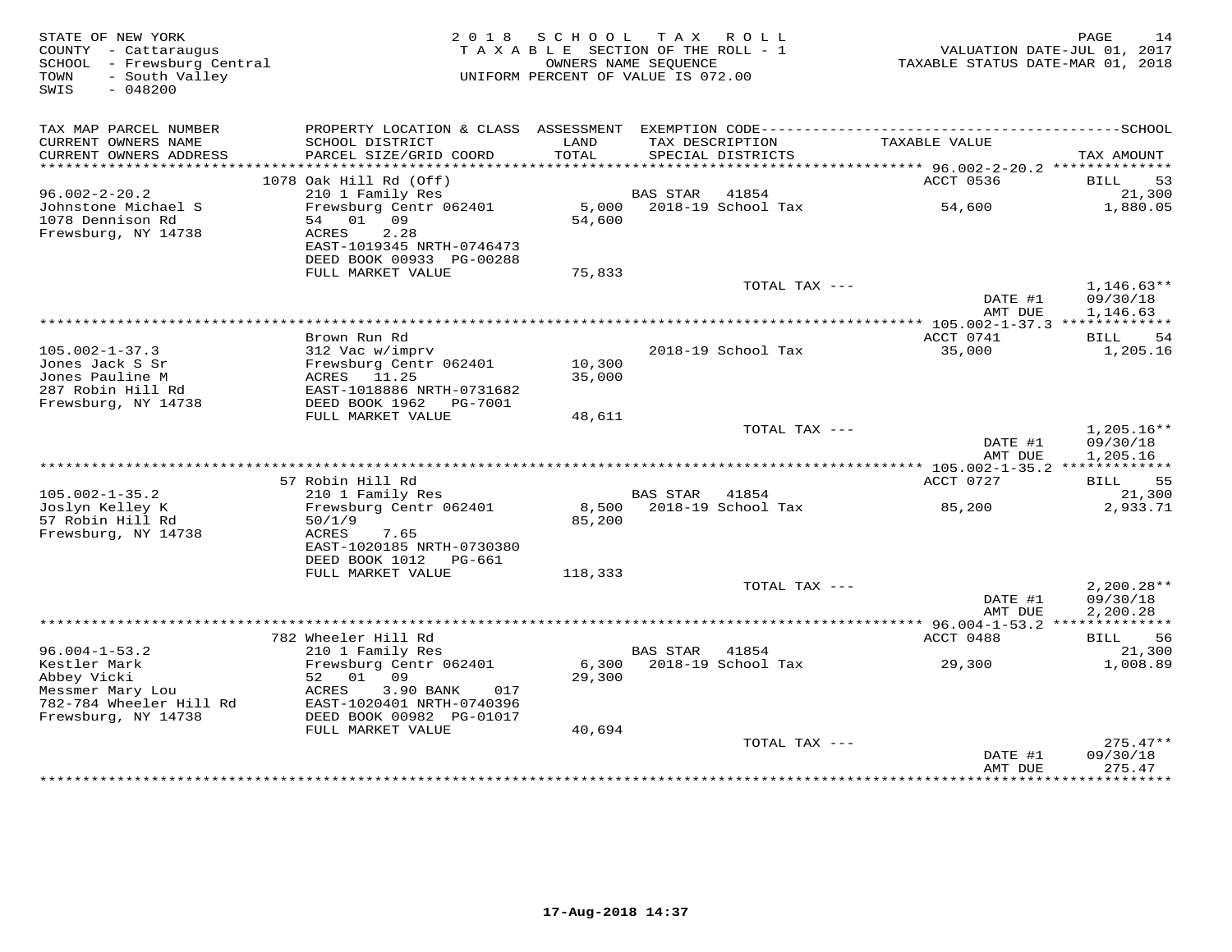STATE OF NEW YORK
COUNTY - Cattaraugus
SCHOOL - Frewsburg Central
TOWN - South Valley
SWIS - 048200

2018 SCHOOL TAX ROLL
TAXABLE SECTION OF THE ROLL - 1
OWNERS NAME SEQUENCE
UNIFORM PERCENT OF VALUE IS 072.00

VALUATION DATE-JUL 01, 2017
TAXABLE STATUS DATE-MAR 01, 2018

| TAX MAP PARCEL NUMBER / CURRENT OWNERS NAME / CURRENT OWNERS ADDRESS | PROPERTY LOCATION & CLASS / SCHOOL DISTRICT / PARCEL SIZE/GRID COORD | ASSESSMENT LAND / TOTAL | EXEMPTION CODE / TAX DESCRIPTION / SPECIAL DISTRICTS | TAXABLE VALUE | TAX AMOUNT |
|---|---|---|---|---|---|
| 96.002-2-20.2 | 1078 Oak Hill Rd (Off) | | | ACCT 0536 | BILL 53 |
| Johnstone Michael S | 210 1 Family Res | | BAS STAR 41854 | | 21,300 |
| 1078 Dennison Rd | Frewsburg Centr 062401 | 5,000 | 2018-19 School Tax | 54,600 | 1,880.05 |
| Frewsburg, NY 14738 | 54 01 09 | 54,600 | | | |
| | ACRES 2.28 | | | | |
| | EAST-1019345 NRTH-0746473 | | | | |
| | DEED BOOK 00933 PG-00288 | | | | |
| | FULL MARKET VALUE | 75,833 | | | |
| | | | TOTAL TAX --- | | 1,146.63** |
| | | | | DATE #1 | 09/30/18 |
| | | | | AMT DUE | 1,146.63 |
| 105.002-1-37.3 | Brown Run Rd | | | ACCT 0741 | BILL 54 |
| Jones Jack S Sr | 312 Vac w/imprv | | 2018-19 School Tax | 35,000 | 1,205.16 |
| Jones Pauline M | Frewsburg Centr 062401 | 10,300 | | | |
| 287 Robin Hill Rd | ACRES 11.25 | 35,000 | | | |
| Frewsburg, NY 14738 | EAST-1018886 NRTH-0731682 | | | | |
| | DEED BOOK 1962 PG-7001 | | | | |
| | FULL MARKET VALUE | 48,611 | | | |
| | | | TOTAL TAX --- | | 1,205.16** |
| | | | | DATE #1 | 09/30/18 |
| | | | | AMT DUE | 1,205.16 |
| 105.002-1-35.2 | 57 Robin Hill Rd | | | ACCT 0727 | BILL 55 |
| Joslyn Kelley K | 210 1 Family Res | | BAS STAR 41854 | | 21,300 |
| 57 Robin Hill Rd | Frewsburg Centr 062401 | 8,500 | 2018-19 School Tax | 85,200 | 2,933.71 |
| Frewsburg, NY 14738 | 50/1/9 | 85,200 | | | |
| | ACRES 7.65 | | | | |
| | EAST-1020185 NRTH-0730380 | | | | |
| | DEED BOOK 1012 PG-661 | | | | |
| | FULL MARKET VALUE | 118,333 | | | |
| | | | TOTAL TAX --- | | 2,200.28** |
| | | | | DATE #1 | 09/30/18 |
| | | | | AMT DUE | 2,200.28 |
| 96.004-1-53.2 | 782 Wheeler Hill Rd | | | ACCT 0488 | BILL 56 |
| Kestler Mark | 210 1 Family Res | | BAS STAR 41854 | | 21,300 |
| Abbey Vicki | Frewsburg Centr 062401 | 6,300 | 2018-19 School Tax | 29,300 | 1,008.89 |
| Messmer Mary Lou | 52 01 09 | 29,300 | | | |
| 782-784 Wheeler Hill Rd | ACRES 3.90 BANK 017 | | | | |
| Frewsburg, NY 14738 | EAST-1020401 NRTH-0740396 | | | | |
| | DEED BOOK 00982 PG-01017 | | | | |
| | FULL MARKET VALUE | 40,694 | | | |
| | | | TOTAL TAX --- | | 275.47** |
| | | | | DATE #1 | 09/30/18 |
| | | | | AMT DUE | 275.47 |

17-Aug-2018 14:37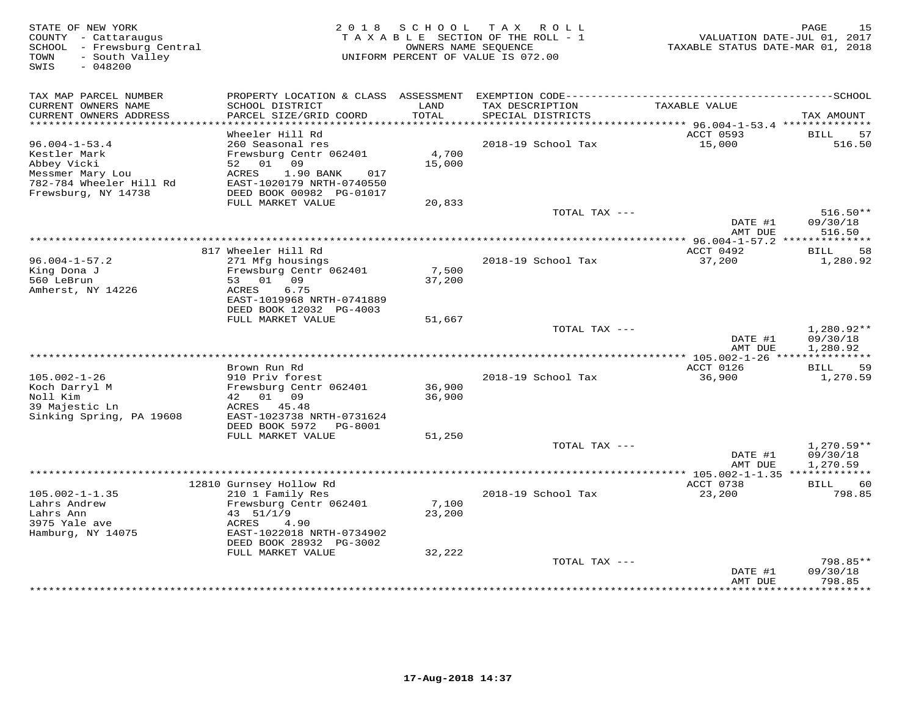STATE OF NEW YORK
COUNTY - Cattaraugus
SCHOOL - Frewsburg Central
TOWN - South Valley
SWIS - 048200

2 0 1 8 S C H O O L T A X R O L L
T A X A B L E SECTION OF THE ROLL - 1
OWNERS NAME SEQUENCE
UNIFORM PERCENT OF VALUE IS 072.00

VALUATION DATE-JUL 01, 2017
TAXABLE STATUS DATE-MAR 01, 2018

| TAX MAP PARCEL NUMBER / CURRENT OWNERS NAME / CURRENT OWNERS ADDRESS | PROPERTY LOCATION & CLASS / SCHOOL DISTRICT / PARCEL SIZE/GRID COORD | ASSESSMENT LAND / TOTAL | EXEMPTION CODE / TAX DESCRIPTION / SPECIAL DISTRICTS | TAXABLE VALUE | TAX AMOUNT |
|---|---|---|---|---|---|
| **96.004-1-53.4** | Wheeler Hill Rd | | | ACCT 0593 | BILL 57 |
| 96.004-1-53.4 | 260 Seasonal res | | 2018-19 School Tax | 15,000 | 516.50 |
| Kestler Mark | Frewsburg Centr 062401 | 4,700 | | | |
| Abbey Vicki | 52 01 09 | 15,000 | | | |
| Messmer Mary Lou | ACRES 1.90 BANK 017 | | | | |
| 782-784 Wheeler Hill Rd | EAST-1020179 NRTH-0740550 | | | | |
| Frewsburg, NY 14738 | DEED BOOK 00982 PG-01017 | | | | |
| | FULL MARKET VALUE | 20,833 | | | |
| | | | TOTAL TAX --- | | 516.50** |
| | | | | DATE #1 | 09/30/18 |
| | | | | AMT DUE | 516.50 |
| **96.004-1-57.2** | 817 Wheeler Hill Rd | | | ACCT 0492 | BILL 58 |
| 96.004-1-57.2 | 271 Mfg housings | | 2018-19 School Tax | 37,200 | 1,280.92 |
| King Dona J | Frewsburg Centr 062401 | 7,500 | | | |
| 560 LeBrun | 53 01 09 | 37,200 | | | |
| Amherst, NY 14226 | ACRES 6.75 | | | | |
| | EAST-1019968 NRTH-0741889 | | | | |
| | DEED BOOK 12032 PG-4003 | | | | |
| | FULL MARKET VALUE | 51,667 | | | |
| | | | TOTAL TAX --- | | 1,280.92** |
| | | | | DATE #1 | 09/30/18 |
| | | | | AMT DUE | 1,280.92 |
| **105.002-1-26** | Brown Run Rd | | | ACCT 0126 | BILL 59 |
| 105.002-1-26 | 910 Priv forest | | 2018-19 School Tax | 36,900 | 1,270.59 |
| Koch Darryl M | Frewsburg Centr 062401 | 36,900 | | | |
| Noll Kim | 42 01 09 | 36,900 | | | |
| 39 Majestic Ln | ACRES 45.48 | | | | |
| Sinking Spring, PA 19608 | EAST-1023738 NRTH-0731624 | | | | |
| | DEED BOOK 5972 PG-8001 | | | | |
| | FULL MARKET VALUE | 51,250 | | | |
| | | | TOTAL TAX --- | | 1,270.59** |
| | | | | DATE #1 | 09/30/18 |
| | | | | AMT DUE | 1,270.59 |
| **105.002-1-1.35** | 12810 Gurnsey Hollow Rd | | | ACCT 0738 | BILL 60 |
| 105.002-1-1.35 | 210 1 Family Res | | 2018-19 School Tax | 23,200 | 798.85 |
| Lahrs Andrew | Frewsburg Centr 062401 | 7,100 | | | |
| Lahrs Ann | 43 51/1/9 | 23,200 | | | |
| 3975 Yale ave | ACRES 4.90 | | | | |
| Hamburg, NY 14075 | EAST-1022018 NRTH-0734902 | | | | |
| | DEED BOOK 28932 PG-3002 | | | | |
| | FULL MARKET VALUE | 32,222 | | | |
| | | | TOTAL TAX --- | | 798.85** |
| | | | | DATE #1 | 09/30/18 |
| | | | | AMT DUE | 798.85 |

17-Aug-2018 14:37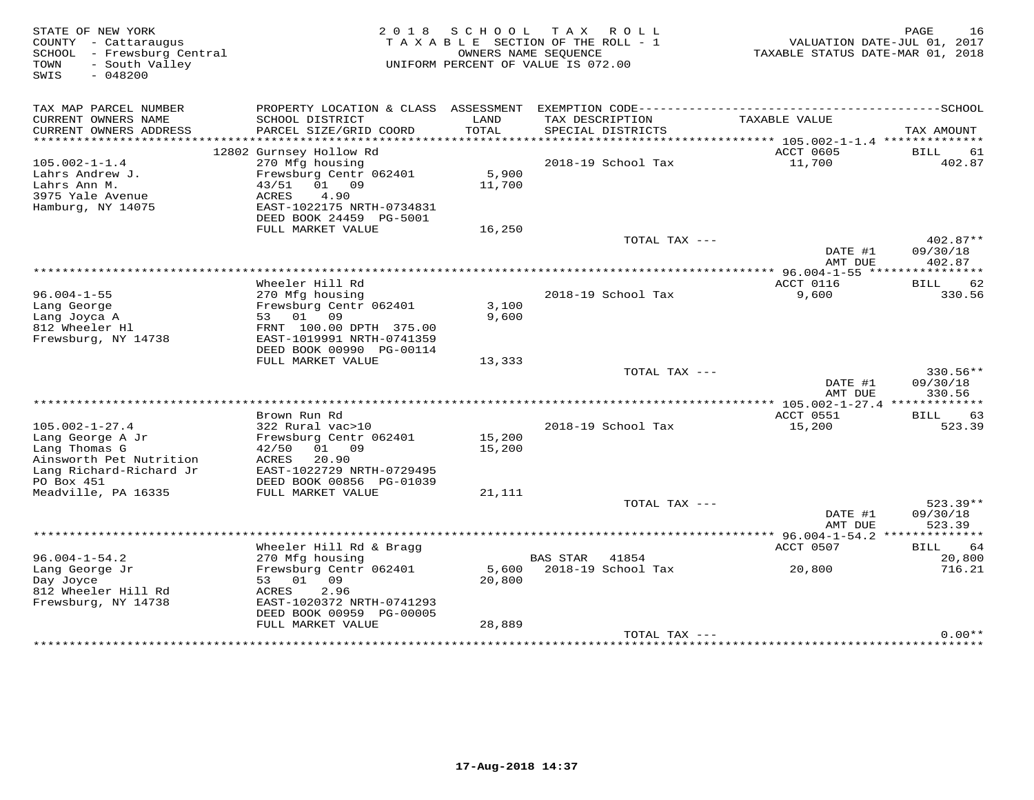STATE OF NEW YORK
COUNTY - Cattaraugus
SCHOOL - Frewsburg Central
TOWN - South Valley
SWIS - 048200

2018 SCHOOL TAX ROLL
TAXABLE SECTION OF THE ROLL - 1
OWNERS NAME SEQUENCE
UNIFORM PERCENT OF VALUE IS 072.00

VALUATION DATE-JUL 01, 2017
TAXABLE STATUS DATE-MAR 01, 2018

| TAX MAP PARCEL NUMBER / CURRENT OWNERS NAME / CURRENT OWNERS ADDRESS | PROPERTY LOCATION & CLASS / SCHOOL DISTRICT / PARCEL SIZE/GRID COORD | ASSESSMENT LAND / TOTAL | EXEMPTION CODE / TAX DESCRIPTION / SPECIAL DISTRICTS | TAXABLE VALUE | SCHOOL TAX AMOUNT |
|---|---|---|---|---|---|
| | 12802 Gurnsey Hollow Rd | | | ACCT 0605 | BILL 61 |
| 105.002-1-1.4 | 270 Mfg housing | | 2018-19 School Tax | 11,700 | 402.87 |
| Lahrs Andrew J. | Frewsburg Centr 062401 | 5,900 | | | |
| Lahrs Ann M. | 43/51 01 09 | 11,700 | | | |
| 3975 Yale Avenue | ACRES 4.90 | | | | |
| Hamburg, NY 14075 | EAST-1022175 NRTH-0734831 | | | | |
| | DEED BOOK 24459 PG-5001 | | | | |
| | FULL MARKET VALUE | 16,250 | | | |
| | | | TOTAL TAX --- | | 402.87** |
| | | | | DATE #1 | 09/30/18 |
| | | | | AMT DUE | 402.87 |
| | Wheeler Hill Rd | | | ACCT 0116 | BILL 62 |
| 96.004-1-55 | 270 Mfg housing | | 2018-19 School Tax | 9,600 | 330.56 |
| Lang George | Frewsburg Centr 062401 | 3,100 | | | |
| Lang Joyca A | 53 01 09 | 9,600 | | | |
| 812 Wheeler Hl | FRNT 100.00 DPTH 375.00 | | | | |
| Frewsburg, NY 14738 | EAST-1019991 NRTH-0741359 | | | | |
| | DEED BOOK 00990 PG-00114 | | | | |
| | FULL MARKET VALUE | 13,333 | | | |
| | | | TOTAL TAX --- | | 330.56** |
| | | | | DATE #1 | 09/30/18 |
| | | | | AMT DUE | 330.56 |
| | Brown Run Rd | | | ACCT 0551 | BILL 63 |
| 105.002-1-27.4 | 322 Rural vac>10 | | 2018-19 School Tax | 15,200 | 523.39 |
| Lang George A Jr | Frewsburg Centr 062401 | 15,200 | | | |
| Lang Thomas G | 42/50 01 09 | 15,200 | | | |
| Ainsworth Pet Nutrition | ACRES 20.90 | | | | |
| Lang Richard-Richard Jr | EAST-1022729 NRTH-0729495 | | | | |
| PO Box 451 | DEED BOOK 00856 PG-01039 | | | | |
| Meadville, PA 16335 | FULL MARKET VALUE | 21,111 | | | |
| | | | TOTAL TAX --- | | 523.39** |
| | | | | DATE #1 | 09/30/18 |
| | | | | AMT DUE | 523.39 |
| | Wheeler Hill Rd & Bragg | | | ACCT 0507 | BILL 64 |
| 96.004-1-54.2 | 270 Mfg housing | | BAS STAR 41854 | | 20,800 |
| Lang George Jr | Frewsburg Centr 062401 | 5,600 | 2018-19 School Tax | 20,800 | 716.21 |
| Day Joyce | 53 01 09 | 20,800 | | | |
| 812 Wheeler Hill Rd | ACRES 2.96 | | | | |
| Frewsburg, NY 14738 | EAST-1020372 NRTH-0741293 | | | | |
| | DEED BOOK 00959 PG-00005 | | | | |
| | FULL MARKET VALUE | 28,889 | | | |
| | | | TOTAL TAX --- | | 0.00** |

17-Aug-2018 14:37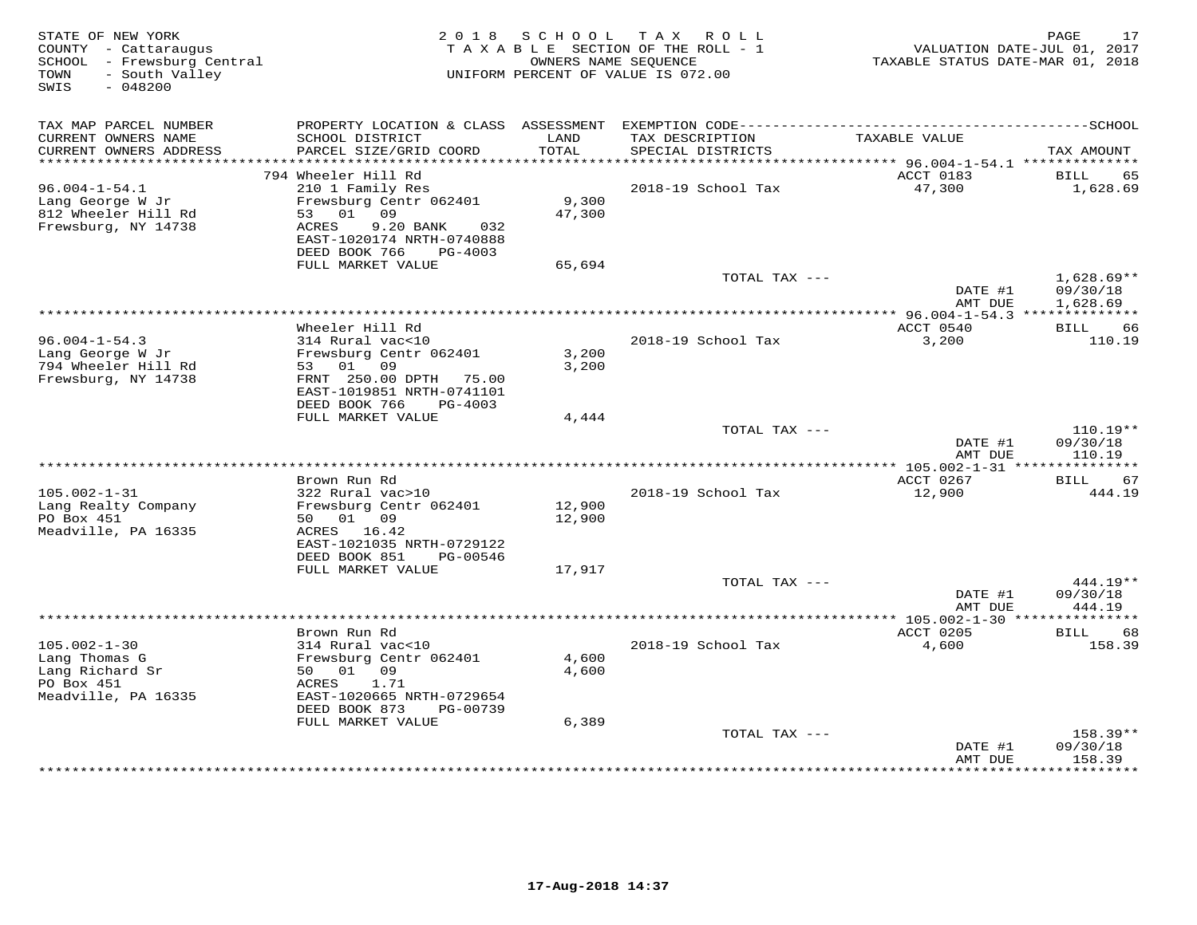STATE OF NEW YORK
COUNTY - Cattaraugus
SCHOOL - Frewsburg Central
TOWN - South Valley
SWIS - 048200

2018 SCHOOL TAX ROLL
TAXABLE SECTION OF THE ROLL - 1
OWNERS NAME SEQUENCE
UNIFORM PERCENT OF VALUE IS 072.00

VALUATION DATE-JUL 01, 2017
TAXABLE STATUS DATE-MAR 01, 2018

| TAX MAP PARCEL NUMBER / CURRENT OWNERS NAME / CURRENT OWNERS ADDRESS | PROPERTY LOCATION & CLASS / SCHOOL DISTRICT / PARCEL SIZE/GRID COORD | ASSESSMENT LAND / TOTAL | EXEMPTION CODE / TAX DESCRIPTION / SPECIAL DISTRICTS | TAXABLE VALUE | TAX AMOUNT |
|---|---|---|---|---|---|
| 96.004-1-54.1 | 794 Wheeler Hill Rd | | | ACCT 0183 | BILL 65 |
| Lang George W Jr | 210 1 Family Res | | 2018-19 School Tax | 47,300 | 1,628.69 |
| 812 Wheeler Hill Rd | Frewsburg Centr 062401 | 9,300 | | | |
| Frewsburg, NY 14738 | 53 01 09 | 47,300 | | | |
| | ACRES 9.20 BANK 032 | | | | |
| | EAST-1020174 NRTH-0740888 | | | | |
| | DEED BOOK 766 PG-4003 | | | | |
| | FULL MARKET VALUE | 65,694 | | | |
| | | | TOTAL TAX --- | | 1,628.69** |
| | | | | DATE #1 | 09/30/18 |
| | | | | AMT DUE | 1,628.69 |
| 96.004-1-54.3 | Wheeler Hill Rd | | | ACCT 0540 | BILL 66 |
| Lang George W Jr | 314 Rural vac<10 | | 2018-19 School Tax | 3,200 | 110.19 |
| 794 Wheeler Hill Rd | Frewsburg Centr 062401 | 3,200 | | | |
| Frewsburg, NY 14738 | 53 01 09 | 3,200 | | | |
| | FRNT 250.00 DPTH 75.00 | | | | |
| | EAST-1019851 NRTH-0741101 | | | | |
| | DEED BOOK 766 PG-4003 | | | | |
| | FULL MARKET VALUE | 4,444 | | | |
| | | | TOTAL TAX --- | | 110.19** |
| | | | | DATE #1 | 09/30/18 |
| | | | | AMT DUE | 110.19 |
| 105.002-1-31 | Brown Run Rd | | | ACCT 0267 | BILL 67 |
| Lang Realty Company | 322 Rural vac>10 | | 2018-19 School Tax | 12,900 | 444.19 |
| PO Box 451 | Frewsburg Centr 062401 | 12,900 | | | |
| Meadville, PA 16335 | 50 01 09 | 12,900 | | | |
| | ACRES 16.42 | | | | |
| | EAST-1021035 NRTH-0729122 | | | | |
| | DEED BOOK 851 PG-00546 | | | | |
| | FULL MARKET VALUE | 17,917 | | | |
| | | | TOTAL TAX --- | | 444.19** |
| | | | | DATE #1 | 09/30/18 |
| | | | | AMT DUE | 444.19 |
| 105.002-1-30 | Brown Run Rd | | | ACCT 0205 | BILL 68 |
| Lang Thomas G | 314 Rural vac<10 | | 2018-19 School Tax | 4,600 | 158.39 |
| Lang Richard Sr | Frewsburg Centr 062401 | 4,600 | | | |
| PO Box 451 | 50 01 09 | 4,600 | | | |
| Meadville, PA 16335 | ACRES 1.71 | | | | |
| | EAST-1020665 NRTH-0729654 | | | | |
| | DEED BOOK 873 PG-00739 | | | | |
| | FULL MARKET VALUE | 6,389 | | | |
| | | | TOTAL TAX --- | | 158.39** |
| | | | | DATE #1 | 09/30/18 |
| | | | | AMT DUE | 158.39 |

17-Aug-2018 14:37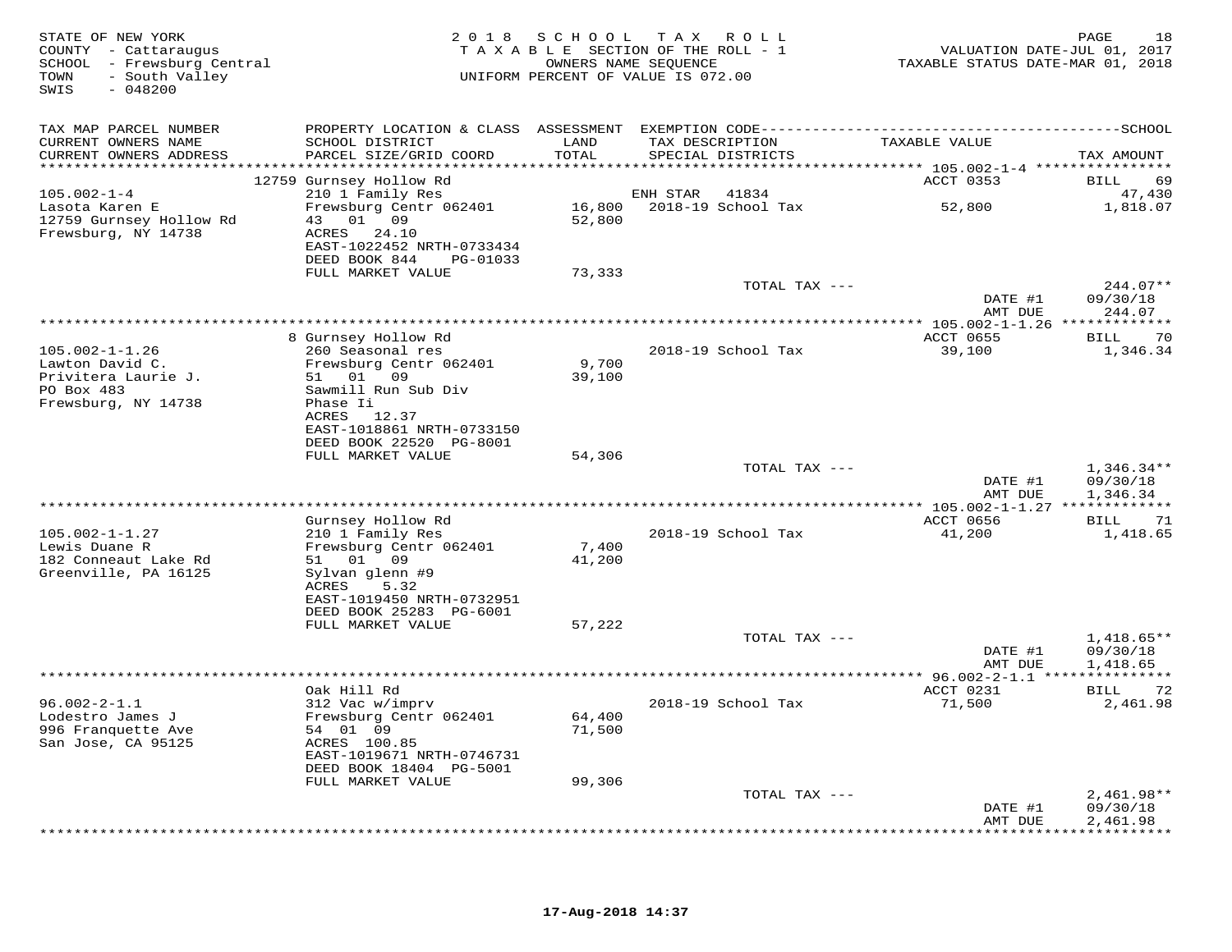STATE OF NEW YORK
COUNTY - Cattaraugus
SCHOOL - Frewsburg Central
TOWN - South Valley
SWIS - 048200

# 2018 SCHOOL TAX ROLL

TAXABLE SECTION OF THE ROLL - 1
OWNERS NAME SEQUENCE
UNIFORM PERCENT OF VALUE IS 072.00

VALUATION DATE-JUL 01, 2017
TAXABLE STATUS DATE-MAR 01, 2018

| TAX MAP PARCEL NUMBER / CURRENT OWNERS NAME / CURRENT OWNERS ADDRESS | PROPERTY LOCATION & CLASS / SCHOOL DISTRICT / PARCEL SIZE/GRID COORD | ASSESSMENT LAND / TOTAL | EXEMPTION CODE / TAX DESCRIPTION / SPECIAL DISTRICTS | TAXABLE VALUE | TAX AMOUNT |
|---|---|---|---|---|---|
| 105.002-1-4 | 12759 Gurnsey Hollow Rd | | | ACCT 0353 | BILL 69 |
| 105.002-1-4 | 210 1 Family Res | | ENH STAR 41834 | | 47,430 |
| Lasota Karen E | Frewsburg Centr 062401 | 16,800 | 2018-19 School Tax | 52,800 | 1,818.07 |
| 12759 Gurnsey Hollow Rd | 43 01 09 | 52,800 | | | |
| Frewsburg, NY 14738 | ACRES 24.10 | | | | |
| | EAST-1022452 NRTH-0733434 | | | | |
| | DEED BOOK 844 PG-01033 | | | | |
| | FULL MARKET VALUE | 73,333 | | | |
| | | | TOTAL TAX --- | | 244.07** |
| | | | | DATE #1 | 09/30/18 |
| | | | | AMT DUE | 244.07 |
| 105.002-1-1.26 | 8 Gurnsey Hollow Rd | | | ACCT 0655 | BILL 70 |
| 105.002-1-1.26 | 260 Seasonal res | | 2018-19 School Tax | 39,100 | 1,346.34 |
| Lawton David C. | Frewsburg Centr 062401 | 9,700 | | | |
| Privitera Laurie J. | 51 01 09 | 39,100 | | | |
| PO Box 483 | Sawmill Run Sub Div | | | | |
| Frewsburg, NY 14738 | Phase Ii | | | | |
| | ACRES 12.37 | | | | |
| | EAST-1018861 NRTH-0733150 | | | | |
| | DEED BOOK 22520 PG-8001 | | | | |
| | FULL MARKET VALUE | 54,306 | | | |
| | | | TOTAL TAX --- | | 1,346.34** |
| | | | | DATE #1 | 09/30/18 |
| | | | | AMT DUE | 1,346.34 |
| 105.002-1-1.27 | Gurnsey Hollow Rd | | | ACCT 0656 | BILL 71 |
| 105.002-1-1.27 | 210 1 Family Res | | 2018-19 School Tax | 41,200 | 1,418.65 |
| Lewis Duane R | Frewsburg Centr 062401 | 7,400 | | | |
| 182 Conneaut Lake Rd | 51 01 09 | 41,200 | | | |
| Greenville, PA 16125 | Sylvan glenn #9 | | | | |
| | ACRES 5.32 | | | | |
| | EAST-1019450 NRTH-0732951 | | | | |
| | DEED BOOK 25283 PG-6001 | | | | |
| | FULL MARKET VALUE | 57,222 | | | |
| | | | TOTAL TAX --- | | 1,418.65** |
| | | | | DATE #1 | 09/30/18 |
| | | | | AMT DUE | 1,418.65 |
| 96.002-2-1.1 | Oak Hill Rd | | | ACCT 0231 | BILL 72 |
| 96.002-2-1.1 | 312 Vac w/imprv | | 2018-19 School Tax | 71,500 | 2,461.98 |
| Lodestro James J | Frewsburg Centr 062401 | 64,400 | | | |
| 996 Franquette Ave | 54 01 09 | 71,500 | | | |
| San Jose, CA 95125 | ACRES 100.85 | | | | |
| | EAST-1019671 NRTH-0746731 | | | | |
| | DEED BOOK 18404 PG-5001 | | | | |
| | FULL MARKET VALUE | 99,306 | | | |
| | | | TOTAL TAX --- | | 2,461.98** |
| | | | | DATE #1 | 09/30/18 |
| | | | | AMT DUE | 2,461.98 |

17-Aug-2018 14:37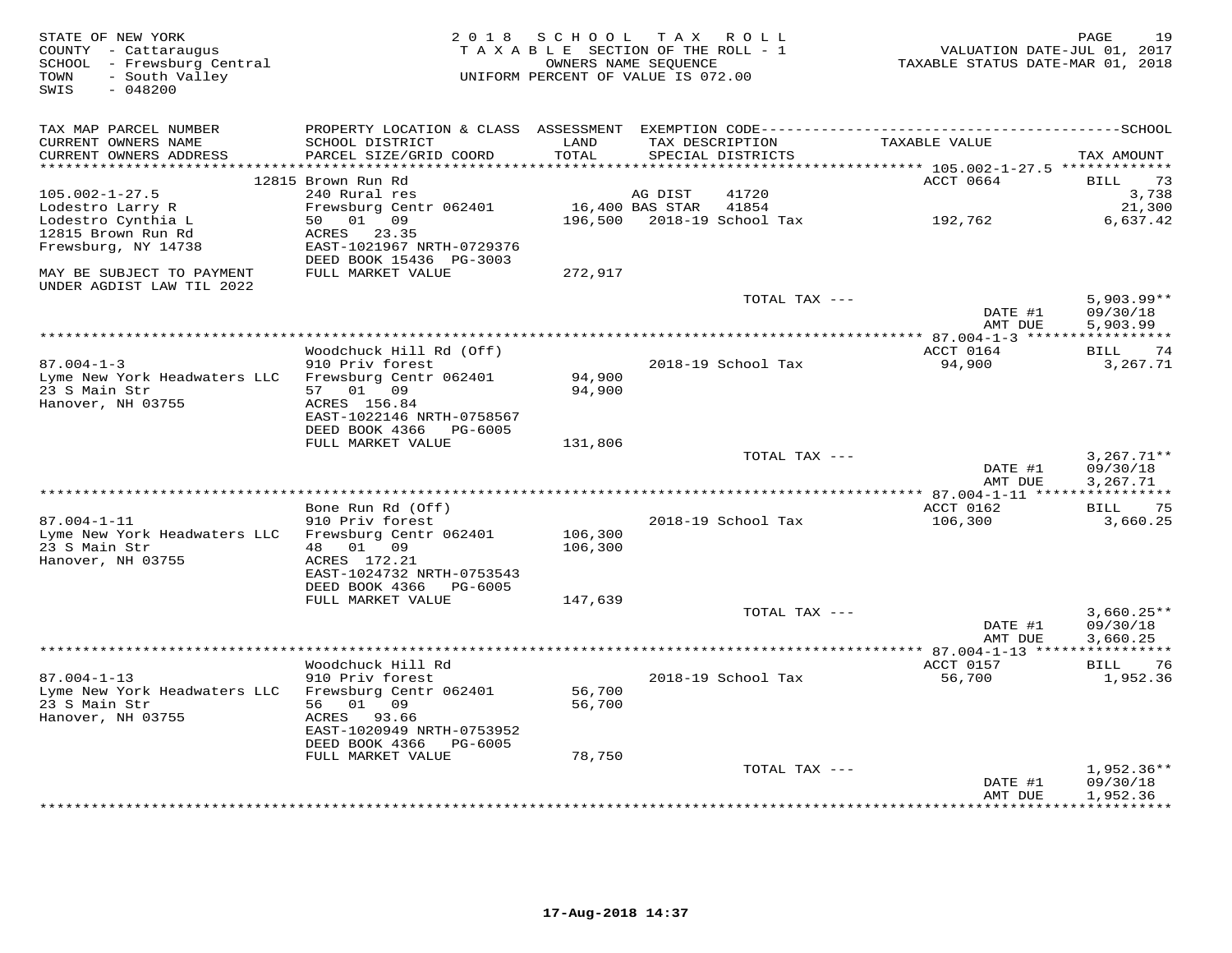STATE OF NEW YORK
COUNTY - Cattaraugus
SCHOOL - Frewsburg Central
TOWN - South Valley
SWIS - 048200

2018 SCHOOL TAX ROLL
TAXABLE SECTION OF THE ROLL - 1
OWNERS NAME SEQUENCE
UNIFORM PERCENT OF VALUE IS 072.00

VALUATION DATE-JUL 01, 2017
TAXABLE STATUS DATE-MAR 01, 2018

| TAX MAP PARCEL NUMBER / CURRENT OWNERS NAME / CURRENT OWNERS ADDRESS | PROPERTY LOCATION & CLASS / SCHOOL DISTRICT / PARCEL SIZE/GRID COORD | ASSESSMENT LAND / TOTAL | EXEMPTION CODE / TAX DESCRIPTION / SPECIAL DISTRICTS | TAXABLE VALUE | TAX AMOUNT |
|---|---|---|---|---|---|
| | 12815 Brown Run Rd | | | ACCT 0664 | BILL 73 |
| 105.002-1-27.5 | 240 Rural res | | AG DIST 41720 | | 3,738 |
| Lodestro Larry R | Frewsburg Centr 062401 | 16,400 | BAS STAR 41854 | | 21,300 |
| Lodestro Cynthia L | 50 01 09 | 196,500 | 2018-19 School Tax | 192,762 | 6,637.42 |
| 12815 Brown Run Rd | ACRES 23.35 | | | | |
| Frewsburg, NY 14738 | EAST-1021967 NRTH-0729376 | | | | |
| | DEED BOOK 15436 PG-3003 | | | | |
| MAY BE SUBJECT TO PAYMENT UNDER AGDIST LAW TIL 2022 | FULL MARKET VALUE | 272,917 | | | |
| | | | TOTAL TAX --- | | 5,903.99** |
| | | | | DATE #1 | 09/30/18 |
| | | | | AMT DUE | 5,903.99 |
| | Woodchuck Hill Rd (Off) | | | ACCT 0164 | BILL 74 |
| 87.004-1-3 | 910 Priv forest | | 2018-19 School Tax | 94,900 | 3,267.71 |
| Lyme New York Headwaters LLC | Frewsburg Centr 062401 | 94,900 | | | |
| 23 S Main Str | 57 01 09 | 94,900 | | | |
| Hanover, NH 03755 | ACRES 156.84 | | | | |
| | EAST-1022146 NRTH-0758567 | | | | |
| | DEED BOOK 4366 PG-6005 | | | | |
| | FULL MARKET VALUE | 131,806 | | | |
| | | | TOTAL TAX --- | | 3,267.71** |
| | | | | DATE #1 | 09/30/18 |
| | | | | AMT DUE | 3,267.71 |
| | Bone Run Rd (Off) | | | ACCT 0162 | BILL 75 |
| 87.004-1-11 | 910 Priv forest | | 2018-19 School Tax | 106,300 | 3,660.25 |
| Lyme New York Headwaters LLC | Frewsburg Centr 062401 | 106,300 | | | |
| 23 S Main Str | 48 01 09 | 106,300 | | | |
| Hanover, NH 03755 | ACRES 172.21 | | | | |
| | EAST-1024732 NRTH-0753543 | | | | |
| | DEED BOOK 4366 PG-6005 | | | | |
| | FULL MARKET VALUE | 147,639 | | | |
| | | | TOTAL TAX --- | | 3,660.25** |
| | | | | DATE #1 | 09/30/18 |
| | | | | AMT DUE | 3,660.25 |
| | Woodchuck Hill Rd | | | ACCT 0157 | BILL 76 |
| 87.004-1-13 | 910 Priv forest | | 2018-19 School Tax | 56,700 | 1,952.36 |
| Lyme New York Headwaters LLC | Frewsburg Centr 062401 | 56,700 | | | |
| 23 S Main Str | 56 01 09 | 56,700 | | | |
| Hanover, NH 03755 | ACRES 93.66 | | | | |
| | EAST-1020949 NRTH-0753952 | | | | |
| | DEED BOOK 4366 PG-6005 | | | | |
| | FULL MARKET VALUE | 78,750 | | | |
| | | | TOTAL TAX --- | | 1,952.36** |
| | | | | DATE #1 | 09/30/18 |
| | | | | AMT DUE | 1,952.36 |

17-Aug-2018 14:37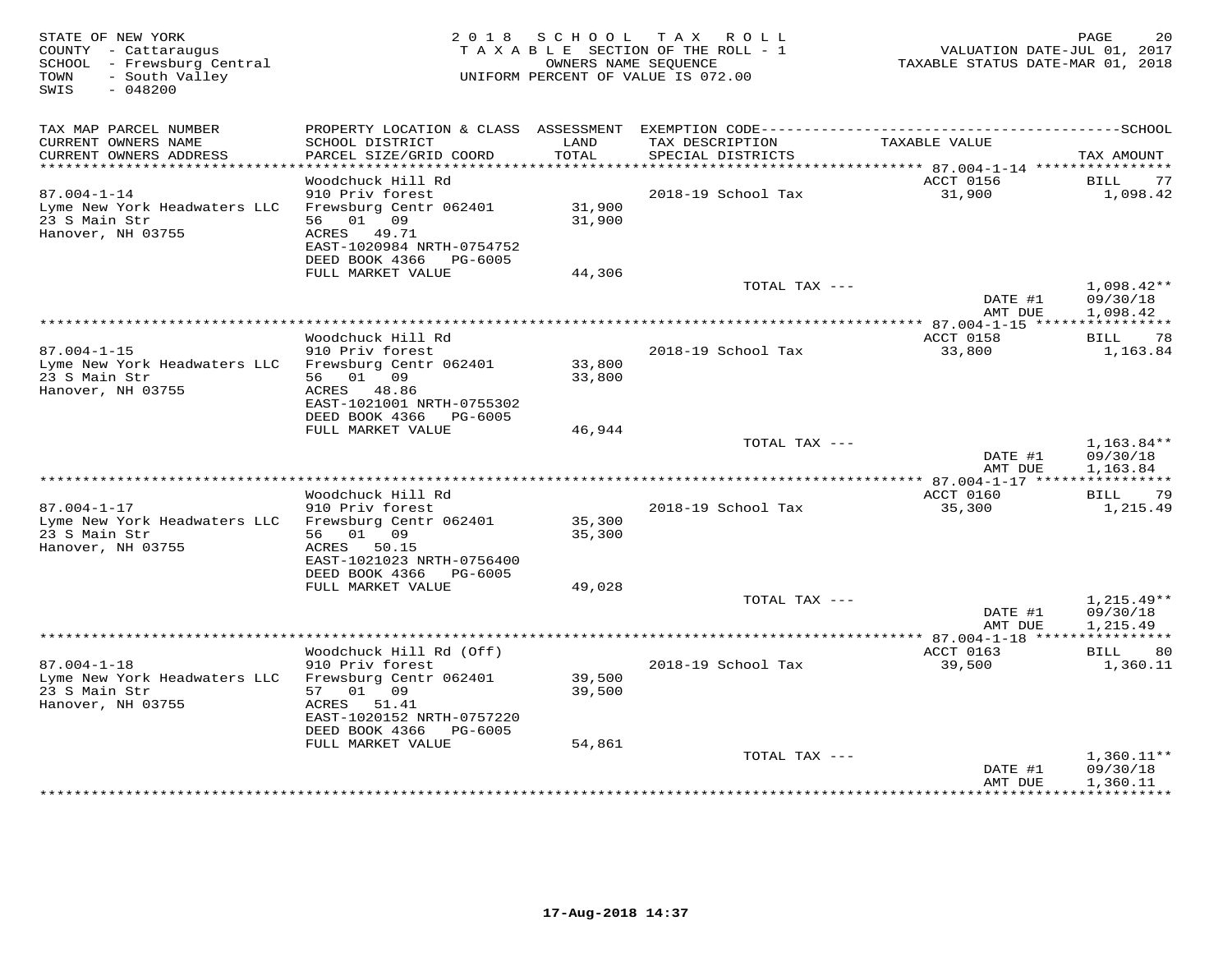STATE OF NEW YORK
COUNTY - Cattaraugus
SCHOOL - Frewsburg Central
TOWN - South Valley
SWIS - 048200

2018 SCHOOL TAX ROLL
TAXABLE SECTION OF THE ROLL - 1
OWNERS NAME SEQUENCE
UNIFORM PERCENT OF VALUE IS 072.00

VALUATION DATE-JUL 01, 2017
TAXABLE STATUS DATE-MAR 01, 2018

| TAX MAP PARCEL NUMBER / CURRENT OWNERS NAME / CURRENT OWNERS ADDRESS | PROPERTY LOCATION & CLASS / SCHOOL DISTRICT / PARCEL SIZE/GRID COORD | ASSESSMENT LAND / TOTAL | EXEMPTION CODE / TAX DESCRIPTION / SPECIAL DISTRICTS | TAXABLE VALUE | TAX AMOUNT |
|---|---|---|---|---|---|
| | Woodchuck Hill Rd | | | ACCT 0156 | BILL 77 |
| 87.004-1-14 | 910 Priv forest | | 2018-19 School Tax | 31,900 | 1,098.42 |
| Lyme New York Headwaters LLC | Frewsburg Centr 062401 | 31,900 | | | |
| 23 S Main Str | 56 01 09 | 31,900 | | | |
| Hanover, NH 03755 | ACRES 49.71 | | | | |
| | EAST-1020984 NRTH-0754752 | | | | |
| | DEED BOOK 4366 PG-6005 | | | | |
| | FULL MARKET VALUE | 44,306 | | | |
| | | | TOTAL TAX --- | | 1,098.42** |
| | | | | DATE #1 | 09/30/18 |
| | | | | AMT DUE | 1,098.42 |
| | Woodchuck Hill Rd | | | ACCT 0158 | BILL 78 |
| 87.004-1-15 | 910 Priv forest | | 2018-19 School Tax | 33,800 | 1,163.84 |
| Lyme New York Headwaters LLC | Frewsburg Centr 062401 | 33,800 | | | |
| 23 S Main Str | 56 01 09 | 33,800 | | | |
| Hanover, NH 03755 | ACRES 48.86 | | | | |
| | EAST-1021001 NRTH-0755302 | | | | |
| | DEED BOOK 4366 PG-6005 | | | | |
| | FULL MARKET VALUE | 46,944 | | | |
| | | | TOTAL TAX --- | | 1,163.84** |
| | | | | DATE #1 | 09/30/18 |
| | | | | AMT DUE | 1,163.84 |
| | Woodchuck Hill Rd | | | ACCT 0160 | BILL 79 |
| 87.004-1-17 | 910 Priv forest | | 2018-19 School Tax | 35,300 | 1,215.49 |
| Lyme New York Headwaters LLC | Frewsburg Centr 062401 | 35,300 | | | |
| 23 S Main Str | 56 01 09 | 35,300 | | | |
| Hanover, NH 03755 | ACRES 50.15 | | | | |
| | EAST-1021023 NRTH-0756400 | | | | |
| | DEED BOOK 4366 PG-6005 | | | | |
| | FULL MARKET VALUE | 49,028 | | | |
| | | | TOTAL TAX --- | | 1,215.49** |
| | | | | DATE #1 | 09/30/18 |
| | | | | AMT DUE | 1,215.49 |
| | Woodchuck Hill Rd (Off) | | | ACCT 0163 | BILL 80 |
| 87.004-1-18 | 910 Priv forest | | 2018-19 School Tax | 39,500 | 1,360.11 |
| Lyme New York Headwaters LLC | Frewsburg Centr 062401 | 39,500 | | | |
| 23 S Main Str | 57 01 09 | 39,500 | | | |
| Hanover, NH 03755 | ACRES 51.41 | | | | |
| | EAST-1020152 NRTH-0757220 | | | | |
| | DEED BOOK 4366 PG-6005 | | | | |
| | FULL MARKET VALUE | 54,861 | | | |
| | | | TOTAL TAX --- | | 1,360.11** |
| | | | | DATE #1 | 09/30/18 |
| | | | | AMT DUE | 1,360.11 |

17-Aug-2018 14:37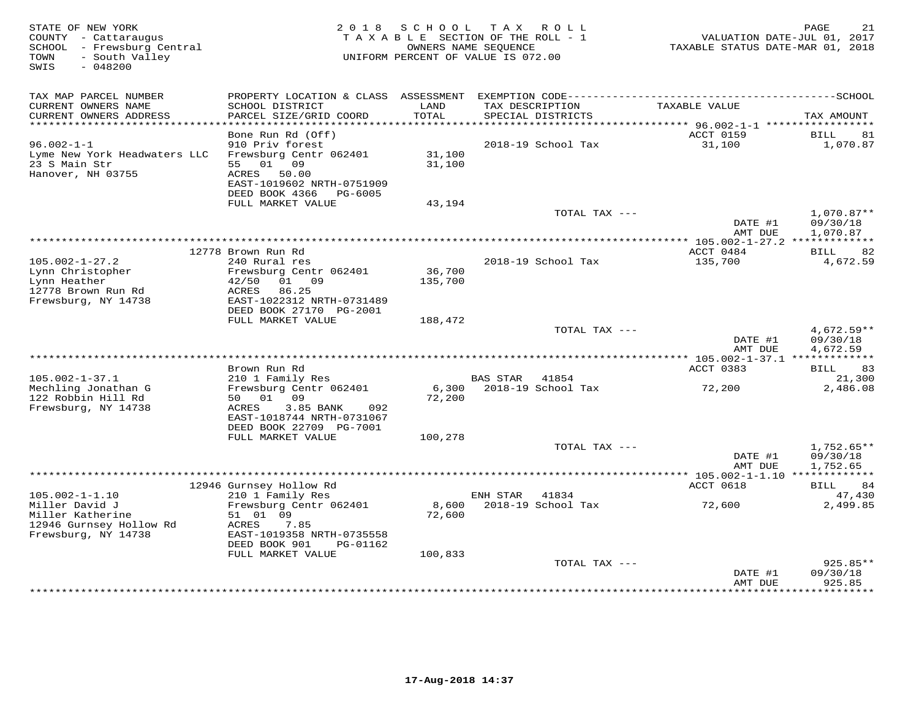STATE OF NEW YORK
COUNTY - Cattaraugus
SCHOOL - Frewsburg Central
TOWN - South Valley
SWIS - 048200

2018 SCHOOL TAX ROLL
TAXABLE SECTION OF THE ROLL - 1
OWNERS NAME SEQUENCE
UNIFORM PERCENT OF VALUE IS 072.00

VALUATION DATE-JUL 01, 2017
TAXABLE STATUS DATE-MAR 01, 2018

| TAX MAP PARCEL NUMBER / CURRENT OWNERS NAME / CURRENT OWNERS ADDRESS | PROPERTY LOCATION & CLASS / SCHOOL DISTRICT / PARCEL SIZE/GRID COORD | ASSESSMENT LAND / TOTAL | EXEMPTION CODE / TAX DESCRIPTION / SPECIAL DISTRICTS | TAXABLE VALUE | TAX AMOUNT |
|---|---|---|---|---|---|
| 96.002-1-1 | Bone Run Rd (Off) | | | ACCT 0159 | BILL 81 |
| | 910 Priv forest | | 2018-19 School Tax | 31,100 | 1,070.87 |
| Lyme New York Headwaters LLC | Frewsburg Centr 062401 | 31,100 | | | |
| 23 S Main Str | 55 01 09 | 31,100 | | | |
| Hanover, NH 03755 | ACRES 50.00 | | | | |
| | EAST-1019602 NRTH-0751909 | | | | |
| | DEED BOOK 4366 PG-6005 | | | | |
| | FULL MARKET VALUE | 43,194 | | | |
| | | | TOTAL TAX --- | | 1,070.87** |
| | | | | DATE #1 | 09/30/18 |
| | | | | AMT DUE | 1,070.87 |
| 105.002-1-27.2 | 12778 Brown Run Rd | | | ACCT 0484 | BILL 82 |
| | 240 Rural res | | 2018-19 School Tax | 135,700 | 4,672.59 |
| Lynn Christopher | Frewsburg Centr 062401 | 36,700 | | | |
| Lynn Heather | 42/50 01 09 | 135,700 | | | |
| 12778 Brown Run Rd | ACRES 86.25 | | | | |
| Frewsburg, NY 14738 | EAST-1022312 NRTH-0731489 | | | | |
| | DEED BOOK 27170 PG-2001 | | | | |
| | FULL MARKET VALUE | 188,472 | | | |
| | | | TOTAL TAX --- | | 4,672.59** |
| | | | | DATE #1 | 09/30/18 |
| | | | | AMT DUE | 4,672.59 |
| 105.002-1-37.1 | Brown Run Rd | | | ACCT 0383 | BILL 83 |
| | 210 1 Family Res | | BAS STAR 41854 | | 21,300 |
| Mechling Jonathan G | Frewsburg Centr 062401 | 6,300 | 2018-19 School Tax | 72,200 | 2,486.08 |
| 122 Robbin Hill Rd | 50 01 09 | 72,200 | | | |
| Frewsburg, NY 14738 | ACRES 3.85 BANK 092 | | | | |
| | EAST-1018744 NRTH-0731067 | | | | |
| | DEED BOOK 22709 PG-7001 | | | | |
| | FULL MARKET VALUE | 100,278 | | | |
| | | | TOTAL TAX --- | | 1,752.65** |
| | | | | DATE #1 | 09/30/18 |
| | | | | AMT DUE | 1,752.65 |
| 105.002-1-1.10 | 12946 Gurnsey Hollow Rd | | | ACCT 0618 | BILL 84 |
| | 210 1 Family Res | | ENH STAR 41834 | | 47,430 |
| Miller David J | Frewsburg Centr 062401 | 8,600 | 2018-19 School Tax | 72,600 | 2,499.85 |
| Miller Katherine | 51 01 09 | 72,600 | | | |
| 12946 Gurnsey Hollow Rd | ACRES 7.85 | | | | |
| Frewsburg, NY 14738 | EAST-1019358 NRTH-0735558 | | | | |
| | DEED BOOK 901 PG-01162 | | | | |
| | FULL MARKET VALUE | 100,833 | | | |
| | | | TOTAL TAX --- | | 925.85** |
| | | | | DATE #1 | 09/30/18 |
| | | | | AMT DUE | 925.85 |

17-Aug-2018 14:37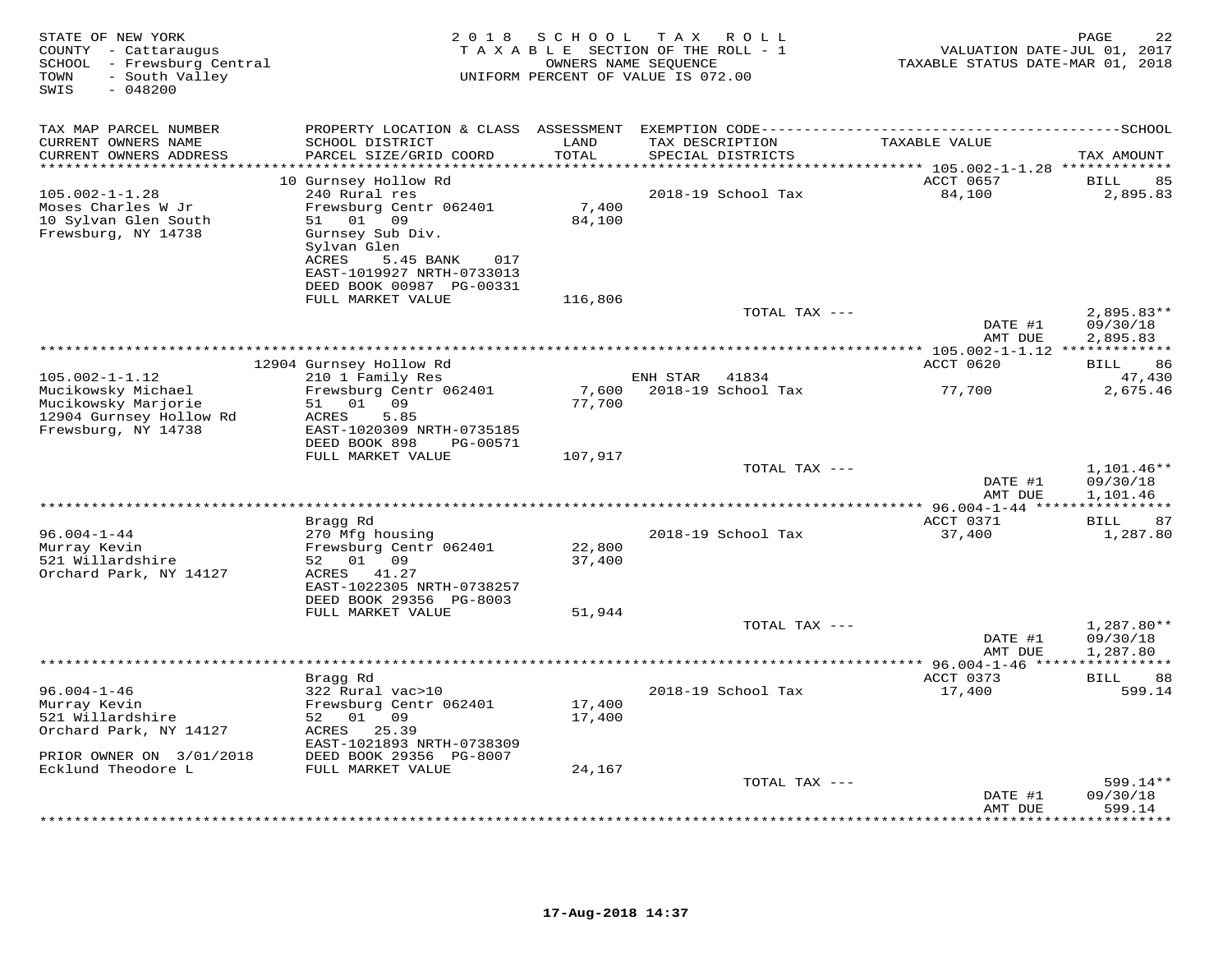STATE OF NEW YORK
COUNTY - Cattaraugus
SCHOOL - Frewsburg Central
TOWN - South Valley
SWIS - 048200

2018 SCHOOL TAX ROLL
TAXABLE SECTION OF THE ROLL - 1
OWNERS NAME SEQUENCE
UNIFORM PERCENT OF VALUE IS 072.00

VALUATION DATE-JUL 01, 2017
TAXABLE STATUS DATE-MAR 01, 2018

| TAX MAP PARCEL NUMBER / CURRENT OWNERS NAME / CURRENT OWNERS ADDRESS | PROPERTY LOCATION & CLASS / SCHOOL DISTRICT / PARCEL SIZE/GRID COORD | ASSESSMENT LAND / TOTAL | EXEMPTION CODE / TAX DESCRIPTION / SPECIAL DISTRICTS | TAXABLE VALUE | TAX AMOUNT |
|---|---|---|---|---|---|
| | 10 Gurnsey Hollow Rd | | | ACCT 0657 | BILL 85 |
| 105.002-1-1.28 | 240 Rural res | | 2018-19 School Tax | 84,100 | 2,895.83 |
| Moses Charles W Jr | Frewsburg Centr 062401 | 7,400 | | | |
| 10 Sylvan Glen South | 51 01 09 | 84,100 | | | |
| Frewsburg, NY 14738 | Gurnsey Sub Div. | | | | |
| | Sylvan Glen | | | | |
| | ACRES 5.45 BANK 017 | | | | |
| | EAST-1019927 NRTH-0733013 | | | | |
| | DEED BOOK 00987 PG-00331 | | | | |
| | FULL MARKET VALUE | 116,806 | | | |
| | | | TOTAL TAX --- | | 2,895.83** |
| | | | | DATE #1 | 09/30/18 |
| | | | | AMT DUE | 2,895.83 |
| | 12904 Gurnsey Hollow Rd | | | ACCT 0620 | BILL 86 |
| 105.002-1-1.12 | 210 1 Family Res | | ENH STAR 41834 | | 47,430 |
| Mucikowsky Michael | Frewsburg Centr 062401 | 7,600 | 2018-19 School Tax | 77,700 | 2,675.46 |
| Mucikowsky Marjorie | 51 01 09 | 77,700 | | | |
| 12904 Gurnsey Hollow Rd | ACRES 5.85 | | | | |
| Frewsburg, NY 14738 | EAST-1020309 NRTH-0735185 | | | | |
| | DEED BOOK 898 PG-00571 | | | | |
| | FULL MARKET VALUE | 107,917 | | | |
| | | | TOTAL TAX --- | | 1,101.46** |
| | | | | DATE #1 | 09/30/18 |
| | | | | AMT DUE | 1,101.46 |
| | Bragg Rd | | | ACCT 0371 | BILL 87 |
| 96.004-1-44 | 270 Mfg housing | | 2018-19 School Tax | 37,400 | 1,287.80 |
| Murray Kevin | Frewsburg Centr 062401 | 22,800 | | | |
| 521 Willardshire | 52 01 09 | 37,400 | | | |
| Orchard Park, NY 14127 | ACRES 41.27 | | | | |
| | EAST-1022305 NRTH-0738257 | | | | |
| | DEED BOOK 29356 PG-8003 | | | | |
| | FULL MARKET VALUE | 51,944 | | | |
| | | | TOTAL TAX --- | | 1,287.80** |
| | | | | DATE #1 | 09/30/18 |
| | | | | AMT DUE | 1,287.80 |
| | Bragg Rd | | | ACCT 0373 | BILL 88 |
| 96.004-1-46 | 322 Rural vac>10 | | 2018-19 School Tax | 17,400 | 599.14 |
| Murray Kevin | Frewsburg Centr 062401 | 17,400 | | | |
| 521 Willardshire | 52 01 09 | 17,400 | | | |
| Orchard Park, NY 14127 | ACRES 25.39 | | | | |
| | EAST-1021893 NRTH-0738309 | | | | |
| PRIOR OWNER ON 3/01/2018 | DEED BOOK 29356 PG-8007 | | | | |
| Ecklund Theodore L | FULL MARKET VALUE | 24,167 | | | |
| | | | TOTAL TAX --- | | 599.14** |
| | | | | DATE #1 | 09/30/18 |
| | | | | AMT DUE | 599.14 |

17-Aug-2018 14:37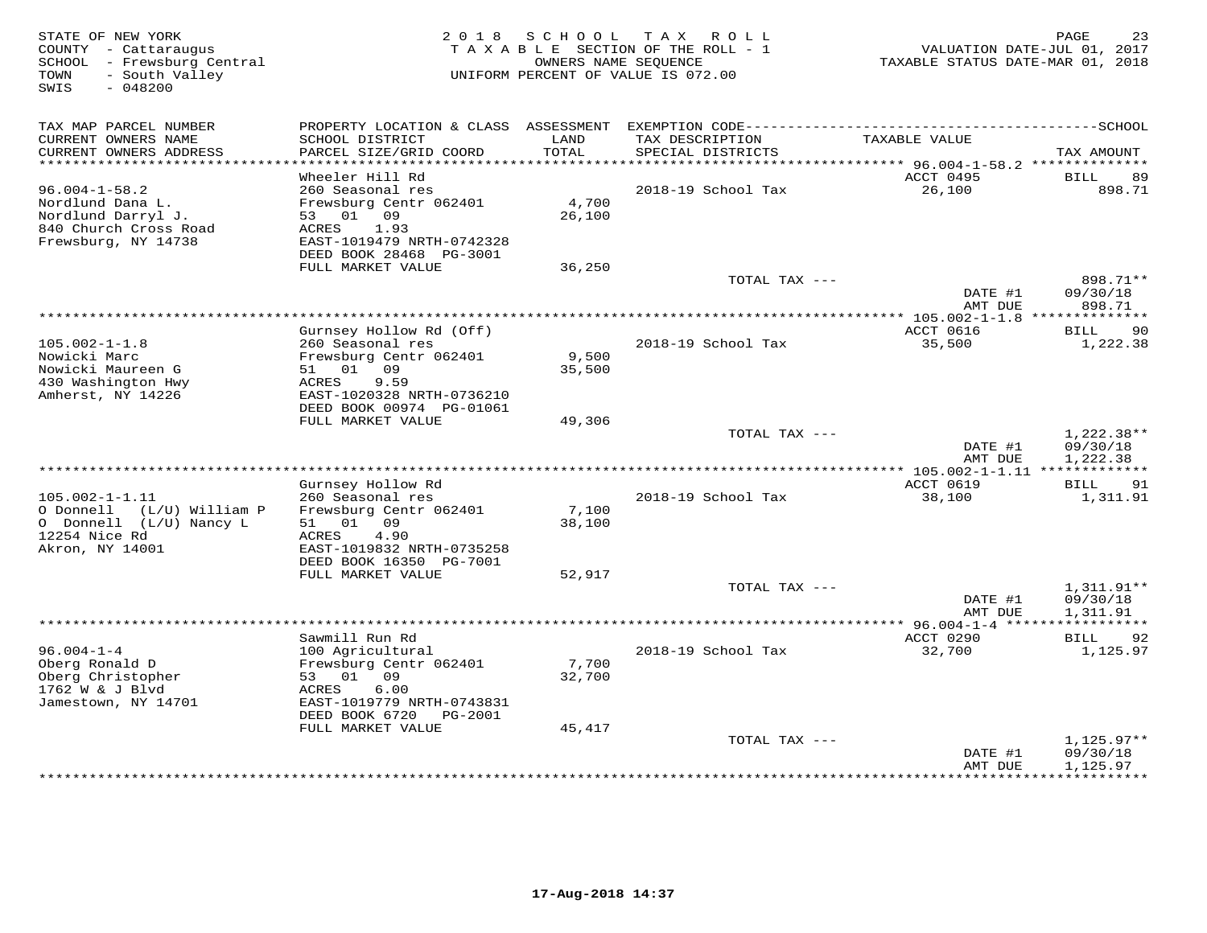STATE OF NEW YORK
COUNTY - Cattaraugus
SCHOOL - Frewsburg Central
TOWN - South Valley
SWIS - 048200

# 2018 SCHOOL TAX ROLL

TAXABLE SECTION OF THE ROLL - 1
OWNERS NAME SEQUENCE
UNIFORM PERCENT OF VALUE IS 072.00

VALUATION DATE-JUL 01, 2017
TAXABLE STATUS DATE-MAR 01, 2018

| TAX MAP PARCEL NUMBER / CURRENT OWNERS NAME / CURRENT OWNERS ADDRESS | PROPERTY LOCATION & CLASS / SCHOOL DISTRICT / PARCEL SIZE/GRID COORD | ASSESSMENT LAND / TOTAL | EXEMPTION CODE / TAX DESCRIPTION / SPECIAL DISTRICTS | TAXABLE VALUE | TAX AMOUNT |
|---|---|---|---|---|---|
| 96.004-1-58.2 | Wheeler Hill Rd | | | ACCT 0495 | BILL 89 |
| Nordlund Dana L. | 260 Seasonal res | | 2018-19 School Tax | 26,100 | 898.71 |
| Nordlund Darryl J. | Frewsburg Centr 062401 | 4,700 | | | |
| 840 Church Cross Road | 53 01 09 | 26,100 | | | |
| Frewsburg, NY 14738 | ACRES 1.93 | | | | |
| | EAST-1019479 NRTH-0742328 | | | | |
| | DEED BOOK 28468 PG-3001 | | | | |
| | FULL MARKET VALUE | 36,250 | | | |
| | | | TOTAL TAX --- | | 898.71** |
| | | | | DATE #1 | 09/30/18 |
| | | | | AMT DUE | 898.71 |
| 105.002-1-1.8 | Gurnsey Hollow Rd (Off) | | | ACCT 0616 | BILL 90 |
| Nowicki Marc | 260 Seasonal res | | 2018-19 School Tax | 35,500 | 1,222.38 |
| Nowicki Maureen G | Frewsburg Centr 062401 | 9,500 | | | |
| 430 Washington Hwy | 51 01 09 | 35,500 | | | |
| Amherst, NY 14226 | ACRES 9.59 | | | | |
| | EAST-1020328 NRTH-0736210 | | | | |
| | DEED BOOK 00974 PG-01061 | | | | |
| | FULL MARKET VALUE | 49,306 | | | |
| | | | TOTAL TAX --- | | 1,222.38** |
| | | | | DATE #1 | 09/30/18 |
| | | | | AMT DUE | 1,222.38 |
| 105.002-1-1.11 | Gurnsey Hollow Rd | | | ACCT 0619 | BILL 91 |
| O Donnell (L/U) William P | 260 Seasonal res | | 2018-19 School Tax | 38,100 | 1,311.91 |
| O Donnell (L/U) Nancy L | Frewsburg Centr 062401 | 7,100 | | | |
| 12254 Nice Rd | 51 01 09 | 38,100 | | | |
| Akron, NY 14001 | ACRES 4.90 | | | | |
| | EAST-1019832 NRTH-0735258 | | | | |
| | DEED BOOK 16350 PG-7001 | | | | |
| | FULL MARKET VALUE | 52,917 | | | |
| | | | TOTAL TAX --- | | 1,311.91** |
| | | | | DATE #1 | 09/30/18 |
| | | | | AMT DUE | 1,311.91 |
| 96.004-1-4 | Sawmill Run Rd | | | ACCT 0290 | BILL 92 |
| Oberg Ronald D | 100 Agricultural | | 2018-19 School Tax | 32,700 | 1,125.97 |
| Oberg Christopher | Frewsburg Centr 062401 | 7,700 | | | |
| 1762 W & J Blvd | 53 01 09 | 32,700 | | | |
| Jamestown, NY 14701 | ACRES 6.00 | | | | |
| | EAST-1019779 NRTH-0743831 | | | | |
| | DEED BOOK 6720 PG-2001 | | | | |
| | FULL MARKET VALUE | 45,417 | | | |
| | | | TOTAL TAX --- | | 1,125.97** |
| | | | | DATE #1 | 09/30/18 |
| | | | | AMT DUE | 1,125.97 |

17-Aug-2018 14:37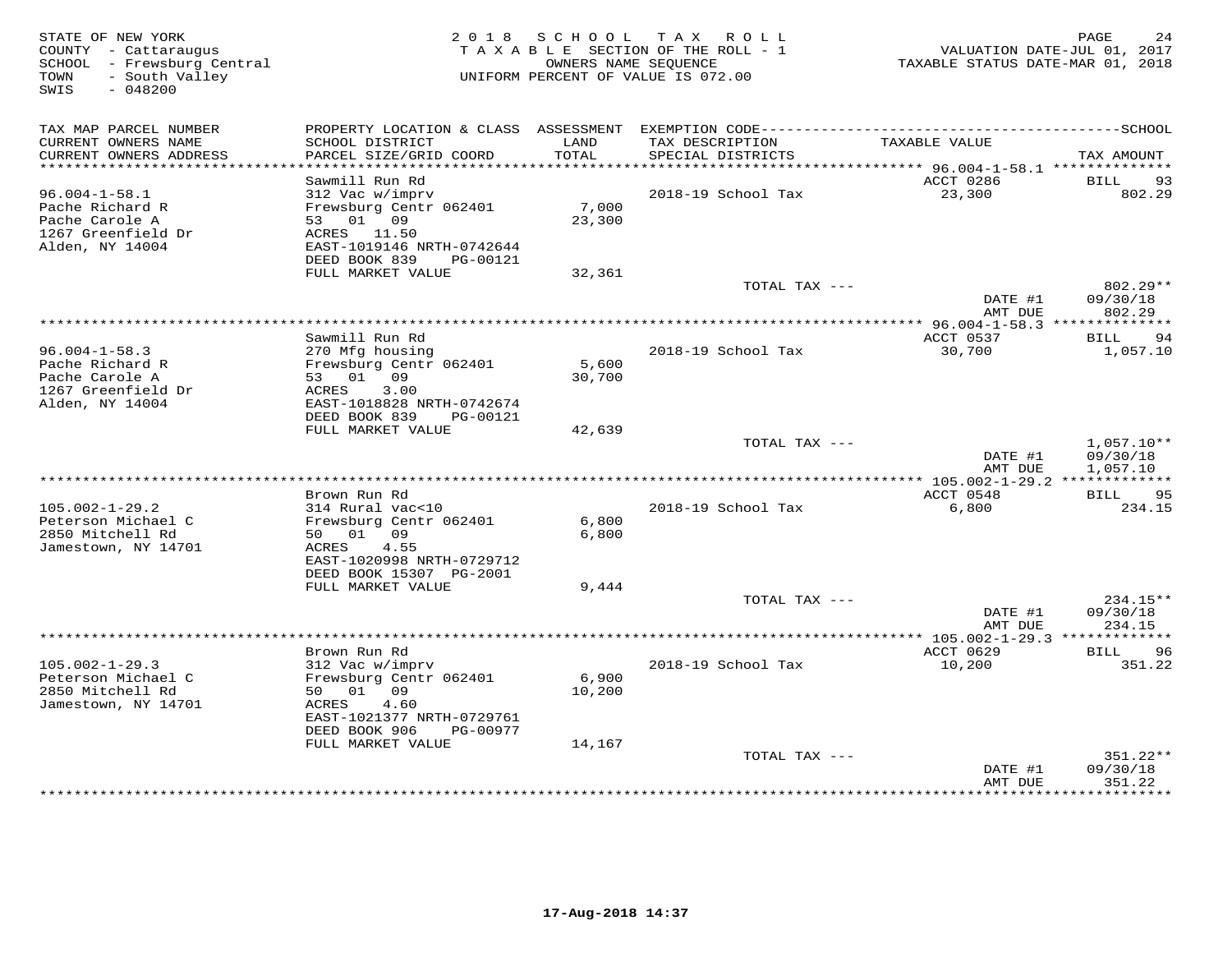STATE OF NEW YORK
COUNTY - Cattaraugus
SCHOOL - Frewsburg Central
TOWN - South Valley
SWIS - 048200

2018 SCHOOL TAX ROLL
TAXABLE SECTION OF THE ROLL - 1
OWNERS NAME SEQUENCE
UNIFORM PERCENT OF VALUE IS 072.00

VALUATION DATE-JUL 01, 2017
TAXABLE STATUS DATE-MAR 01, 2018

| TAX MAP PARCEL NUMBER / CURRENT OWNERS NAME / CURRENT OWNERS ADDRESS | PROPERTY LOCATION & CLASS / SCHOOL DISTRICT / PARCEL SIZE/GRID COORD | ASSESSMENT LAND / TOTAL | EXEMPTION CODE / TAX DESCRIPTION / SPECIAL DISTRICTS | TAXABLE VALUE | SCHOOL TAX AMOUNT |
|---|---|---|---|---|---|
| 96.004-1-58.1 | Sawmill Run Rd | | | ACCT 0286 | BILL 93 |
| Pache Richard R | 312 Vac w/imprv | | 2018-19 School Tax | 23,300 | 802.29 |
| Pache Carole A | Frewsburg Centr 062401 | 7,000 | | | |
| 1267 Greenfield Dr | 53 01 09 | 23,300 | | | |
| Alden, NY 14004 | ACRES 11.50 | | | | |
| | EAST-1019146 NRTH-0742644 | | | | |
| | DEED BOOK 839 PG-00121 | | | | |
| | FULL MARKET VALUE | 32,361 | | | |
| | | | TOTAL TAX --- | | 802.29** |
| | | | | DATE #1 | 09/30/18 |
| | | | | AMT DUE | 802.29 |
| 96.004-1-58.3 | Sawmill Run Rd | | | ACCT 0537 | BILL 94 |
| Pache Richard R | 270 Mfg housing | | 2018-19 School Tax | 30,700 | 1,057.10 |
| Pache Carole A | Frewsburg Centr 062401 | 5,600 | | | |
| 1267 Greenfield Dr | 53 01 09 | 30,700 | | | |
| Alden, NY 14004 | ACRES 3.00 | | | | |
| | EAST-1018828 NRTH-0742674 | | | | |
| | DEED BOOK 839 PG-00121 | | | | |
| | FULL MARKET VALUE | 42,639 | | | |
| | | | TOTAL TAX --- | | 1,057.10** |
| | | | | DATE #1 | 09/30/18 |
| | | | | AMT DUE | 1,057.10 |
| 105.002-1-29.2 | Brown Run Rd | | | ACCT 0548 | BILL 95 |
| Peterson Michael C | 314 Rural vac<10 | | 2018-19 School Tax | 6,800 | 234.15 |
| 2850 Mitchell Rd | Frewsburg Centr 062401 | 6,800 | | | |
| Jamestown, NY 14701 | 50 01 09 | 6,800 | | | |
| | ACRES 4.55 | | | | |
| | EAST-1020998 NRTH-0729712 | | | | |
| | DEED BOOK 15307 PG-2001 | | | | |
| | FULL MARKET VALUE | 9,444 | | | |
| | | | TOTAL TAX --- | | 234.15** |
| | | | | DATE #1 | 09/30/18 |
| | | | | AMT DUE | 234.15 |
| 105.002-1-29.3 | Brown Run Rd | | | ACCT 0629 | BILL 96 |
| Peterson Michael C | 312 Vac w/imprv | | 2018-19 School Tax | 10,200 | 351.22 |
| 2850 Mitchell Rd | Frewsburg Centr 062401 | 6,900 | | | |
| Jamestown, NY 14701 | 50 01 09 | 10,200 | | | |
| | ACRES 4.60 | | | | |
| | EAST-1021377 NRTH-0729761 | | | | |
| | DEED BOOK 906 PG-00977 | | | | |
| | FULL MARKET VALUE | 14,167 | | | |
| | | | TOTAL TAX --- | | 351.22** |
| | | | | DATE #1 | 09/30/18 |
| | | | | AMT DUE | 351.22 |

17-Aug-2018 14:37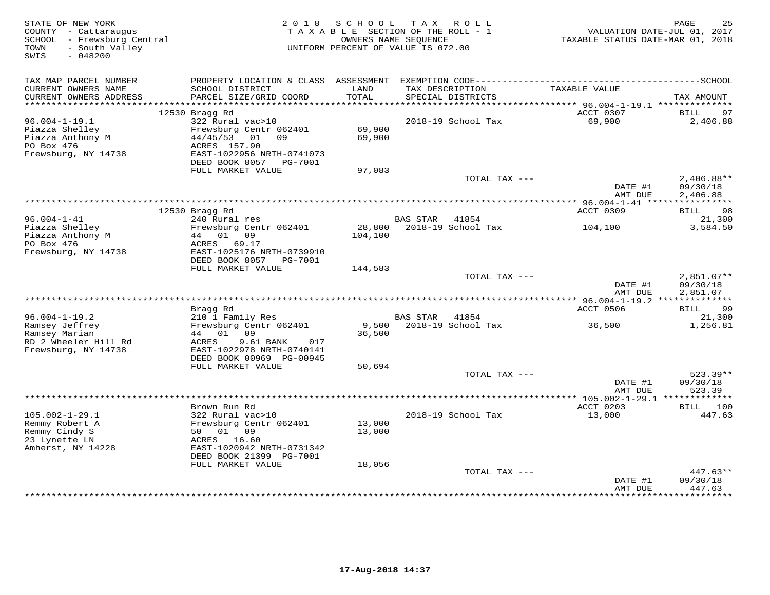STATE OF NEW YORK
COUNTY - Cattaraugus
SCHOOL - Frewsburg Central
TOWN - South Valley
SWIS - 048200

2 0 1 8 S C H O O L T A X R O L L
T A X A B L E SECTION OF THE ROLL - 1
OWNERS NAME SEQUENCE
UNIFORM PERCENT OF VALUE IS 072.00

VALUATION DATE-JUL 01, 2017
TAXABLE STATUS DATE-MAR 01, 2018

| TAX MAP PARCEL NUMBER / CURRENT OWNERS NAME / CURRENT OWNERS ADDRESS | PROPERTY LOCATION & CLASS / SCHOOL DISTRICT / PARCEL SIZE/GRID COORD | ASSESSMENT LAND / TOTAL | EXEMPTION CODE / TAX DESCRIPTION / SPECIAL DISTRICTS | TAXABLE VALUE | SCHOOL TAX AMOUNT |
|---|---|---|---|---|---|
| 96.004-1-19.1 | 12530 Bragg Rd | | | ACCT 0307 | BILL 97 |
| Piazza Shelley | 322 Rural vac>10 | | 2018-19 School Tax | 69,900 | 2,406.88 |
| Piazza Anthony M | Frewsburg Centr 062401 | 69,900 | | | |
| PO Box 476 | 44/45/53 01 09 | 69,900 | | | |
| Frewsburg, NY 14738 | ACRES 157.90 | | | | |
| | EAST-1022956 NRTH-0741073 | | | | |
| | DEED BOOK 8057 PG-7001 | | | | |
| | FULL MARKET VALUE | 97,083 | | | |
| | | | TOTAL TAX --- | | 2,406.88** |
| | | | | DATE #1 | 09/30/18 |
| | | | | AMT DUE | 2,406.88 |
| 96.004-1-41 | 12530 Bragg Rd | | | ACCT 0309 | BILL 98 |
| Piazza Shelley | 240 Rural res | | BAS STAR 41854 | | 21,300 |
| Piazza Anthony M | Frewsburg Centr 062401 | 28,800 | 2018-19 School Tax | 104,100 | 3,584.50 |
| PO Box 476 | 44 01 09 | 104,100 | | | |
| Frewsburg, NY 14738 | ACRES 69.17 | | | | |
| | EAST-1025176 NRTH-0739910 | | | | |
| | DEED BOOK 8057 PG-7001 | | | | |
| | FULL MARKET VALUE | 144,583 | | | |
| | | | TOTAL TAX --- | | 2,851.07** |
| | | | | DATE #1 | 09/30/18 |
| | | | | AMT DUE | 2,851.07 |
| 96.004-1-19.2 | Bragg Rd | | | ACCT 0506 | BILL 99 |
| Ramsey Jeffrey | 210 1 Family Res | | BAS STAR 41854 | | 21,300 |
| Ramsey Marian | Frewsburg Centr 062401 | 9,500 | 2018-19 School Tax | 36,500 | 1,256.81 |
| RD 2 Wheeler Hill Rd | 44 01 09 | 36,500 | | | |
| Frewsburg, NY 14738 | ACRES 9.61 BANK 017 | | | | |
| | EAST-1022978 NRTH-0740141 | | | | |
| | DEED BOOK 00969 PG-00945 | | | | |
| | FULL MARKET VALUE | 50,694 | | | |
| | | | TOTAL TAX --- | | 523.39** |
| | | | | DATE #1 | 09/30/18 |
| | | | | AMT DUE | 523.39 |
| 105.002-1-29.1 | Brown Run Rd | | | ACCT 0203 | BILL 100 |
| Remmy Robert A | 322 Rural vac>10 | | 2018-19 School Tax | 13,000 | 447.63 |
| Remmy Cindy S | Frewsburg Centr 062401 | 13,000 | | | |
| 23 Lynette LN | 50 01 09 | 13,000 | | | |
| Amherst, NY 14228 | ACRES 16.60 | | | | |
| | EAST-1020942 NRTH-0731342 | | | | |
| | DEED BOOK 21399 PG-7001 | | | | |
| | FULL MARKET VALUE | 18,056 | | | |
| | | | TOTAL TAX --- | | 447.63** |
| | | | | DATE #1 | 09/30/18 |
| | | | | AMT DUE | 447.63 |

17-Aug-2018 14:37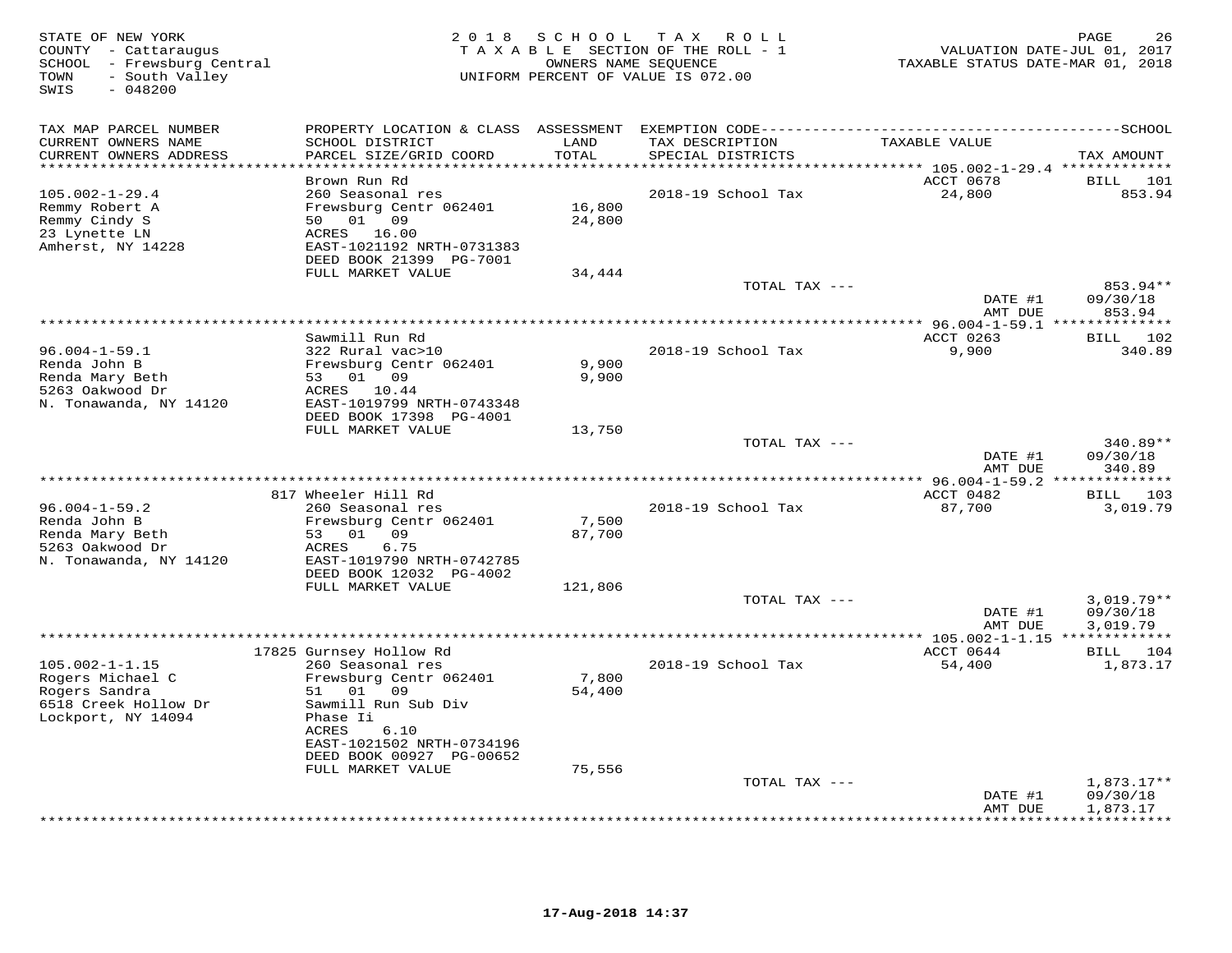STATE OF NEW YORK
COUNTY - Cattaraugus
SCHOOL - Frewsburg Central
TOWN - South Valley
SWIS - 048200

2 0 1 8 S C H O O L T A X R O L L
T A X A B L E SECTION OF THE ROLL - 1
OWNERS NAME SEQUENCE
UNIFORM PERCENT OF VALUE IS 072.00

VALUATION DATE-JUL 01, 2017
TAXABLE STATUS DATE-MAR 01, 2018

| TAX MAP PARCEL NUMBER / CURRENT OWNERS NAME / CURRENT OWNERS ADDRESS | PROPERTY LOCATION & CLASS / SCHOOL DISTRICT / PARCEL SIZE/GRID COORD | ASSESSMENT LAND / TOTAL | EXEMPTION CODE / TAX DESCRIPTION / SPECIAL DISTRICTS | TAXABLE VALUE | TAX AMOUNT |
|---|---|---|---|---|---|
| | Brown Run Rd | | | ACCT 0678 | BILL 101 |
| 105.002-1-29.4 | 260 Seasonal res | | 2018-19 School Tax | 24,800 | 853.94 |
| Remmy Robert A | Frewsburg Centr 062401 | 16,800 | | | |
| Remmy Cindy S | 50 01 09 | 24,800 | | | |
| 23 Lynette LN | ACRES 16.00 | | | | |
| Amherst, NY 14228 | EAST-1021192 NRTH-0731383 | | | | |
| | DEED BOOK 21399 PG-7001 | | | | |
| | FULL MARKET VALUE | 34,444 | | | |
| | | | TOTAL TAX --- | | 853.94** |
| | | | | DATE #1 | 09/30/18 |
| | | | | AMT DUE | 853.94 |
| | Sawmill Run Rd | | | ACCT 0263 | BILL 102 |
| 96.004-1-59.1 | 322 Rural vac>10 | | 2018-19 School Tax | 9,900 | 340.89 |
| Renda John B | Frewsburg Centr 062401 | 9,900 | | | |
| Renda Mary Beth | 53 01 09 | 9,900 | | | |
| 5263 Oakwood Dr | ACRES 10.44 | | | | |
| N. Tonawanda, NY 14120 | EAST-1019799 NRTH-0743348 | | | | |
| | DEED BOOK 17398 PG-4001 | | | | |
| | FULL MARKET VALUE | 13,750 | | | |
| | | | TOTAL TAX --- | | 340.89** |
| | | | | DATE #1 | 09/30/18 |
| | | | | AMT DUE | 340.89 |
| | 817 Wheeler Hill Rd | | | ACCT 0482 | BILL 103 |
| 96.004-1-59.2 | 260 Seasonal res | | 2018-19 School Tax | 87,700 | 3,019.79 |
| Renda John B | Frewsburg Centr 062401 | 7,500 | | | |
| Renda Mary Beth | 53 01 09 | 87,700 | | | |
| 5263 Oakwood Dr | ACRES 6.75 | | | | |
| N. Tonawanda, NY 14120 | EAST-1019790 NRTH-0742785 | | | | |
| | DEED BOOK 12032 PG-4002 | | | | |
| | FULL MARKET VALUE | 121,806 | | | |
| | | | TOTAL TAX --- | | 3,019.79** |
| | | | | DATE #1 | 09/30/18 |
| | | | | AMT DUE | 3,019.79 |
| | 17825 Gurnsey Hollow Rd | | | ACCT 0644 | BILL 104 |
| 105.002-1-1.15 | 260 Seasonal res | | 2018-19 School Tax | 54,400 | 1,873.17 |
| Rogers Michael C | Frewsburg Centr 062401 | 7,800 | | | |
| Rogers Sandra | 51 01 09 | 54,400 | | | |
| 6518 Creek Hollow Dr | Sawmill Run Sub Div | | | | |
| Lockport, NY 14094 | Phase Ii | | | | |
| | ACRES 6.10 | | | | |
| | EAST-1021502 NRTH-0734196 | | | | |
| | DEED BOOK 00927 PG-00652 | | | | |
| | FULL MARKET VALUE | 75,556 | | | |
| | | | TOTAL TAX --- | | 1,873.17** |
| | | | | DATE #1 | 09/30/18 |
| | | | | AMT DUE | 1,873.17 |

17-Aug-2018 14:37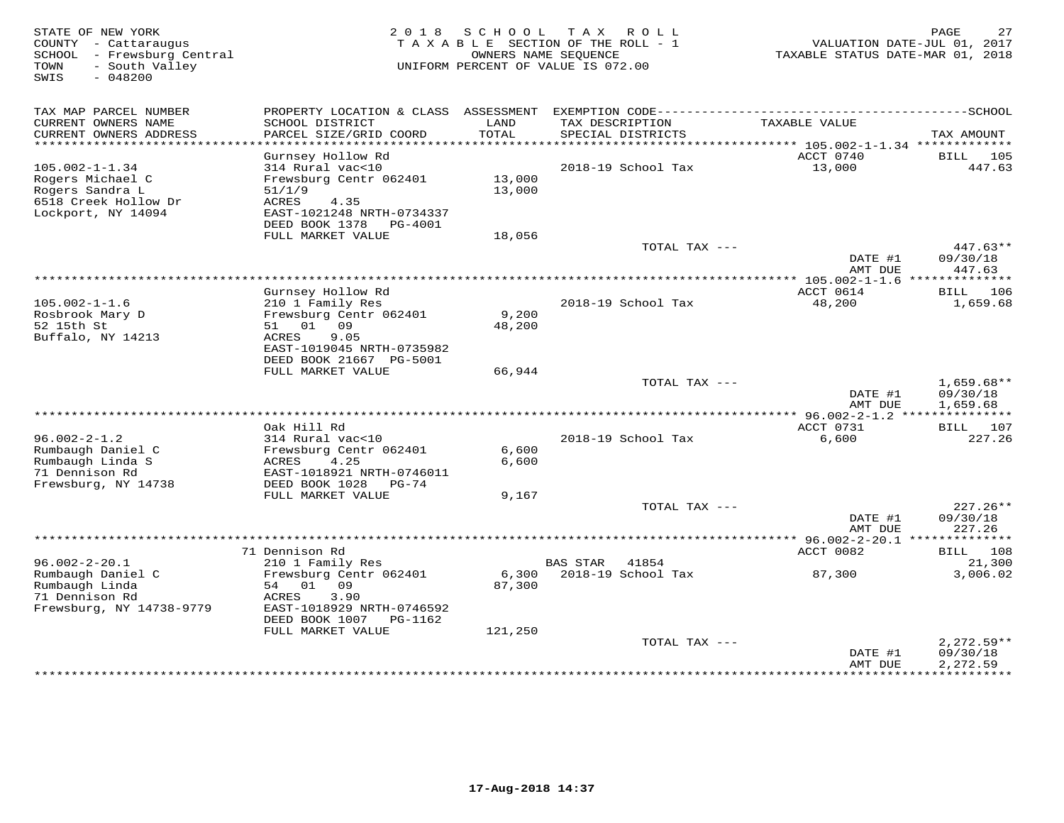STATE OF NEW YORK
COUNTY - Cattaraugus
SCHOOL - Frewsburg Central
TOWN - South Valley
SWIS - 048200

2018 SCHOOL TAX ROLL
TAXABLE SECTION OF THE ROLL - 1
OWNERS NAME SEQUENCE
UNIFORM PERCENT OF VALUE IS 072.00

VALUATION DATE-JUL 01, 2017
TAXABLE STATUS DATE-MAR 01, 2018

| TAX MAP PARCEL NUMBER / CURRENT OWNERS NAME / CURRENT OWNERS ADDRESS | PROPERTY LOCATION & CLASS / SCHOOL DISTRICT / PARCEL SIZE/GRID COORD | ASSESSMENT LAND / TOTAL | EXEMPTION CODE / TAX DESCRIPTION / SPECIAL DISTRICTS | TAXABLE VALUE | TAX AMOUNT |
|---|---|---|---|---|---|
| 105.002-1-1.34 | Gurnsey Hollow Rd | | | ACCT 0740 | BILL 105 |
| Rogers Michael C | 314 Rural vac<10 | | 2018-19 School Tax | 13,000 | 447.63 |
| Rogers Sandra L | Frewsburg Centr 062401 | 13,000 | | | |
| 6518 Creek Hollow Dr | 51/1/9 | 13,000 | | | |
| Lockport, NY 14094 | ACRES 4.35 | | | | |
| | EAST-1021248 NRTH-0734337 | | | | |
| | DEED BOOK 1378 PG-4001 | | | | |
| | FULL MARKET VALUE | 18,056 | | | |
| | | | TOTAL TAX --- | | 447.63** |
| | | | | DATE #1 | 09/30/18 |
| | | | | AMT DUE | 447.63 |
| 105.002-1-1.6 | Gurnsey Hollow Rd | | | ACCT 0614 | BILL 106 |
| Rosbrook Mary D | 210 1 Family Res | | 2018-19 School Tax | 48,200 | 1,659.68 |
| 52 15th St | Frewsburg Centr 062401 | 9,200 | | | |
| Buffalo, NY 14213 | 51 01 09 | 48,200 | | | |
| | ACRES 9.05 | | | | |
| | EAST-1019045 NRTH-0735982 | | | | |
| | DEED BOOK 21667 PG-5001 | | | | |
| | FULL MARKET VALUE | 66,944 | | | |
| | | | TOTAL TAX --- | | 1,659.68** |
| | | | | DATE #1 | 09/30/18 |
| | | | | AMT DUE | 1,659.68 |
| 96.002-2-1.2 | Oak Hill Rd | | | ACCT 0731 | BILL 107 |
| Rumbaugh Daniel C | 314 Rural vac<10 | | 2018-19 School Tax | 6,600 | 227.26 |
| Rumbaugh Linda S | Frewsburg Centr 062401 | 6,600 | | | |
| 71 Dennison Rd | ACRES 4.25 | 6,600 | | | |
| Frewsburg, NY 14738 | EAST-1018921 NRTH-0746011 | | | | |
| | DEED BOOK 1028 PG-74 | | | | |
| | FULL MARKET VALUE | 9,167 | | | |
| | | | TOTAL TAX --- | | 227.26** |
| | | | | DATE #1 | 09/30/18 |
| | | | | AMT DUE | 227.26 |
| 96.002-2-20.1 | 71 Dennison Rd | | | ACCT 0082 | BILL 108 |
| Rumbaugh Daniel C | 210 1 Family Res | | BAS STAR 41854 | | 21,300 |
| Rumbaugh Linda | Frewsburg Centr 062401 | 6,300 | 2018-19 School Tax | 87,300 | 3,006.02 |
| 71 Dennison Rd | 54 01 09 | 87,300 | | | |
| Frewsburg, NY 14738-9779 | ACRES 3.90 | | | | |
| | EAST-1018929 NRTH-0746592 | | | | |
| | DEED BOOK 1007 PG-1162 | | | | |
| | FULL MARKET VALUE | 121,250 | | | |
| | | | TOTAL TAX --- | | 2,272.59** |
| | | | | DATE #1 | 09/30/18 |
| | | | | AMT DUE | 2,272.59 |

17-Aug-2018 14:37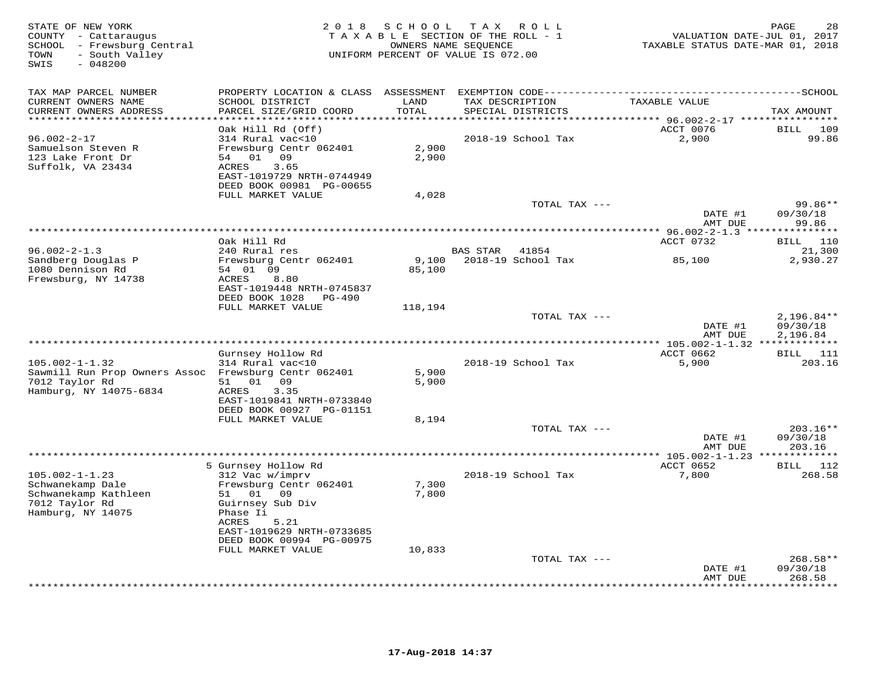STATE OF NEW YORK
COUNTY - Cattaraugus
SCHOOL - Frewsburg Central
TOWN - South Valley
SWIS - 048200

2 0 1 8 S C H O O L T A X R O L L
T A X A B L E SECTION OF THE ROLL - 1
OWNERS NAME SEQUENCE
UNIFORM PERCENT OF VALUE IS 072.00

VALUATION DATE-JUL 01, 2017
TAXABLE STATUS DATE-MAR 01, 2018

| TAX MAP PARCEL NUMBER / CURRENT OWNERS NAME / CURRENT OWNERS ADDRESS | PROPERTY LOCATION & CLASS / SCHOOL DISTRICT / PARCEL SIZE/GRID COORD | ASSESSMENT LAND / TOTAL | EXEMPTION CODE / TAX DESCRIPTION / SPECIAL DISTRICTS | TAXABLE VALUE | TAX AMOUNT |
|---|---|---|---|---|---|
| | Oak Hill Rd (Off) | | | ACCT 0076 | BILL 109 |
| 96.002-2-17 | 314 Rural vac<10 | | 2018-19 School Tax | 2,900 | 99.86 |
| Samuelson Steven R | Frewsburg Centr 062401 | 2,900 | | | |
| 123 Lake Front Dr | 54 01 09 | 2,900 | | | |
| Suffolk, VA 23434 | ACRES 3.65 | | | | |
| | EAST-1019729 NRTH-0744949 | | | | |
| | DEED BOOK 00981 PG-00655 | | | | |
| | FULL MARKET VALUE | 4,028 | | | |
| | | | TOTAL TAX --- | | 99.86** |
| | | | | DATE #1 | 09/30/18 |
| | | | | AMT DUE | 99.86 |
| | Oak Hill Rd | | | ACCT 0732 | BILL 110 |
| 96.002-2-1.3 | 240 Rural res | | BAS STAR 41854 | | 21,300 |
| Sandberg Douglas P | Frewsburg Centr 062401 | 9,100 | 2018-19 School Tax | 85,100 | 2,930.27 |
| 1080 Dennison Rd | 54 01 09 | 85,100 | | | |
| Frewsburg, NY 14738 | ACRES 8.80 | | | | |
| | EAST-1019448 NRTH-0745837 | | | | |
| | DEED BOOK 1028 PG-490 | | | | |
| | FULL MARKET VALUE | 118,194 | | | |
| | | | TOTAL TAX --- | | 2,196.84** |
| | | | | DATE #1 | 09/30/18 |
| | | | | AMT DUE | 2,196.84 |
| | Gurnsey Hollow Rd | | | ACCT 0662 | BILL 111 |
| 105.002-1-1.32 | 314 Rural vac<10 | | 2018-19 School Tax | 5,900 | 203.16 |
| Sawmill Run Prop Owners Assoc | Frewsburg Centr 062401 | 5,900 | | | |
| 7012 Taylor Rd | 51 01 09 | 5,900 | | | |
| Hamburg, NY 14075-6834 | ACRES 3.35 | | | | |
| | EAST-1019841 NRTH-0733840 | | | | |
| | DEED BOOK 00927 PG-01151 | | | | |
| | FULL MARKET VALUE | 8,194 | | | |
| | | | TOTAL TAX --- | | 203.16** |
| | | | | DATE #1 | 09/30/18 |
| | | | | AMT DUE | 203.16 |
| | 5 Gurnsey Hollow Rd | | | ACCT 0652 | BILL 112 |
| 105.002-1-1.23 | 312 Vac w/imprv | | 2018-19 School Tax | 7,800 | 268.58 |
| Schwanekamp Dale | Frewsburg Centr 062401 | 7,300 | | | |
| Schwanekamp Kathleen | 51 01 09 | 7,800 | | | |
| 7012 Taylor Rd | Guirnsey Sub Div | | | | |
| Hamburg, NY 14075 | Phase Ii | | | | |
| | ACRES 5.21 | | | | |
| | EAST-1019629 NRTH-0733685 | | | | |
| | DEED BOOK 00994 PG-00975 | | | | |
| | FULL MARKET VALUE | 10,833 | | | |
| | | | TOTAL TAX --- | | 268.58** |
| | | | | DATE #1 | 09/30/18 |
| | | | | AMT DUE | 268.58 |

17-Aug-2018 14:37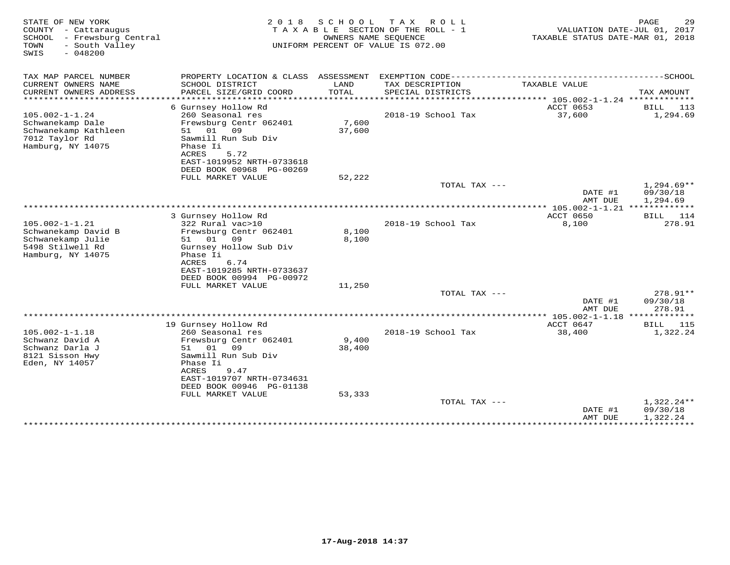STATE OF NEW YORK
COUNTY - Cattaraugus
SCHOOL - Frewsburg Central
TOWN - South Valley
SWIS - 048200

2018 SCHOOL TAX ROLL
TAXABLE SECTION OF THE ROLL - 1
OWNERS NAME SEQUENCE
UNIFORM PERCENT OF VALUE IS 072.00

VALUATION DATE-JUL 01, 2017
TAXABLE STATUS DATE-MAR 01, 2018

| TAX MAP PARCEL NUMBER / CURRENT OWNERS NAME / CURRENT OWNERS ADDRESS | PROPERTY LOCATION & CLASS / SCHOOL DISTRICT / PARCEL SIZE/GRID COORD | ASSESSMENT LAND / TOTAL | EXEMPTION CODE / TAX DESCRIPTION / SPECIAL DISTRICTS | TAXABLE VALUE | SCHOOL TAX AMOUNT |
|---|---|---|---|---|---|
| 105.002-1-1.24 | 6 Gurnsey Hollow Rd | | | ACCT 0653 | BILL 113 |
| Schwanekamp Dale | 260 Seasonal res | | 2018-19 School Tax | 37,600 | 1,294.69 |
| Schwanekamp Kathleen | Frewsburg Centr 062401 | 7,600 | | | |
| 7012 Taylor Rd | 51 01 09 | 37,600 | | | |
| Hamburg, NY 14075 | Sawmill Run Sub Div | | | | |
| | Phase Ii | | | | |
| | ACRES 5.72 | | | | |
| | EAST-1019952 NRTH-0733618 | | | | |
| | DEED BOOK 00968 PG-00269 | | | | |
| | FULL MARKET VALUE | 52,222 | | | |
| | | | TOTAL TAX --- | | 1,294.69** |
| | | | | DATE #1 | 09/30/18 |
| | | | | AMT DUE | 1,294.69 |
| 105.002-1-1.21 | 3 Gurnsey Hollow Rd | | | ACCT 0650 | BILL 114 |
| Schwanekamp David B | 322 Rural vac>10 | | 2018-19 School Tax | 8,100 | 278.91 |
| Schwanekamp Julie | Frewsburg Centr 062401 | 8,100 | | | |
| 5498 Stilwell Rd | 51 01 09 | 8,100 | | | |
| Hamburg, NY 14075 | Gurnsey Hollow Sub Div | | | | |
| | Phase Ii | | | | |
| | ACRES 6.74 | | | | |
| | EAST-1019285 NRTH-0733637 | | | | |
| | DEED BOOK 00994 PG-00972 | | | | |
| | FULL MARKET VALUE | 11,250 | | | |
| | | | TOTAL TAX --- | | 278.91** |
| | | | | DATE #1 | 09/30/18 |
| | | | | AMT DUE | 278.91 |
| 105.002-1-1.18 | 19 Gurnsey Hollow Rd | | | ACCT 0647 | BILL 115 |
| Schwanz David A | 260 Seasonal res | | 2018-19 School Tax | 38,400 | 1,322.24 |
| Schwanz Darla J | Frewsburg Centr 062401 | 9,400 | | | |
| 8121 Sisson Hwy | 51 01 09 | 38,400 | | | |
| Eden, NY 14057 | Sawmill Run Sub Div | | | | |
| | Phase Ii | | | | |
| | ACRES 9.47 | | | | |
| | EAST-1019707 NRTH-0734631 | | | | |
| | DEED BOOK 00946 PG-01138 | | | | |
| | FULL MARKET VALUE | 53,333 | | | |
| | | | TOTAL TAX --- | | 1,322.24** |
| | | | | DATE #1 | 09/30/18 |
| | | | | AMT DUE | 1,322.24 |

17-Aug-2018 14:37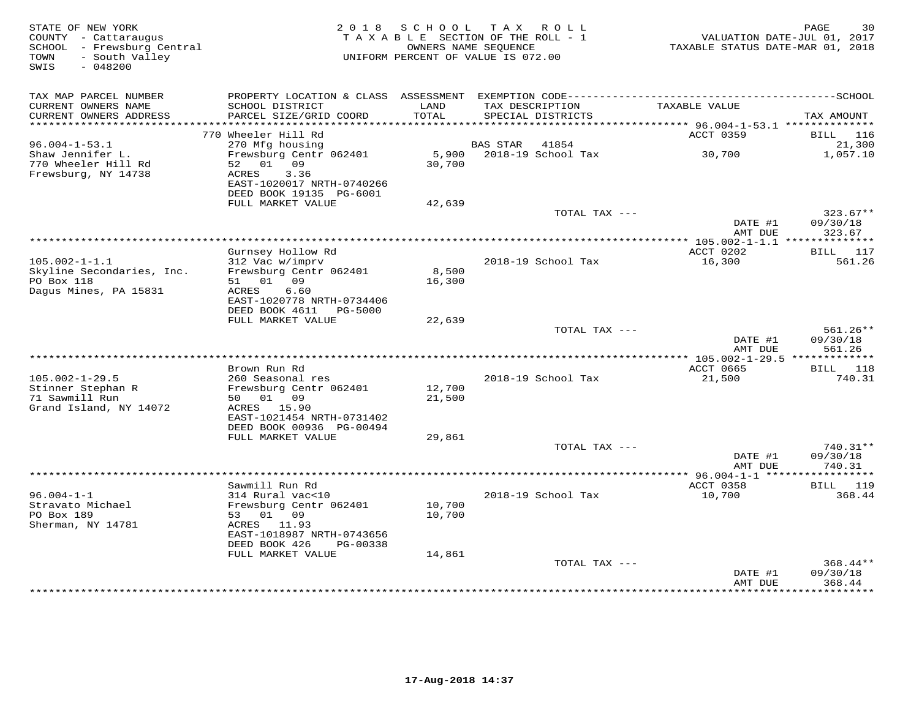STATE OF NEW YORK
COUNTY - Cattaraugus
SCHOOL - Frewsburg Central
TOWN - South Valley
SWIS - 048200

2018 SCHOOL TAX ROLL
TAXABLE SECTION OF THE ROLL - 1
OWNERS NAME SEQUENCE
UNIFORM PERCENT OF VALUE IS 072.00

VALUATION DATE-JUL 01, 2017
TAXABLE STATUS DATE-MAR 01, 2018

| TAX MAP PARCEL NUMBER / CURRENT OWNERS NAME / CURRENT OWNERS ADDRESS | PROPERTY LOCATION & CLASS / SCHOOL DISTRICT / PARCEL SIZE/GRID COORD | ASSESSMENT LAND / TOTAL | EXEMPTION CODE / TAX DESCRIPTION / SPECIAL DISTRICTS | TAXABLE VALUE | SCHOOL TAX AMOUNT |
|---|---|---|---|---|---|
| 96.004-1-53.1 | 770 Wheeler Hill Rd | | | ACCT 0359 | BILL 116 |
| Shaw Jennifer L. | 270 Mfg housing | | BAS STAR 41854 | | 21,300 |
| 770 Wheeler Hill Rd | Frewsburg Centr 062401 | 5,900 | 2018-19 School Tax | 30,700 | 1,057.10 |
| Frewsburg, NY 14738 | 52 01 09 | 30,700 | | | |
| | ACRES 3.36 | | | | |
| | EAST-1020017 NRTH-0740266 | | | | |
| | DEED BOOK 19135 PG-6001 | | | | |
| | FULL MARKET VALUE | 42,639 | | | |
| | | | TOTAL TAX --- | | 323.67** |
| | | | | DATE #1 | 09/30/18 |
| | | | | AMT DUE | 323.67 |
| 105.002-1-1.1 | Gurnsey Hollow Rd | | | ACCT 0202 | BILL 117 |
| Skyline Secondaries, Inc. | 312 Vac w/imprv | | 2018-19 School Tax | 16,300 | 561.26 |
| PO Box 118 | Frewsburg Centr 062401 | 8,500 | | | |
| Dagus Mines, PA 15831 | 51 01 09 | 16,300 | | | |
| | ACRES 6.60 | | | | |
| | EAST-1020778 NRTH-0734406 | | | | |
| | DEED BOOK 4611 PG-5000 | | | | |
| | FULL MARKET VALUE | 22,639 | | | |
| | | | TOTAL TAX --- | | 561.26** |
| | | | | DATE #1 | 09/30/18 |
| | | | | AMT DUE | 561.26 |
| 105.002-1-29.5 | Brown Run Rd | | | ACCT 0665 | BILL 118 |
| Stinner Stephan R | 260 Seasonal res | | 2018-19 School Tax | 21,500 | 740.31 |
| 71 Sawmill Run | Frewsburg Centr 062401 | 12,700 | | | |
| Grand Island, NY 14072 | 50 01 09 | 21,500 | | | |
| | ACRES 15.90 | | | | |
| | EAST-1021454 NRTH-0731402 | | | | |
| | DEED BOOK 00936 PG-00494 | | | | |
| | FULL MARKET VALUE | 29,861 | | | |
| | | | TOTAL TAX --- | | 740.31** |
| | | | | DATE #1 | 09/30/18 |
| | | | | AMT DUE | 740.31 |
| 96.004-1-1 | Sawmill Run Rd | | | ACCT 0358 | BILL 119 |
| Stravato Michael | 314 Rural vac<10 | | 2018-19 School Tax | 10,700 | 368.44 |
| PO Box 189 | Frewsburg Centr 062401 | 10,700 | | | |
| Sherman, NY 14781 | 53 01 09 | 10,700 | | | |
| | ACRES 11.93 | | | | |
| | EAST-1018987 NRTH-0743656 | | | | |
| | DEED BOOK 426 PG-00338 | | | | |
| | FULL MARKET VALUE | 14,861 | | | |
| | | | TOTAL TAX --- | | 368.44** |
| | | | | DATE #1 | 09/30/18 |
| | | | | AMT DUE | 368.44 |

17-Aug-2018 14:37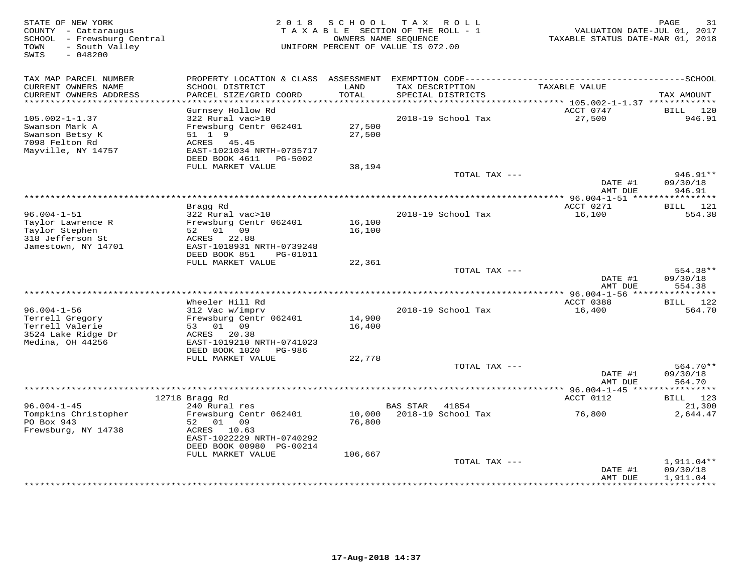STATE OF NEW YORK
COUNTY - Cattaraugus
SCHOOL - Frewsburg Central
TOWN - South Valley
SWIS - 048200

2018 SCHOOL TAX ROLL
TAXABLE SECTION OF THE ROLL - 1
OWNERS NAME SEQUENCE
UNIFORM PERCENT OF VALUE IS 072.00

VALUATION DATE-JUL 01, 2017
TAXABLE STATUS DATE-MAR 01, 2018

| TAX MAP PARCEL NUMBER / CURRENT OWNERS NAME / CURRENT OWNERS ADDRESS | PROPERTY LOCATION & CLASS / SCHOOL DISTRICT / PARCEL SIZE/GRID COORD | ASSESSMENT LAND / TOTAL | EXEMPTION CODE / TAX DESCRIPTION / SPECIAL DISTRICTS | TAXABLE VALUE | TAX AMOUNT |
|---|---|---|---|---|---|
| 105.002-1-1.37 | Gurnsey Hollow Rd | | | ACCT 0747 | BILL 120 |
| Swanson Mark A | 322 Rural vac>10 | | 2018-19 School Tax | 27,500 | 946.91 |
| Swanson Betsy K | Frewsburg Centr 062401 | 27,500 | | | |
| 7098 Felton Rd | 51 1 9 | 27,500 | | | |
| Mayville, NY 14757 | ACRES 45.45 | | | | |
| | EAST-1021034 NRTH-0735717 | | | | |
| | DEED BOOK 4611 PG-5002 | | | | |
| | FULL MARKET VALUE | 38,194 | | | |
| | | | TOTAL TAX --- | | 946.91** |
| | | | | DATE #1 | 09/30/18 |
| | | | | AMT DUE | 946.91 |
| 96.004-1-51 | Bragg Rd | | | ACCT 0271 | BILL 121 |
| Taylor Lawrence R | 322 Rural vac>10 | | 2018-19 School Tax | 16,100 | 554.38 |
| Taylor Stephen | Frewsburg Centr 062401 | 16,100 | | | |
| 318 Jefferson St | 52 01 09 | 16,100 | | | |
| Jamestown, NY 14701 | ACRES 22.88 | | | | |
| | EAST-1018931 NRTH-0739248 | | | | |
| | DEED BOOK 851 PG-01011 | | | | |
| | FULL MARKET VALUE | 22,361 | | | |
| | | | TOTAL TAX --- | | 554.38** |
| | | | | DATE #1 | 09/30/18 |
| | | | | AMT DUE | 554.38 |
| 96.004-1-56 | Wheeler Hill Rd | | | ACCT 0388 | BILL 122 |
| Terrell Gregory | 312 Vac w/imprv | | 2018-19 School Tax | 16,400 | 564.70 |
| Terrell Valerie | Frewsburg Centr 062401 | 14,900 | | | |
| 3524 Lake Ridge Dr | 53 01 09 | 16,400 | | | |
| Medina, OH 44256 | ACRES 20.38 | | | | |
| | EAST-1019210 NRTH-0741023 | | | | |
| | DEED BOOK 1020 PG-986 | | | | |
| | FULL MARKET VALUE | 22,778 | | | |
| | | | TOTAL TAX --- | | 564.70** |
| | | | | DATE #1 | 09/30/18 |
| | | | | AMT DUE | 564.70 |
| 96.004-1-45 | 12718 Bragg Rd | | | ACCT 0112 | BILL 123 |
| Tompkins Christopher | 240 Rural res | | BAS STAR 41854 | | 21,300 |
| PO Box 943 | Frewsburg Centr 062401 | 10,000 | 2018-19 School Tax | 76,800 | 2,644.47 |
| Frewsburg, NY 14738 | 52 01 09 | 76,800 | | | |
| | ACRES 10.63 | | | | |
| | EAST-1022229 NRTH-0740292 | | | | |
| | DEED BOOK 00980 PG-00214 | | | | |
| | FULL MARKET VALUE | 106,667 | | | |
| | | | TOTAL TAX --- | | 1,911.04** |
| | | | | DATE #1 | 09/30/18 |
| | | | | AMT DUE | 1,911.04 |

17-Aug-2018 14:37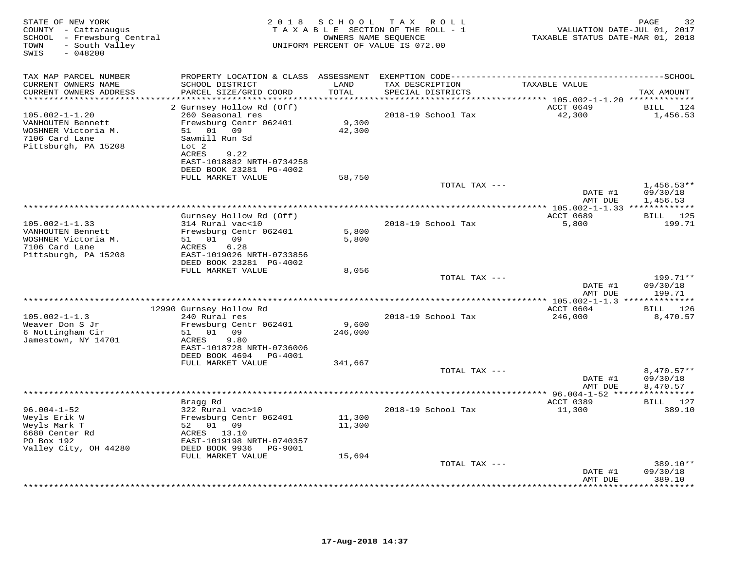STATE OF NEW YORK
COUNTY - Cattaraugus
SCHOOL - Frewsburg Central
TOWN - South Valley
SWIS - 048200

2 0 1 8 S C H O O L T A X R O L L
T A X A B L E SECTION OF THE ROLL - 1
OWNERS NAME SEQUENCE
UNIFORM PERCENT OF VALUE IS 072.00

VALUATION DATE-JUL 01, 2017
TAXABLE STATUS DATE-MAR 01, 2018

| TAX MAP PARCEL NUMBER / CURRENT OWNERS NAME / CURRENT OWNERS ADDRESS | PROPERTY LOCATION & CLASS / SCHOOL DISTRICT / PARCEL SIZE/GRID COORD | ASSESSMENT LAND / TOTAL | EXEMPTION CODE / TAX DESCRIPTION / SPECIAL DISTRICTS | TAXABLE VALUE | TAX AMOUNT (SCHOOL) |
|---|---|---|---|---|---|
| | 2 Gurnsey Hollow Rd (Off) | | | ACCT 0649 | BILL 124 |
| 105.002-1-1.20 | 260 Seasonal res | | 2018-19 School Tax | 42,300 | 1,456.53 |
| VANHOUTEN Bennett | Frewsburg Centr 062401 | 9,300 | | | |
| WOSHNER Victoria M. | 51 01 09 | 42,300 | | | |
| 7106 Card Lane | Sawmill Run Sd | | | | |
| Pittsburgh, PA 15208 | Lot 2 | | | | |
| | ACRES 9.22 | | | | |
| | EAST-1018882 NRTH-0734258 | | | | |
| | DEED BOOK 23281 PG-4002 | | | | |
| | FULL MARKET VALUE | 58,750 | | | |
| | | | TOTAL TAX --- | | 1,456.53** |
| | | | | DATE #1 | 09/30/18 |
| | | | | AMT DUE | 1,456.53 |
| | Gurnsey Hollow Rd (Off) | | | ACCT 0689 | BILL 125 |
| 105.002-1-1.33 | 314 Rural vac<10 | | 2018-19 School Tax | 5,800 | 199.71 |
| VANHOUTEN Bennett | Frewsburg Centr 062401 | 5,800 | | | |
| WOSHNER Victoria M. | 51 01 09 | 5,800 | | | |
| 7106 Card Lane | ACRES 6.28 | | | | |
| Pittsburgh, PA 15208 | EAST-1019026 NRTH-0733856 | | | | |
| | DEED BOOK 23281 PG-4002 | | | | |
| | FULL MARKET VALUE | 8,056 | | | |
| | | | TOTAL TAX --- | | 199.71** |
| | | | | DATE #1 | 09/30/18 |
| | | | | AMT DUE | 199.71 |
| | 12990 Gurnsey Hollow Rd | | | ACCT 0604 | BILL 126 |
| 105.002-1-1.3 | 240 Rural res | | 2018-19 School Tax | 246,000 | 8,470.57 |
| Weaver Don S Jr | Frewsburg Centr 062401 | 9,600 | | | |
| 6 Nottingham Cir | 51 01 09 | 246,000 | | | |
| Jamestown, NY 14701 | ACRES 9.80 | | | | |
| | EAST-1018728 NRTH-0736006 | | | | |
| | DEED BOOK 4694 PG-4001 | | | | |
| | FULL MARKET VALUE | 341,667 | | | |
| | | | TOTAL TAX --- | | 8,470.57** |
| | | | | DATE #1 | 09/30/18 |
| | | | | AMT DUE | 8,470.57 |
| | Bragg Rd | | | ACCT 0389 | BILL 127 |
| 96.004-1-52 | 322 Rural vac>10 | | 2018-19 School Tax | 11,300 | 389.10 |
| Weyls Erik W | Frewsburg Centr 062401 | 11,300 | | | |
| Weyls Mark T | 52 01 09 | 11,300 | | | |
| 6680 Center Rd | ACRES 13.10 | | | | |
| PO Box 192 | EAST-1019198 NRTH-0740357 | | | | |
| Valley City, OH 44280 | DEED BOOK 9936 PG-9001 | | | | |
| | FULL MARKET VALUE | 15,694 | | | |
| | | | TOTAL TAX --- | | 389.10** |
| | | | | DATE #1 | 09/30/18 |
| | | | | AMT DUE | 389.10 |

17-Aug-2018 14:37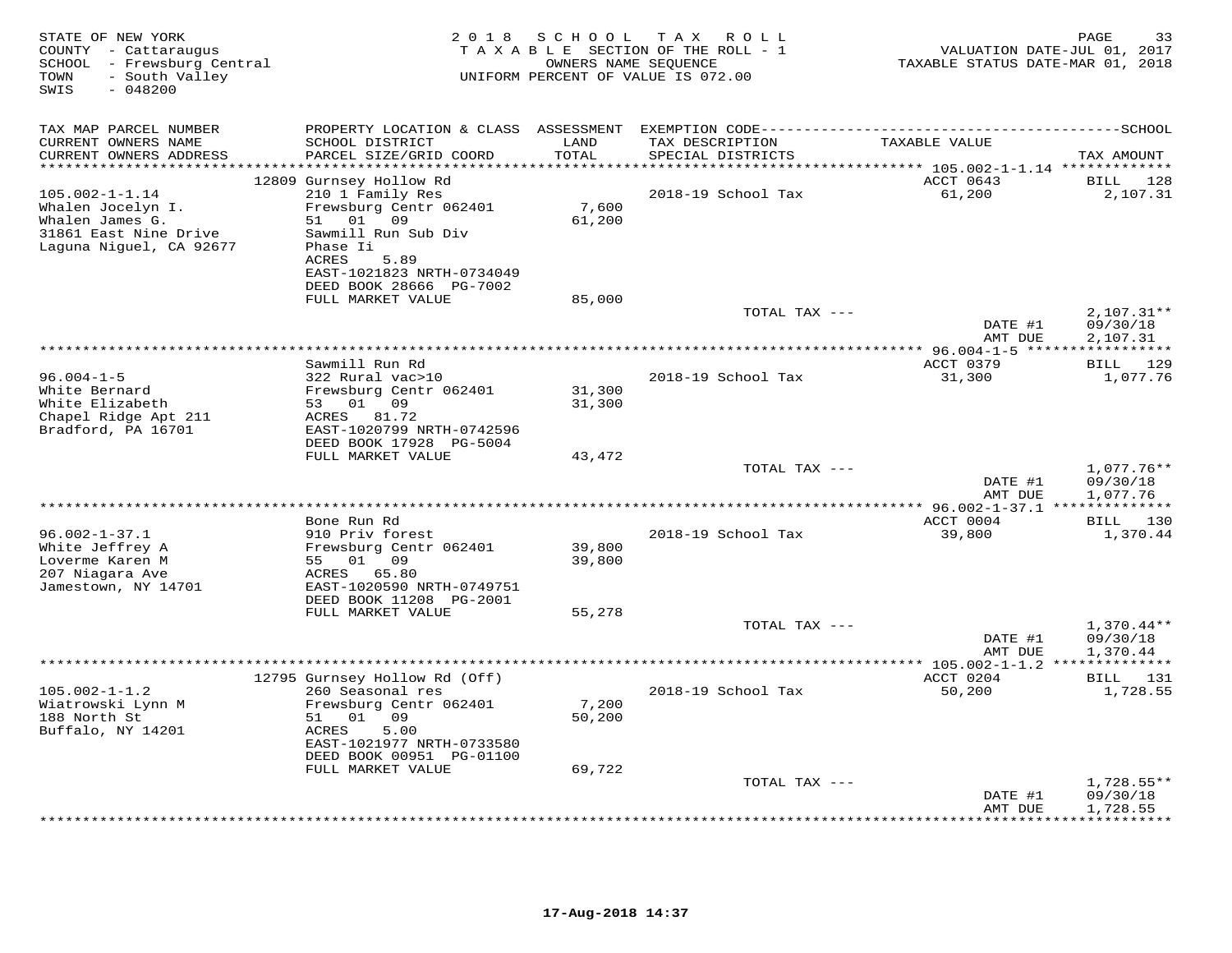STATE OF NEW YORK
COUNTY - Cattaraugus
SCHOOL - Frewsburg Central
TOWN - South Valley
SWIS - 048200

2018 SCHOOL TAX ROLL
TAXABLE SECTION OF THE ROLL - 1
OWNERS NAME SEQUENCE
UNIFORM PERCENT OF VALUE IS 072.00

VALUATION DATE-JUL 01, 2017
TAXABLE STATUS DATE-MAR 01, 2018

| TAX MAP PARCEL NUMBER / CURRENT OWNERS NAME / CURRENT OWNERS ADDRESS | PROPERTY LOCATION & CLASS / SCHOOL DISTRICT / PARCEL SIZE/GRID COORD | ASSESSMENT LAND / TOTAL | EXEMPTION CODE / TAX DESCRIPTION / SPECIAL DISTRICTS | TAXABLE VALUE | SCHOOL TAX AMOUNT |
|---|---|---|---|---|---|
| 105.002-1-1.14 | 12809 Gurnsey Hollow Rd | | | ACCT 0643 | BILL 128 |
| Whalen Jocelyn I. | 210 1 Family Res | | 2018-19 School Tax | 61,200 | 2,107.31 |
| Whalen James G. | Frewsburg Centr 062401 | 7,600 | | | |
| 31861 East Nine Drive | 51 01 09 | 61,200 | | | |
| Laguna Niguel, CA 92677 | Sawmill Run Sub Div | | | | |
| | Phase Ii | | | | |
| | ACRES 5.89 | | | | |
| | EAST-1021823 NRTH-0734049 | | | | |
| | DEED BOOK 28666 PG-7002 | | | | |
| | FULL MARKET VALUE | 85,000 | | | |
| | | | TOTAL TAX --- | | 2,107.31** |
| | | | | DATE #1 | 09/30/18 |
| | | | | AMT DUE | 2,107.31 |
| 96.004-1-5 | Sawmill Run Rd | | | ACCT 0379 | BILL 129 |
| White Bernard | 322 Rural vac>10 | | 2018-19 School Tax | 31,300 | 1,077.76 |
| White Elizabeth | Frewsburg Centr 062401 | 31,300 | | | |
| Chapel Ridge Apt 211 | 53 01 09 | 31,300 | | | |
| Bradford, PA 16701 | ACRES 81.72 | | | | |
| | EAST-1020799 NRTH-0742596 | | | | |
| | DEED BOOK 17928 PG-5004 | | | | |
| | FULL MARKET VALUE | 43,472 | | | |
| | | | TOTAL TAX --- | | 1,077.76** |
| | | | | DATE #1 | 09/30/18 |
| | | | | AMT DUE | 1,077.76 |
| 96.002-1-37.1 | Bone Run Rd | | | ACCT 0004 | BILL 130 |
| White Jeffrey A | 910 Priv forest | | 2018-19 School Tax | 39,800 | 1,370.44 |
| Loverme Karen M | Frewsburg Centr 062401 | 39,800 | | | |
| 207 Niagara Ave | 55 01 09 | 39,800 | | | |
| Jamestown, NY 14701 | ACRES 65.80 | | | | |
| | EAST-1020590 NRTH-0749751 | | | | |
| | DEED BOOK 11208 PG-2001 | | | | |
| | FULL MARKET VALUE | 55,278 | | | |
| | | | TOTAL TAX --- | | 1,370.44** |
| | | | | DATE #1 | 09/30/18 |
| | | | | AMT DUE | 1,370.44 |
| 105.002-1-1.2 | 12795 Gurnsey Hollow Rd (Off) | | | ACCT 0204 | BILL 131 |
| Wiatrowski Lynn M | 260 Seasonal res | | 2018-19 School Tax | 50,200 | 1,728.55 |
| 188 North St | Frewsburg Centr 062401 | 7,200 | | | |
| Buffalo, NY 14201 | 51 01 09 | 50,200 | | | |
| | ACRES 5.00 | | | | |
| | EAST-1021977 NRTH-0733580 | | | | |
| | DEED BOOK 00951 PG-01100 | | | | |
| | FULL MARKET VALUE | 69,722 | | | |
| | | | TOTAL TAX --- | | 1,728.55** |
| | | | | DATE #1 | 09/30/18 |
| | | | | AMT DUE | 1,728.55 |

17-Aug-2018 14:37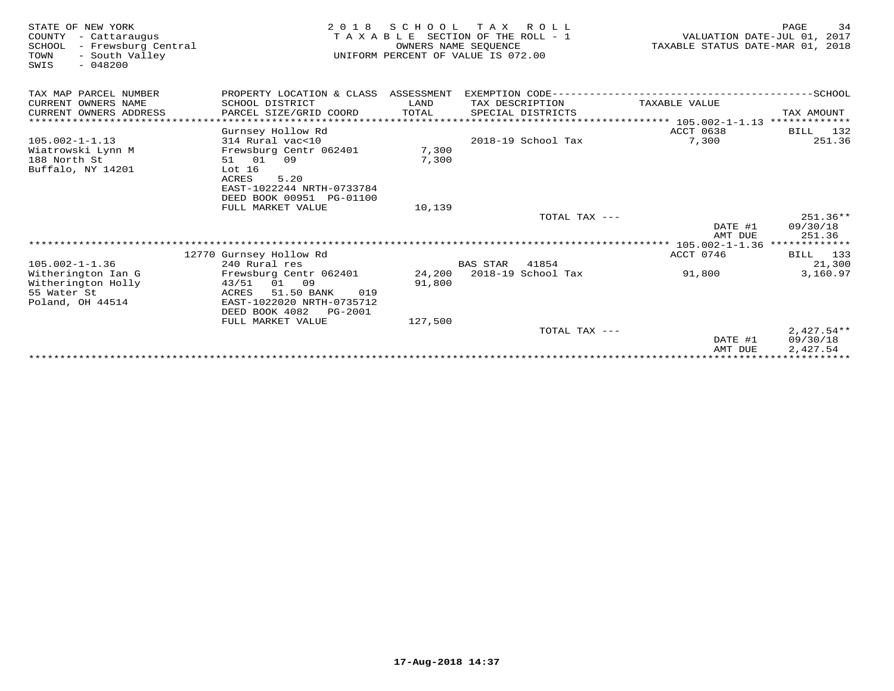STATE OF NEW YORK
COUNTY - Cattaraugus
SCHOOL - Frewsburg Central
TOWN - South Valley
SWIS - 048200

2 0 1 8 S C H O O L T A X R O L L
T A X A B L E SECTION OF THE ROLL - 1
OWNERS NAME SEQUENCE
UNIFORM PERCENT OF VALUE IS 072.00

VALUATION DATE-JUL 01, 2017
TAXABLE STATUS DATE-MAR 01, 2018

| TAX MAP PARCEL NUMBER / CURRENT OWNERS NAME / CURRENT OWNERS ADDRESS | PROPERTY LOCATION & CLASS / SCHOOL DISTRICT / PARCEL SIZE/GRID COORD | ASSESSMENT LAND / TOTAL | EXEMPTION CODE / TAX DESCRIPTION / SPECIAL DISTRICTS | TAXABLE VALUE | SCHOOL TAX AMOUNT |
|---|---|---|---|---|---|
| | Gurnsey Hollow Rd | | | ACCT 0638 | BILL 132 |
| 105.002-1-1.13 | 314 Rural vac<10 | | 2018-19 School Tax | 7,300 | 251.36 |
| Wiatrowski Lynn M | Frewsburg Centr 062401 | 7,300 | | | |
| 188 North St | 51 01 09 | 7,300 | | | |
| Buffalo, NY 14201 | Lot 16 | | | | |
| | ACRES 5.20 | | | | |
| | EAST-1022244 NRTH-0733784 | | | | |
| | DEED BOOK 00951 PG-01100 | | | | |
| | FULL MARKET VALUE | 10,139 | | | |
| | | | TOTAL TAX --- | | 251.36** |
| | | | | DATE #1 | 09/30/18 |
| | | | | AMT DUE | 251.36 |
| | 12770 Gurnsey Hollow Rd | | | ACCT 0746 | BILL 133 |
| 105.002-1-1.36 | 240 Rural res | | BAS STAR 41854 | | 21,300 |
| Witherington Ian G | Frewsburg Centr 062401 | 24,200 | 2018-19 School Tax | 91,800 | 3,160.97 |
| Witherington Holly | 43/51 01 09 | 91,800 | | | |
| 55 Water St | ACRES 51.50 BANK 019 | | | | |
| Poland, OH 44514 | EAST-1022020 NRTH-0735712 | | | | |
| | DEED BOOK 4082 PG-2001 | | | | |
| | FULL MARKET VALUE | 127,500 | | | |
| | | | TOTAL TAX --- | | 2,427.54** |
| | | | | DATE #1 | 09/30/18 |
| | | | | AMT DUE | 2,427.54 |

17-Aug-2018 14:37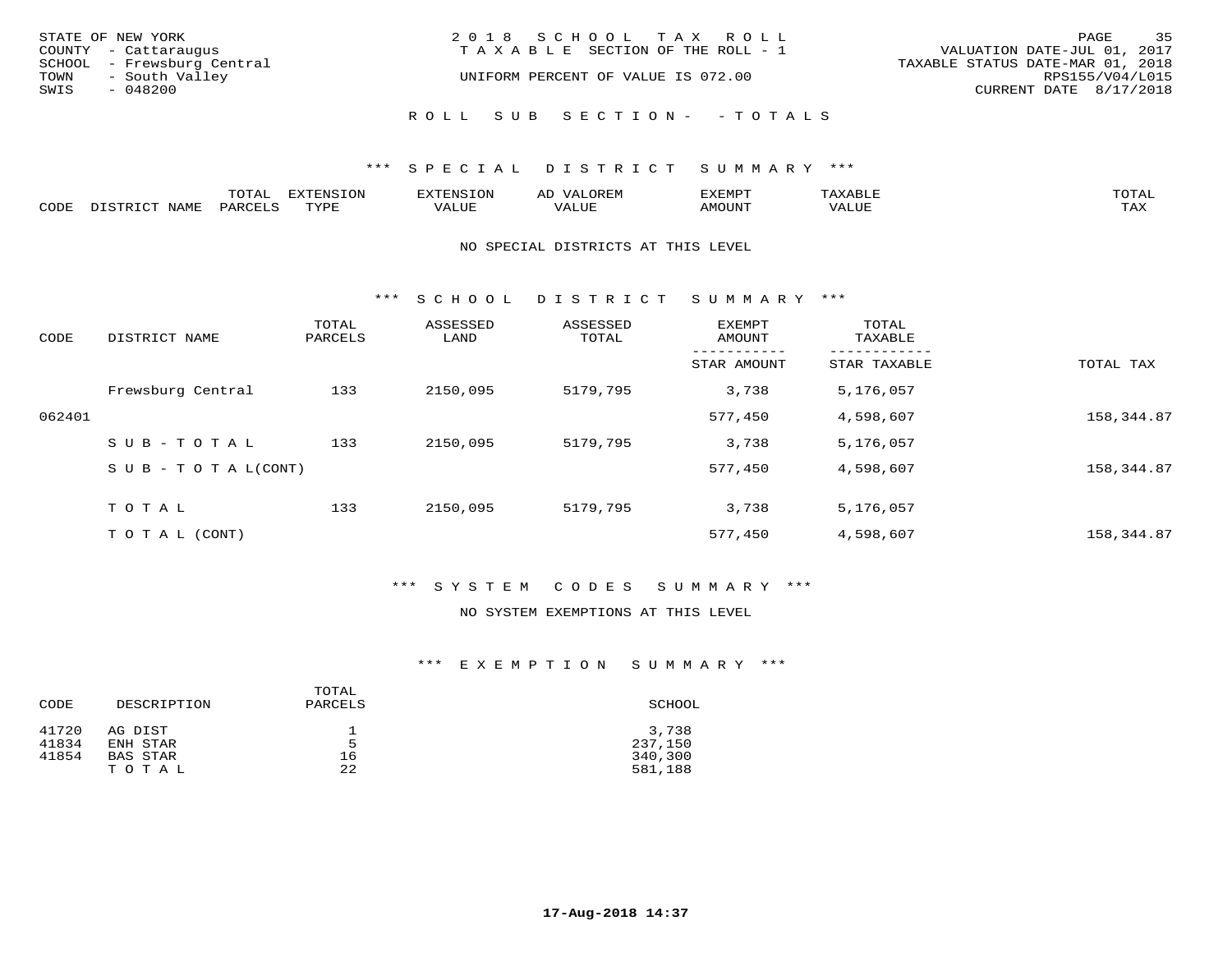STATE OF NEW YORK
COUNTY - Cattaraugus
SCHOOL - Frewsburg Central
TOWN - South Valley
SWIS - 048200

2018 SCHOOL TAX ROLL
TAXABLE SECTION OF THE ROLL - 1

UNIFORM PERCENT OF VALUE IS 072.00

VALUATION DATE-JUL 01, 2017
TAXABLE STATUS DATE-MAR 01, 2018
RPS155/V04/L015
CURRENT DATE 8/17/2018

## ROLL SUB SECTION- - TOTALS

### *** SPECIAL DISTRICT SUMMARY ***

| CODE | DISTRICT NAME | TOTAL PARCELS | EXTENSION TYPE | EXTENSION VALUE | AD VALOREM VALUE | EXEMPT AMOUNT | TAXABLE VALUE | TOTAL TAX |
|---|---|---|---|---|---|---|---|---|

NO SPECIAL DISTRICTS AT THIS LEVEL

### *** SCHOOL DISTRICT SUMMARY ***

| CODE | DISTRICT NAME | TOTAL PARCELS | ASSESSED LAND | ASSESSED TOTAL | EXEMPT AMOUNT / STAR AMOUNT | TOTAL TAXABLE / STAR TAXABLE | TOTAL TAX |
|---|---|---|---|---|---|---|---|
| | Frewsburg Central | 133 | 2150,095 | 5179,795 | 3,738 | 5,176,057 | |
| 062401 | | | | | 577,450 | 4,598,607 | 158,344.87 |
| | SUB-TOTAL | 133 | 2150,095 | 5179,795 | 3,738 | 5,176,057 | |
| | SUB-TOTAL(CONT) | | | | 577,450 | 4,598,607 | 158,344.87 |
| | TOTAL | 133 | 2150,095 | 5179,795 | 3,738 | 5,176,057 | |
| | TOTAL (CONT) | | | | 577,450 | 4,598,607 | 158,344.87 |

### *** SYSTEM CODES SUMMARY ***

NO SYSTEM EXEMPTIONS AT THIS LEVEL

### *** EXEMPTION SUMMARY ***

| CODE | DESCRIPTION | TOTAL PARCELS | SCHOOL |
|---|---|---|---|
| 41720 | AG DIST | 1 | 3,738 |
| 41834 | ENH STAR | 5 | 237,150 |
| 41854 | BAS STAR | 16 | 340,300 |
| | TOTAL | 22 | 581,188 |

17-Aug-2018 14:37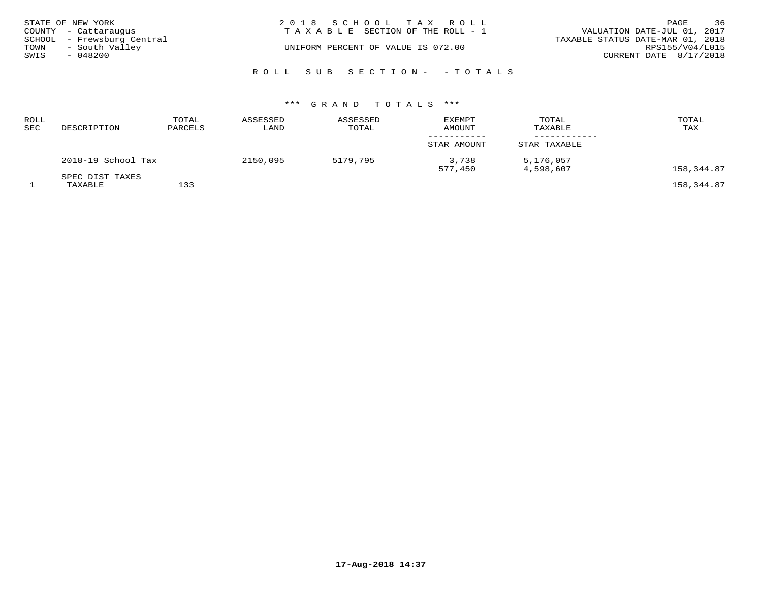STATE OF NEW YORK
COUNTY - Cattaraugus
SCHOOL - Frewsburg Central
TOWN - South Valley
SWIS - 048200

2 0 1 8 S C H O O L T A X R O L L
T A X A B L E SECTION OF THE ROLL - 1

UNIFORM PERCENT OF VALUE IS 072.00

VALUATION DATE-JUL 01, 2017
TAXABLE STATUS DATE-MAR 01, 2018
RPS155/V04/L015
CURRENT DATE 8/17/2018

R O L L S U B S E C T I O N - - T O T A L S

*** G R A N D T O T A L S ***

| ROLL SEC | DESCRIPTION | TOTAL PARCELS | ASSESSED LAND | ASSESSED TOTAL | EXEMPT AMOUNT / STAR AMOUNT | TOTAL TAXABLE / STAR TAXABLE | TOTAL TAX |
|---|---|---|---|---|---|---|---|
| | 2018-19 School Tax | | 2150,095 | 5179,795 | 3,738 | 5,176,057 | |
| | | | | | 577,450 | 4,598,607 | 158,344.87 |
| | SPEC DIST TAXES | | | | | | |
| 1 | TAXABLE | 133 | | | | | 158,344.87 |

17-Aug-2018 14:37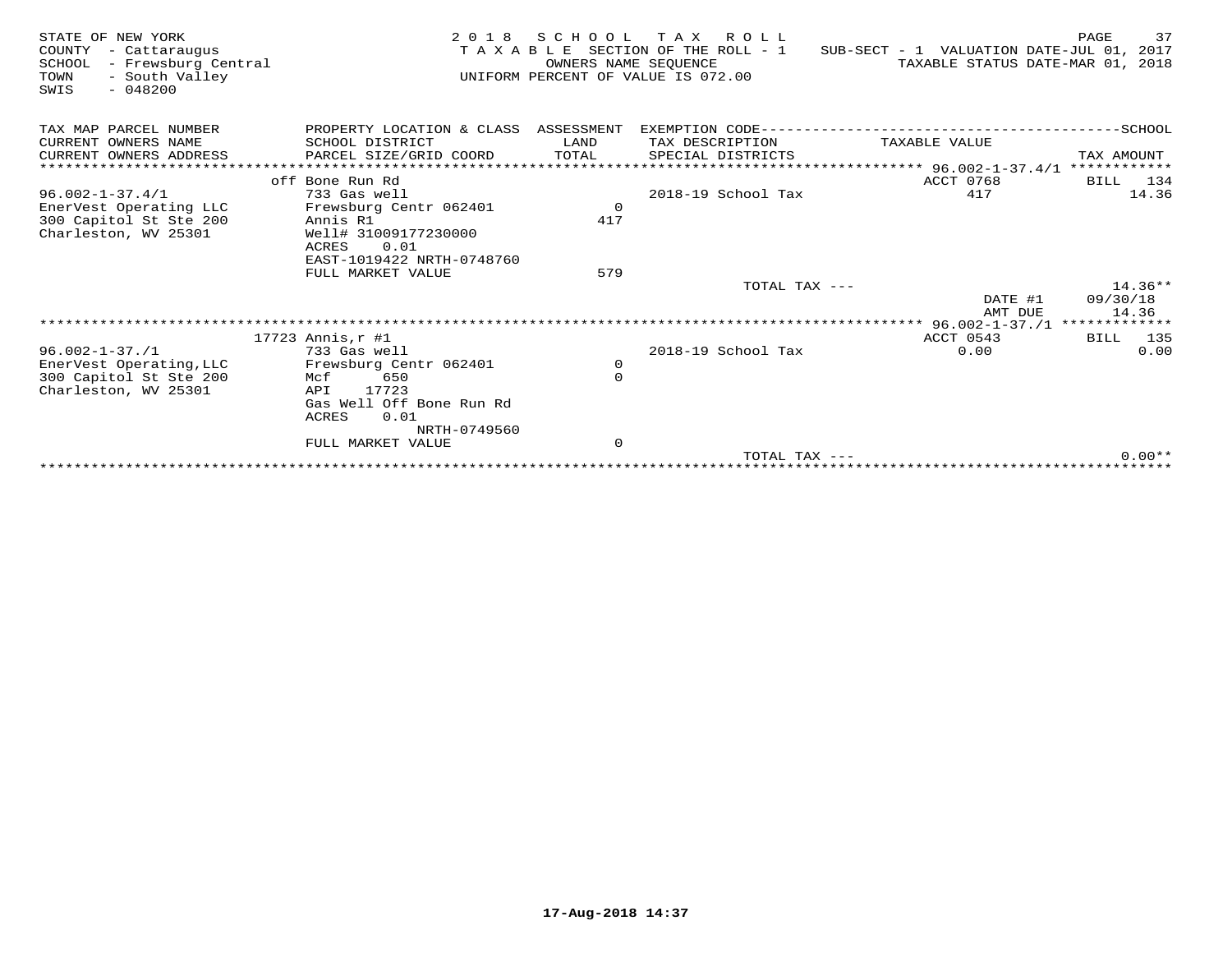STATE OF NEW YORK
COUNTY - Cattaraugus
SCHOOL - Frewsburg Central
TOWN - South Valley
SWIS - 048200

2018 SCHOOL TAX ROLL
TAXABLE SECTION OF THE ROLL - 1
OWNERS NAME SEQUENCE
UNIFORM PERCENT OF VALUE IS 072.00

SUB-SECT - 1 VALUATION DATE-JUL 01, 2017
TAXABLE STATUS DATE-MAR 01, 2018

| TAX MAP PARCEL NUMBER / CURRENT OWNERS NAME / CURRENT OWNERS ADDRESS | PROPERTY LOCATION & CLASS / SCHOOL DISTRICT / PARCEL SIZE/GRID COORD | ASSESSMENT LAND / TOTAL | EXEMPTION CODE / TAX DESCRIPTION / SPECIAL DISTRICTS | TAXABLE VALUE | TAX AMOUNT |
|---|---|---|---|---|---|
| | off Bone Run Rd | | | ACCT 0768 | BILL 134 |
| 96.002-1-37.4/1 | 733 Gas well | | 2018-19 School Tax | 417 | 14.36 |
| EnerVest Operating LLC | Frewsburg Centr 062401 | 0 | | | |
| 300 Capitol St Ste 200 | Annis R1 | 417 | | | |
| Charleston, WV 25301 | Well# 31009177230000 | | | | |
| | ACRES 0.01 | | | | |
| | EAST-1019422 NRTH-0748760 | | | | |
| | FULL MARKET VALUE | 579 | | | |
| | | | TOTAL TAX --- | | 14.36** |
| | | | | DATE #1 | 09/30/18 |
| | | | | AMT DUE | 14.36 |
| | 17723 Annis,r #1 | | | ACCT 0543 | BILL 135 |
| 96.002-1-37./1 | 733 Gas well | | 2018-19 School Tax | 0.00 | 0.00 |
| EnerVest Operating,LLC | Frewsburg Centr 062401 | 0 | | | |
| 300 Capitol St Ste 200 | Mcf 650 | 0 | | | |
| Charleston, WV 25301 | API 17723 | | | | |
| | Gas Well Off Bone Run Rd | | | | |
| | ACRES 0.01 | | | | |
| | NRTH-0749560 | | | | |
| | FULL MARKET VALUE | 0 | | | |
| | | | TOTAL TAX --- | | 0.00** |

17-Aug-2018 14:37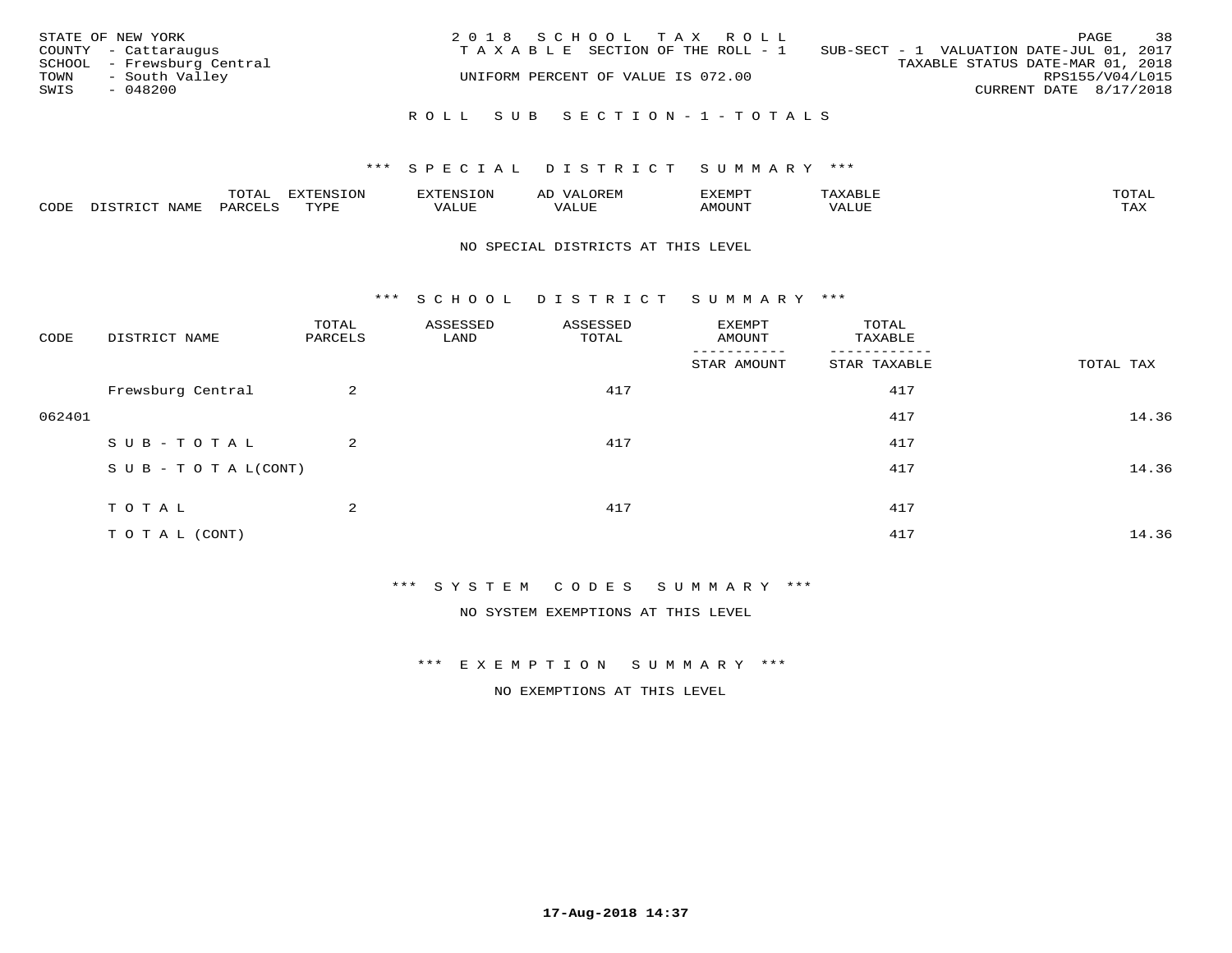STATE OF NEW YORK
COUNTY - Cattaraugus
SCHOOL - Frewsburg Central
TOWN - South Valley
SWIS - 048200

2018 SCHOOL TAX ROLL
TAXABLE SECTION OF THE ROLL - 1
SUB-SECT - 1 VALUATION DATE-JUL 01, 2017
TAXABLE STATUS DATE-MAR 01, 2018
UNIFORM PERCENT OF VALUE IS 072.00
RPS155/V04/L015
CURRENT DATE 8/17/2018

## ROLL SUB SECTION-1-TOTALS

### *** SPECIAL DISTRICT SUMMARY ***

| CODE | DISTRICT NAME | TOTAL PARCELS | EXTENSION TYPE | EXTENSION VALUE | AD VALOREM VALUE | EXEMPT AMOUNT | TAXABLE VALUE | TOTAL TAX |
|---|---|---|---|---|---|---|---|---|

NO SPECIAL DISTRICTS AT THIS LEVEL

### *** SCHOOL DISTRICT SUMMARY ***

| CODE | DISTRICT NAME | TOTAL PARCELS | ASSESSED LAND | ASSESSED TOTAL | EXEMPT AMOUNT / STAR AMOUNT | TOTAL TAXABLE / STAR TAXABLE | TOTAL TAX |
|---|---|---|---|---|---|---|---|
| | Frewsburg Central | 2 | | 417 | | 417 | |
| 062401 | | | | | | 417 | 14.36 |
| | SUB-TOTAL | 2 | | 417 | | 417 | |
| | SUB-TOTAL(CONT) | | | | | 417 | 14.36 |
| | TOTAL | 2 | | 417 | | 417 | |
| | TOTAL (CONT) | | | | | 417 | 14.36 |

### *** SYSTEM CODES SUMMARY ***

NO SYSTEM EXEMPTIONS AT THIS LEVEL

### *** EXEMPTION SUMMARY ***

NO EXEMPTIONS AT THIS LEVEL

17-Aug-2018 14:37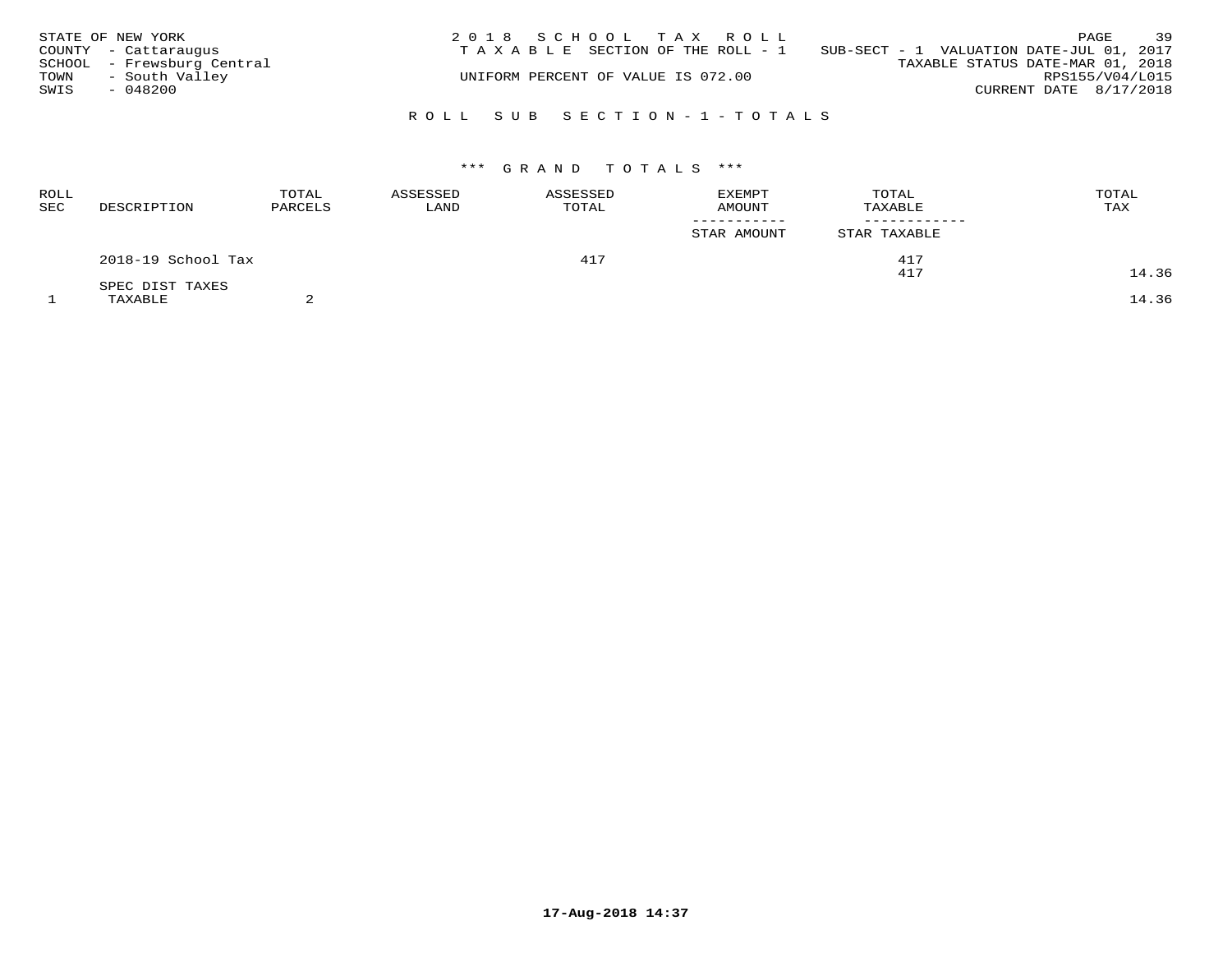STATE OF NEW YORK
COUNTY - Cattaraugus
SCHOOL - Frewsburg Central
TOWN - South Valley
SWIS - 048200

2018 SCHOOL TAX ROLL
TAXABLE SECTION OF THE ROLL - 1
UNIFORM PERCENT OF VALUE IS 072.00

SUB-SECT - 1 VALUATION DATE-JUL 01, 2017
TAXABLE STATUS DATE-MAR 01, 2018
RPS155/V04/L015
CURRENT DATE 8/17/2018

## ROLL SUB SECTION-1-TOTALS

### *** GRAND TOTALS ***

| ROLL SEC | DESCRIPTION | TOTAL PARCELS | ASSESSED LAND | ASSESSED TOTAL | EXEMPT AMOUNT / STAR AMOUNT | TOTAL TAXABLE / STAR TAXABLE | TOTAL TAX |
|---|---|---|---|---|---|---|---|
| | 2018-19 School Tax | | | 417 | | 417 | |
| | | | | | | 417 | 14.36 |
| | SPEC DIST TAXES | | | | | | |
| 1 | TAXABLE | 2 | | | | | 14.36 |

17-Aug-2018 14:37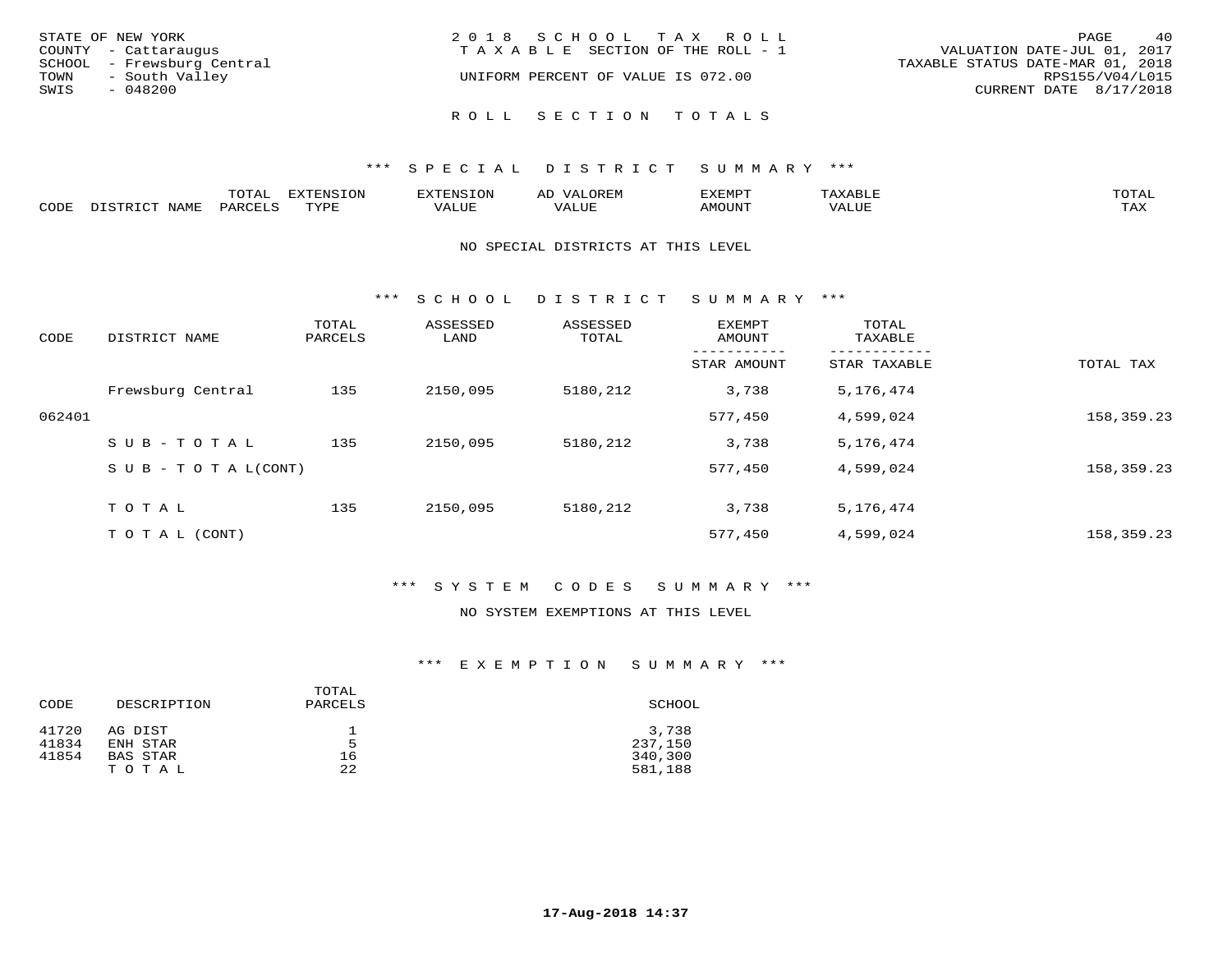STATE OF NEW YORK
COUNTY - Cattaraugus
SCHOOL - Frewsburg Central
TOWN - South Valley
SWIS - 048200

2018 SCHOOL TAX ROLL
TAXABLE SECTION OF THE ROLL - 1
UNIFORM PERCENT OF VALUE IS 072.00

VALUATION DATE-JUL 01, 2017
TAXABLE STATUS DATE-MAR 01, 2018
RPS155/V04/L015
CURRENT DATE 8/17/2018

ROLL SECTION TOTALS

*** SPECIAL DISTRICT SUMMARY ***

| CODE | DISTRICT NAME | TOTAL PARCELS | EXTENSION TYPE | EXTENSION VALUE | AD VALOREM VALUE | EXEMPT AMOUNT | TAXABLE VALUE | TOTAL TAX |
|---|---|---|---|---|---|---|---|---|

NO SPECIAL DISTRICTS AT THIS LEVEL

*** SCHOOL DISTRICT SUMMARY ***

| CODE | DISTRICT NAME | TOTAL PARCELS | ASSESSED LAND | ASSESSED TOTAL | EXEMPT AMOUNT / STAR AMOUNT | TOTAL TAXABLE / STAR TAXABLE | TOTAL TAX |
|---|---|---|---|---|---|---|---|
| | Frewsburg Central | 135 | 2150,095 | 5180,212 | 3,738 | 5,176,474 | |
| 062401 | | | | | 577,450 | 4,599,024 | 158,359.23 |
| | SUB-TOTAL | 135 | 2150,095 | 5180,212 | 3,738 | 5,176,474 | |
| | SUB-TOTAL(CONT) | | | | 577,450 | 4,599,024 | 158,359.23 |
| | TOTAL | 135 | 2150,095 | 5180,212 | 3,738 | 5,176,474 | |
| | TOTAL (CONT) | | | | 577,450 | 4,599,024 | 158,359.23 |

*** SYSTEM CODES SUMMARY ***

NO SYSTEM EXEMPTIONS AT THIS LEVEL

*** EXEMPTION SUMMARY ***

| CODE | DESCRIPTION | TOTAL PARCELS | SCHOOL |
|---|---|---|---|
| 41720 | AG DIST | 1 | 3,738 |
| 41834 | ENH STAR | 5 | 237,150 |
| 41854 | BAS STAR | 16 | 340,300 |
| | TOTAL | 22 | 581,188 |

17-Aug-2018 14:37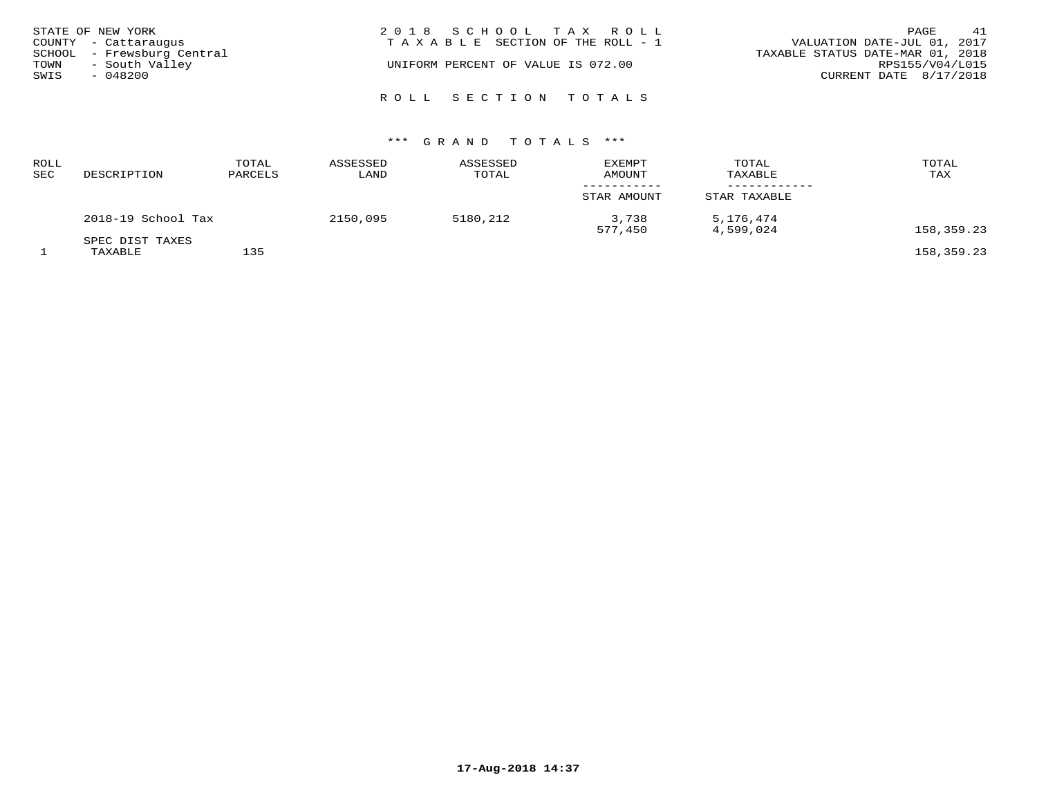STATE OF NEW YORK
COUNTY - Cattaraugus
SCHOOL - Frewsburg Central
TOWN - South Valley
SWIS - 048200

**2018 SCHOOL TAX ROLL**
TAXABLE SECTION OF THE ROLL - 1
UNIFORM PERCENT OF VALUE IS 072.00

VALUATION DATE-JUL 01, 2017
TAXABLE STATUS DATE-MAR 01, 2018
RPS155/V04/L015
CURRENT DATE 8/17/2018

## ROLL SECTION TOTALS

### *** GRAND TOTALS ***

| ROLL SEC | DESCRIPTION | TOTAL PARCELS | ASSESSED LAND | ASSESSED TOTAL | EXEMPT AMOUNT / STAR AMOUNT | TOTAL TAXABLE / STAR TAXABLE | TOTAL TAX |
|---|---|---|---|---|---|---|---|
| | 2018-19 School Tax | | 2150,095 | 5180,212 | 3,738 | 5,176,474 | |
| | | | | | 577,450 | 4,599,024 | 158,359.23 |
| | SPEC DIST TAXES | | | | | | |
| 1 | TAXABLE | 135 | | | | | 158,359.23 |

17-Aug-2018 14:37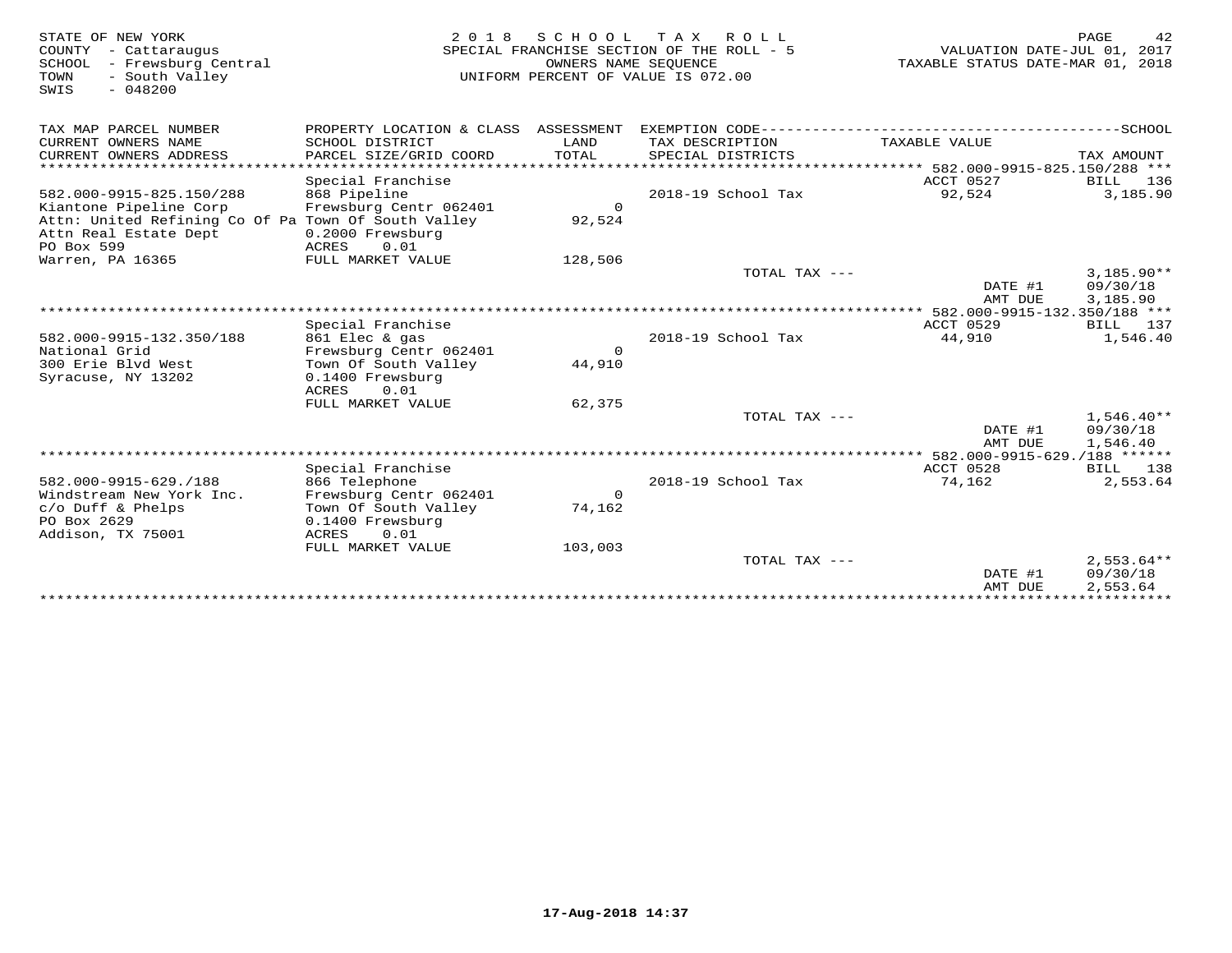STATE OF NEW YORK
COUNTY - Cattaraugus
SCHOOL - Frewsburg Central
TOWN - South Valley
SWIS - 048200

2 0 1 8 S C H O O L T A X R O L L
SPECIAL FRANCHISE SECTION OF THE ROLL - 5
OWNERS NAME SEQUENCE
UNIFORM PERCENT OF VALUE IS 072.00

VALUATION DATE-JUL 01, 2017
TAXABLE STATUS DATE-MAR 01, 2018

| TAX MAP PARCEL NUMBER / CURRENT OWNERS NAME / CURRENT OWNERS ADDRESS | PROPERTY LOCATION & CLASS / SCHOOL DISTRICT / PARCEL SIZE/GRID COORD | ASSESSMENT LAND / TOTAL | EXEMPTION CODE / TAX DESCRIPTION / SPECIAL DISTRICTS | TAXABLE VALUE | TAX AMOUNT |
|---|---|---|---|---|---|
| | | | | 582.000-9915-825.150/288 | |
| | Special Franchise | | | ACCT 0527 | BILL 136 |
| 582.000-9915-825.150/288 | 868 Pipeline | | 2018-19 School Tax | 92,524 | 3,185.90 |
| Kiantone Pipeline Corp | Frewsburg Centr 062401 | 0 | | | |
| Attn: United Refining Co Of Pa | Town Of South Valley | 92,524 | | | |
| Attn Real Estate Dept | 0.2000 Frewsburg | | | | |
| PO Box 599 | ACRES 0.01 | | | | |
| Warren, PA 16365 | FULL MARKET VALUE | 128,506 | | | |
| | | | TOTAL TAX --- | | 3,185.90** |
| | | | | DATE #1 | 09/30/18 |
| | | | | AMT DUE | 3,185.90 |
| | | | | 582.000-9915-132.350/188 | |
| | Special Franchise | | | ACCT 0529 | BILL 137 |
| 582.000-9915-132.350/188 | 861 Elec & gas | | 2018-19 School Tax | 44,910 | 1,546.40 |
| National Grid | Frewsburg Centr 062401 | 0 | | | |
| 300 Erie Blvd West | Town Of South Valley | 44,910 | | | |
| Syracuse, NY 13202 | 0.1400 Frewsburg | | | | |
| | ACRES 0.01 | | | | |
| | FULL MARKET VALUE | 62,375 | | | |
| | | | TOTAL TAX --- | | 1,546.40** |
| | | | | DATE #1 | 09/30/18 |
| | | | | AMT DUE | 1,546.40 |
| | | | | 582.000-9915-629./188 | |
| | Special Franchise | | | ACCT 0528 | BILL 138 |
| 582.000-9915-629./188 | 866 Telephone | | 2018-19 School Tax | 74,162 | 2,553.64 |
| Windstream New York Inc. | Frewsburg Centr 062401 | 0 | | | |
| c/o Duff & Phelps | Town Of South Valley | 74,162 | | | |
| PO Box 2629 | 0.1400 Frewsburg | | | | |
| Addison, TX 75001 | ACRES 0.01 | | | | |
| | FULL MARKET VALUE | 103,003 | | | |
| | | | TOTAL TAX --- | | 2,553.64** |
| | | | | DATE #1 | 09/30/18 |
| | | | | AMT DUE | 2,553.64 |

17-Aug-2018 14:37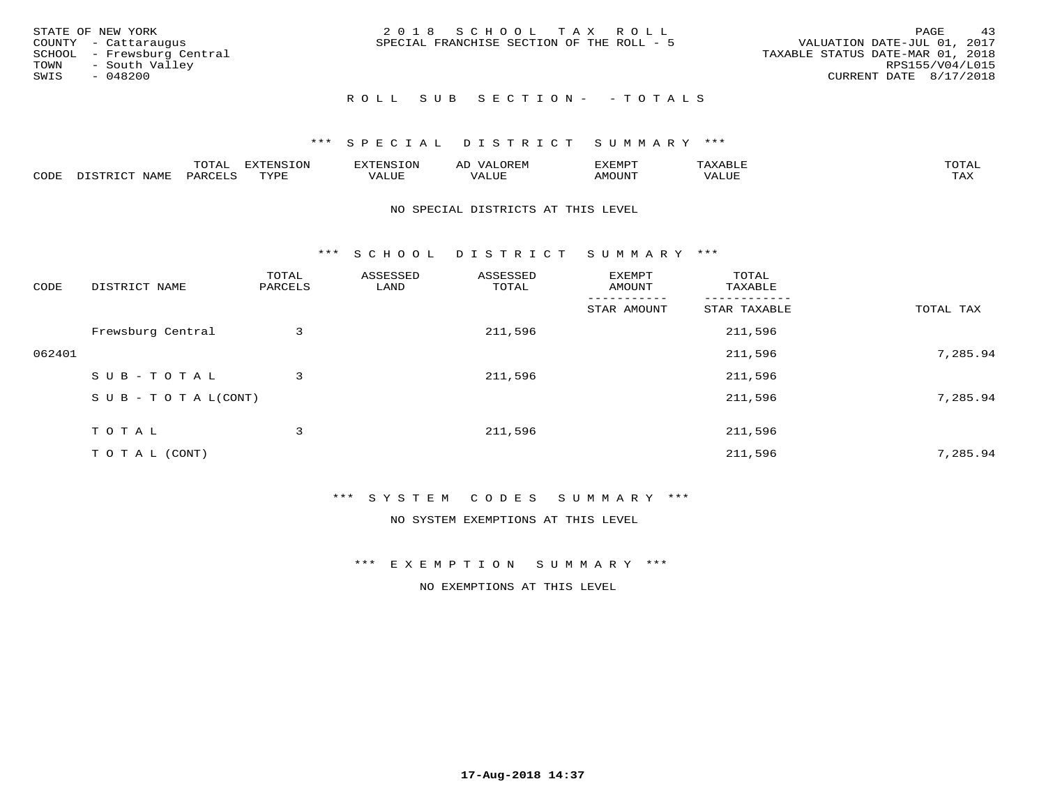STATE OF NEW YORK
COUNTY - Cattaraugus
SCHOOL - Frewsburg Central
TOWN - South Valley
SWIS - 048200

2 0 1 8 S C H O O L T A X R O L L
SPECIAL FRANCHISE SECTION OF THE ROLL - 5

VALUATION DATE-JUL 01, 2017
TAXABLE STATUS DATE-MAR 01, 2018
RPS155/V04/L015
CURRENT DATE 8/17/2018

R O L L S U B S E C T I O N - - T O T A L S

\*\*\* S P E C I A L D I S T R I C T S U M M A R Y \*\*\*

| CODE | DISTRICT NAME | TOTAL PARCELS | EXTENSION TYPE | EXTENSION VALUE | AD VALOREM VALUE | EXEMPT AMOUNT | TAXABLE VALUE | TOTAL TAX |
|---|---|---|---|---|---|---|---|---|

NO SPECIAL DISTRICTS AT THIS LEVEL

\*\*\* S C H O O L D I S T R I C T S U M M A R Y \*\*\*

| CODE | DISTRICT NAME | TOTAL PARCELS | ASSESSED LAND | ASSESSED TOTAL | EXEMPT AMOUNT / STAR AMOUNT | TOTAL TAXABLE / STAR TAXABLE | TOTAL TAX |
|---|---|---|---|---|---|---|---|
| | Frewsburg Central | 3 | | 211,596 | | 211,596 | |
| 062401 | | | | | | 211,596 | 7,285.94 |
| | S U B - T O T A L | 3 | | 211,596 | | 211,596 | |
| | S U B - T O T A L(CONT) | | | | | 211,596 | 7,285.94 |
| | T O T A L | 3 | | 211,596 | | 211,596 | |
| | T O T A L (CONT) | | | | | 211,596 | 7,285.94 |

\*\*\* S Y S T E M C O D E S S U M M A R Y \*\*\*

NO SYSTEM EXEMPTIONS AT THIS LEVEL

\*\*\* E X E M P T I O N S U M M A R Y \*\*\*

NO EXEMPTIONS AT THIS LEVEL

17-Aug-2018 14:37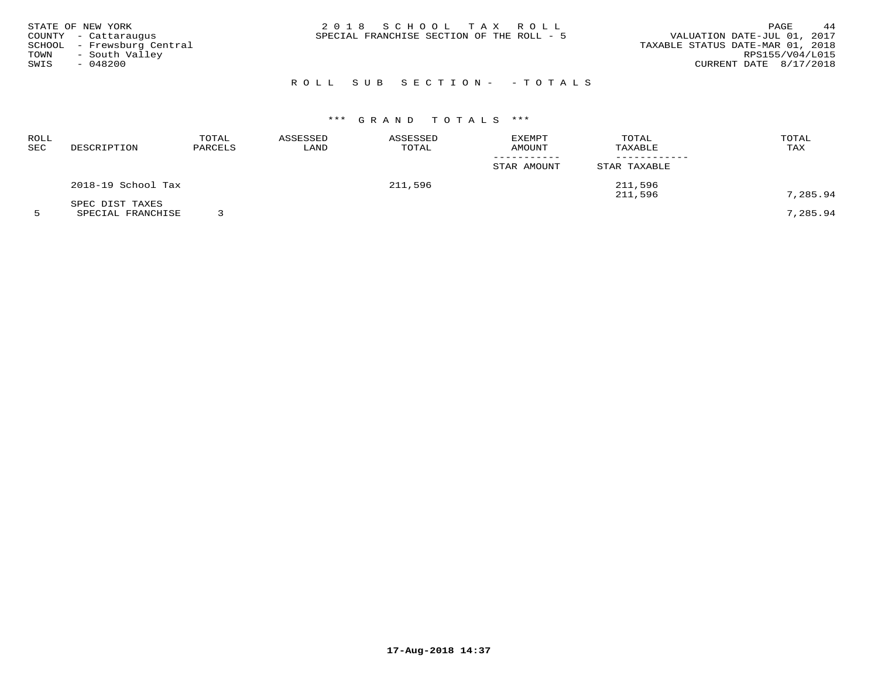STATE OF NEW YORK
COUNTY - Cattaraugus
SCHOOL - Frewsburg Central
TOWN - South Valley
SWIS - 048200

2 0 1 8 S C H O O L T A X R O L L
SPECIAL FRANCHISE SECTION OF THE ROLL - 5

VALUATION DATE-JUL 01, 2017
TAXABLE STATUS DATE-MAR 01, 2018
RPS155/V04/L015
CURRENT DATE 8/17/2018

R O L L S U B S E C T I O N - - T O T A L S

\*\*\* G R A N D T O T A L S \*\*\*

| ROLL SEC | DESCRIPTION | TOTAL PARCELS | ASSESSED LAND | ASSESSED TOTAL | EXEMPT AMOUNT<br>-----------<br>STAR AMOUNT | TOTAL TAXABLE<br>------------<br>STAR TAXABLE | TOTAL TAX |
|---|---|---|---|---|---|---|---|
| | 2018-19 School Tax | | | 211,596 | | 211,596<br>211,596 | 7,285.94 |
| | SPEC DIST TAXES | | | | | | |
| 5 | SPECIAL FRANCHISE | 3 | | | | | 7,285.94 |

17-Aug-2018 14:37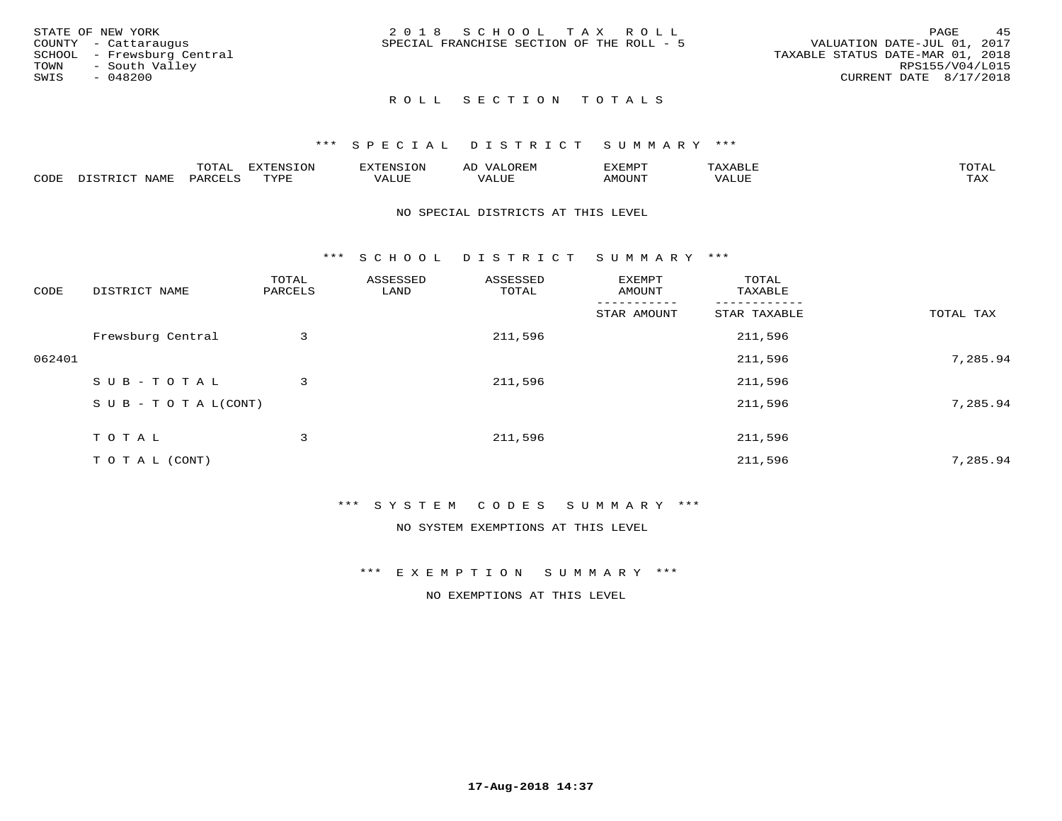STATE OF NEW YORK
COUNTY - Cattaraugus
SCHOOL - Frewsburg Central
TOWN - South Valley
SWIS - 048200

2 0 1 8 S C H O O L T A X R O L L
SPECIAL FRANCHISE SECTION OF THE ROLL - 5

VALUATION DATE-JUL 01, 2017
TAXABLE STATUS DATE-MAR 01, 2018
RPS155/V04/L015
CURRENT DATE 8/17/2018

## R O L L S E C T I O N T O T A L S

### *** S P E C I A L D I S T R I C T S U M M A R Y ***

| CODE | DISTRICT NAME | TOTAL PARCELS | EXTENSION TYPE | EXTENSION VALUE | AD VALOREM VALUE | EXEMPT AMOUNT | TAXABLE VALUE | TOTAL TAX |
|---|---|---|---|---|---|---|---|---|

NO SPECIAL DISTRICTS AT THIS LEVEL

### *** S C H O O L D I S T R I C T S U M M A R Y ***

| CODE | DISTRICT NAME | TOTAL PARCELS | ASSESSED LAND | ASSESSED TOTAL | EXEMPT AMOUNT / STAR AMOUNT | TOTAL TAXABLE / STAR TAXABLE | TOTAL TAX |
|---|---|---|---|---|---|---|---|
| | Frewsburg Central | 3 | | 211,596 | | 211,596 | |
| 062401 | | | | | | 211,596 | 7,285.94 |
| | S U B - T O T A L | 3 | | 211,596 | | 211,596 | |
| | S U B - T O T A L(CONT) | | | | | 211,596 | 7,285.94 |
| | T O T A L | 3 | | 211,596 | | 211,596 | |
| | T O T A L (CONT) | | | | | 211,596 | 7,285.94 |

### *** S Y S T E M C O D E S S U M M A R Y ***

NO SYSTEM EXEMPTIONS AT THIS LEVEL

### *** E X E M P T I O N S U M M A R Y ***

NO EXEMPTIONS AT THIS LEVEL

17-Aug-2018 14:37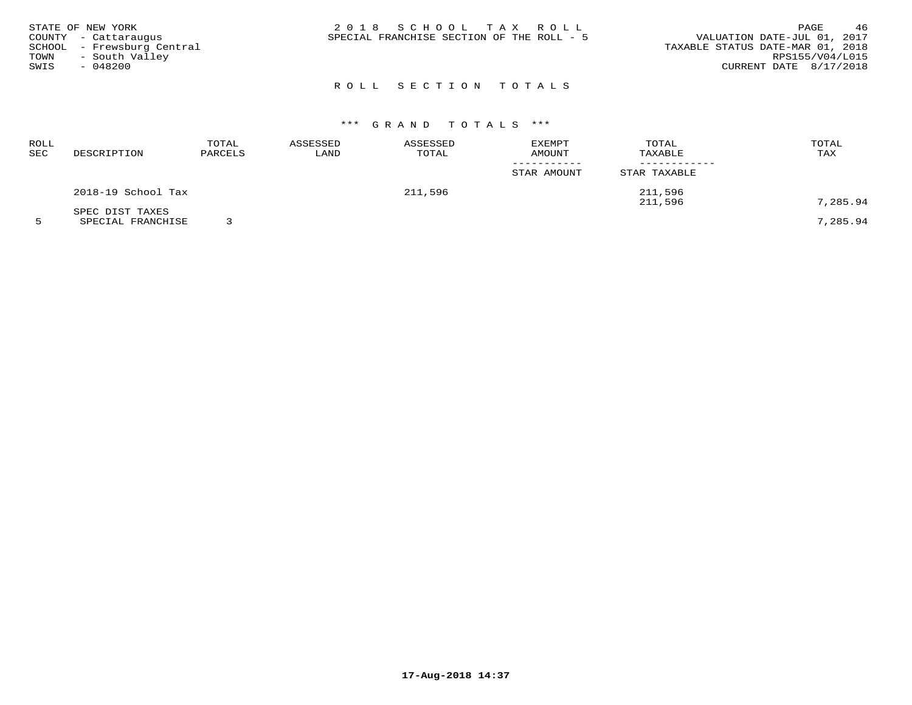STATE OF NEW YORK
COUNTY - Cattaraugus
SCHOOL - Frewsburg Central
TOWN - South Valley
SWIS - 048200

2 0 1 8 S C H O O L T A X R O L L
SPECIAL FRANCHISE SECTION OF THE ROLL - 5

VALUATION DATE-JUL 01, 2017
TAXABLE STATUS DATE-MAR 01, 2018
RPS155/V04/L015
CURRENT DATE 8/17/2018

## R O L L S E C T I O N T O T A L S

### \*\*\* G R A N D T O T A L S \*\*\*

| ROLL SEC | DESCRIPTION | TOTAL PARCELS | ASSESSED LAND | ASSESSED TOTAL | EXEMPT AMOUNT / STAR AMOUNT | TOTAL TAXABLE / STAR TAXABLE | TOTAL TAX |
|---|---|---|---|---|---|---|---|
| | 2018-19 School Tax | | | 211,596 | | 211,596<br>211,596 | 7,285.94 |
| | SPEC DIST TAXES | | | | | | |
| 5 | SPECIAL FRANCHISE | 3 | | | | | 7,285.94 |

17-Aug-2018 14:37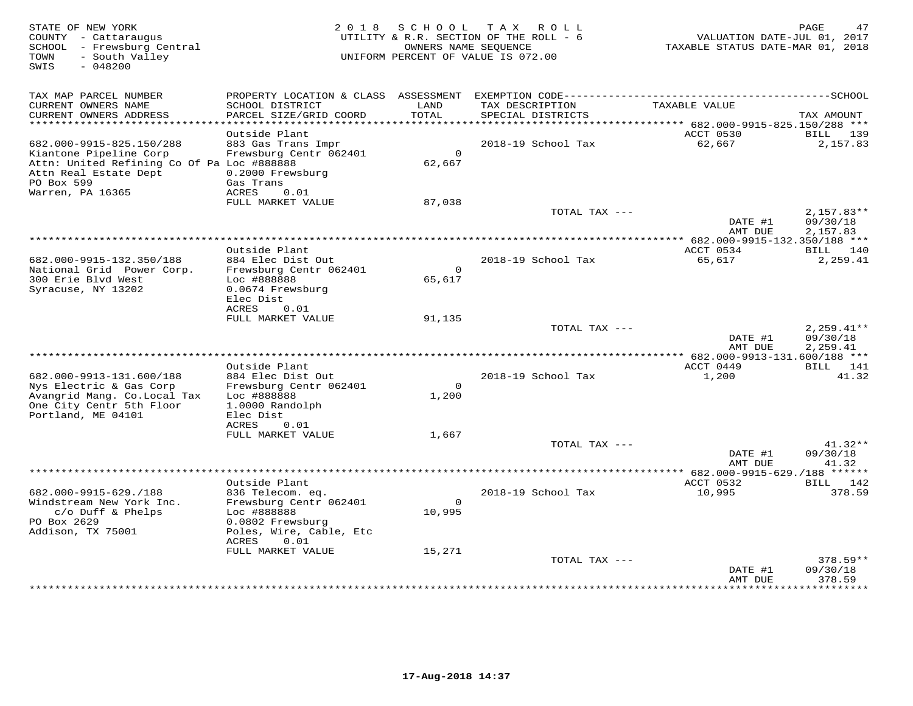STATE OF NEW YORK
COUNTY - Cattaraugus
SCHOOL - Frewsburg Central
TOWN - South Valley
SWIS - 048200

2018 SCHOOL TAX ROLL
UTILITY & R.R. SECTION OF THE ROLL - 6
OWNERS NAME SEQUENCE
UNIFORM PERCENT OF VALUE IS 072.00

VALUATION DATE-JUL 01, 2017
TAXABLE STATUS DATE-MAR 01, 2018

| TAX MAP PARCEL NUMBER / CURRENT OWNERS NAME / CURRENT OWNERS ADDRESS | PROPERTY LOCATION & CLASS / SCHOOL DISTRICT / PARCEL SIZE/GRID COORD | ASSESSMENT LAND / TOTAL | EXEMPTION CODE / TAX DESCRIPTION / SPECIAL DISTRICTS | TAXABLE VALUE | TAX AMOUNT |
|---|---|---|---|---|---|
| **682.000-9915-825.150/288** | | | | | |
| | Outside Plant | | | ACCT 0530 | BILL 139 |
| 682.000-9915-825.150/288 | 883 Gas Trans Impr | | 2018-19 School Tax | 62,667 | 2,157.83 |
| Kiantone Pipeline Corp | Frewsburg Centr 062401 | 0 | | | |
| Attn: United Refining Co Of Pa | Loc #888888 | 62,667 | | | |
| Attn Real Estate Dept | 0.2000 Frewsburg | | | | |
| PO Box 599 | Gas Trans | | | | |
| Warren, PA 16365 | ACRES 0.01 | | | | |
| | FULL MARKET VALUE | 87,038 | | | |
| | | | TOTAL TAX --- | | 2,157.83** |
| | | | | DATE #1 | 09/30/18 |
| | | | | AMT DUE | 2,157.83 |
| **682.000-9915-132.350/188** | | | | | |
| | Outside Plant | | | ACCT 0534 | BILL 140 |
| 682.000-9915-132.350/188 | 884 Elec Dist Out | | 2018-19 School Tax | 65,617 | 2,259.41 |
| National Grid Power Corp. | Frewsburg Centr 062401 | 0 | | | |
| 300 Erie Blvd West | Loc #888888 | 65,617 | | | |
| Syracuse, NY 13202 | 0.0674 Frewsburg | | | | |
| | Elec Dist | | | | |
| | ACRES 0.01 | | | | |
| | FULL MARKET VALUE | 91,135 | | | |
| | | | TOTAL TAX --- | | 2,259.41** |
| | | | | DATE #1 | 09/30/18 |
| | | | | AMT DUE | 2,259.41 |
| **682.000-9913-131.600/188** | | | | | |
| | Outside Plant | | | ACCT 0449 | BILL 141 |
| 682.000-9913-131.600/188 | 884 Elec Dist Out | | 2018-19 School Tax | 1,200 | 41.32 |
| Nys Electric & Gas Corp | Frewsburg Centr 062401 | 0 | | | |
| Avangrid Mang. Co.Local Tax | Loc #888888 | 1,200 | | | |
| One City Centr 5th Floor | 1.0000 Randolph | | | | |
| Portland, ME 04101 | Elec Dist | | | | |
| | ACRES 0.01 | | | | |
| | FULL MARKET VALUE | 1,667 | | | |
| | | | TOTAL TAX --- | | 41.32** |
| | | | | DATE #1 | 09/30/18 |
| | | | | AMT DUE | 41.32 |
| **682.000-9915-629./188** | | | | | |
| | Outside Plant | | | ACCT 0532 | BILL 142 |
| 682.000-9915-629./188 | 836 Telecom. eq. | | 2018-19 School Tax | 10,995 | 378.59 |
| Windstream New York Inc. | Frewsburg Centr 062401 | 0 | | | |
| c/o Duff & Phelps | Loc #888888 | 10,995 | | | |
| PO Box 2629 | 0.0802 Frewsburg | | | | |
| Addison, TX 75001 | Poles, Wire, Cable, Etc | | | | |
| | ACRES 0.01 | | | | |
| | FULL MARKET VALUE | 15,271 | | | |
| | | | TOTAL TAX --- | | 378.59** |
| | | | | DATE #1 | 09/30/18 |
| | | | | AMT DUE | 378.59 |

17-Aug-2018 14:37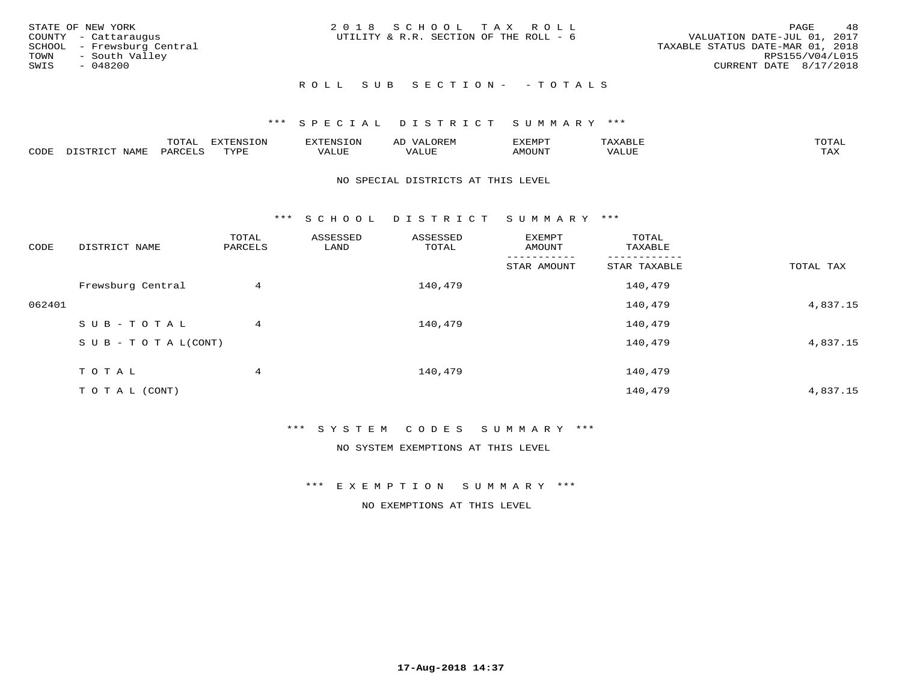STATE OF NEW YORK
COUNTY - Cattaraugus
SCHOOL - Frewsburg Central
TOWN - South Valley
SWIS - 048200

2 0 1 8 S C H O O L T A X R O L L
UTILITY & R.R. SECTION OF THE ROLL - 6

VALUATION DATE-JUL 01, 2017
TAXABLE STATUS DATE-MAR 01, 2018
RPS155/V04/L015
CURRENT DATE 8/17/2018

R O L L S U B S E C T I O N - - T O T A L S

\*\*\* S P E C I A L D I S T R I C T S U M M A R Y \*\*\*

| CODE | DISTRICT NAME | TOTAL PARCELS | EXTENSION TYPE | EXTENSION VALUE | AD VALOREM VALUE | EXEMPT AMOUNT | TAXABLE VALUE | TOTAL TAX |
|---|---|---|---|---|---|---|---|---|

NO SPECIAL DISTRICTS AT THIS LEVEL

\*\*\* S C H O O L D I S T R I C T S U M M A R Y \*\*\*

| CODE | DISTRICT NAME | TOTAL PARCELS | ASSESSED LAND | ASSESSED TOTAL | EXEMPT AMOUNT / STAR AMOUNT | TOTAL TAXABLE / STAR TAXABLE | TOTAL TAX |
|---|---|---|---|---|---|---|---|
| | Frewsburg Central | 4 | | 140,479 | | 140,479 | |
| 062401 | | | | | | 140,479 | 4,837.15 |
| | S U B - T O T A L | 4 | | 140,479 | | 140,479 | |
| | S U B - T O T A L(CONT) | | | | | 140,479 | 4,837.15 |
| | T O T A L | 4 | | 140,479 | | 140,479 | |
| | T O T A L (CONT) | | | | | 140,479 | 4,837.15 |

\*\*\* S Y S T E M C O D E S S U M M A R Y \*\*\*

NO SYSTEM EXEMPTIONS AT THIS LEVEL

\*\*\* E X E M P T I O N S U M M A R Y \*\*\*

NO EXEMPTIONS AT THIS LEVEL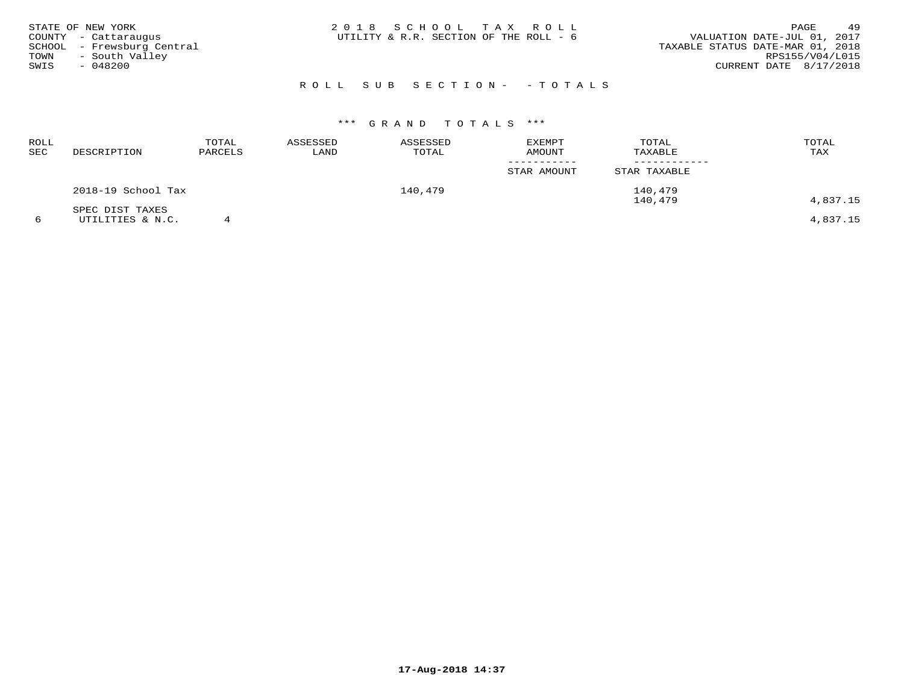STATE OF NEW YORK
COUNTY - Cattaraugus
SCHOOL - Frewsburg Central
TOWN - South Valley
SWIS - 048200

2 0 1 8 S C H O O L T A X R O L L
UTILITY & R.R. SECTION OF THE ROLL - 6

VALUATION DATE-JUL 01, 2017
TAXABLE STATUS DATE-MAR 01, 2018
RPS155/V04/L015
CURRENT DATE 8/17/2018

R O L L S U B S E C T I O N - - T O T A L S

\*\*\* G R A N D T O T A L S \*\*\*

| ROLL SEC | DESCRIPTION | TOTAL PARCELS | ASSESSED LAND | ASSESSED TOTAL | EXEMPT AMOUNT / STAR AMOUNT | TOTAL TAXABLE / STAR TAXABLE | TOTAL TAX |
|---|---|---|---|---|---|---|---|
| | 2018-19 School Tax | | | 140,479 | | 140,479 | |
| | | | | | | 140,479 | 4,837.15 |
| | SPEC DIST TAXES | | | | | | |
| 6 | UTILITIES & N.C. | 4 | | | | | 4,837.15 |

17-Aug-2018 14:37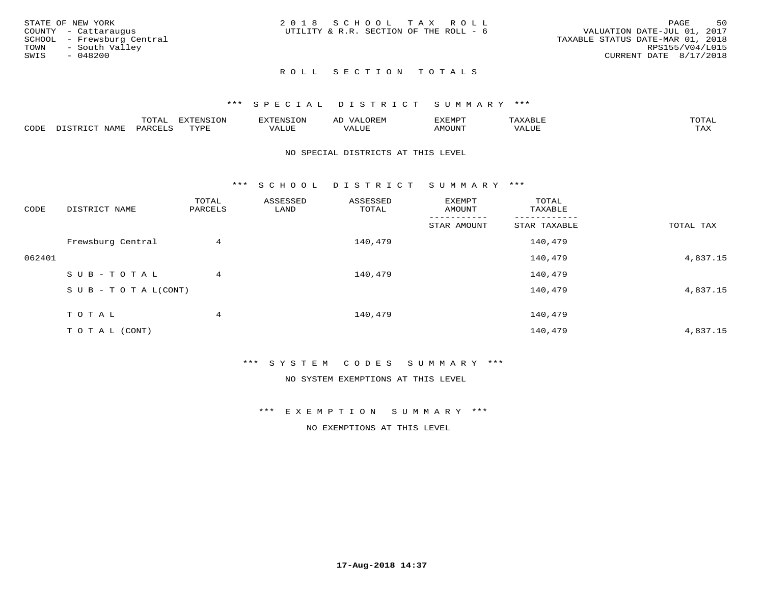STATE OF NEW YORK
COUNTY - Cattaraugus
SCHOOL - Frewsburg Central
TOWN - South Valley
SWIS - 048200

2018 SCHOOL TAX ROLL
UTILITY & R.R. SECTION OF THE ROLL - 6

VALUATION DATE-JUL 01, 2017
TAXABLE STATUS DATE-MAR 01, 2018
RPS155/V04/L015
CURRENT DATE 8/17/2018

## ROLL SECTION TOTALS

### *** SPECIAL DISTRICT SUMMARY ***

| CODE | DISTRICT NAME | TOTAL PARCELS | EXTENSION TYPE | EXTENSION VALUE | AD VALOREM VALUE | EXEMPT AMOUNT | TAXABLE VALUE | TOTAL TAX |
|---|---|---|---|---|---|---|---|---|

NO SPECIAL DISTRICTS AT THIS LEVEL

### *** SCHOOL DISTRICT SUMMARY ***

| CODE | DISTRICT NAME | TOTAL PARCELS | ASSESSED LAND | ASSESSED TOTAL | EXEMPT AMOUNT / STAR AMOUNT | TOTAL TAXABLE / STAR TAXABLE | TOTAL TAX |
|---|---|---|---|---|---|---|---|
| | Frewsburg Central | 4 | | 140,479 | | 140,479 | |
| 062401 | | | | | | 140,479 | 4,837.15 |
| | SUB-TOTAL | 4 | | 140,479 | | 140,479 | |
| | SUB-TOTAL(CONT) | | | | | 140,479 | 4,837.15 |
| | TOTAL | 4 | | 140,479 | | 140,479 | |
| | TOTAL (CONT) | | | | | 140,479 | 4,837.15 |

### *** SYSTEM CODES SUMMARY ***

NO SYSTEM EXEMPTIONS AT THIS LEVEL

### *** EXEMPTION SUMMARY ***

NO EXEMPTIONS AT THIS LEVEL

17-Aug-2018 14:37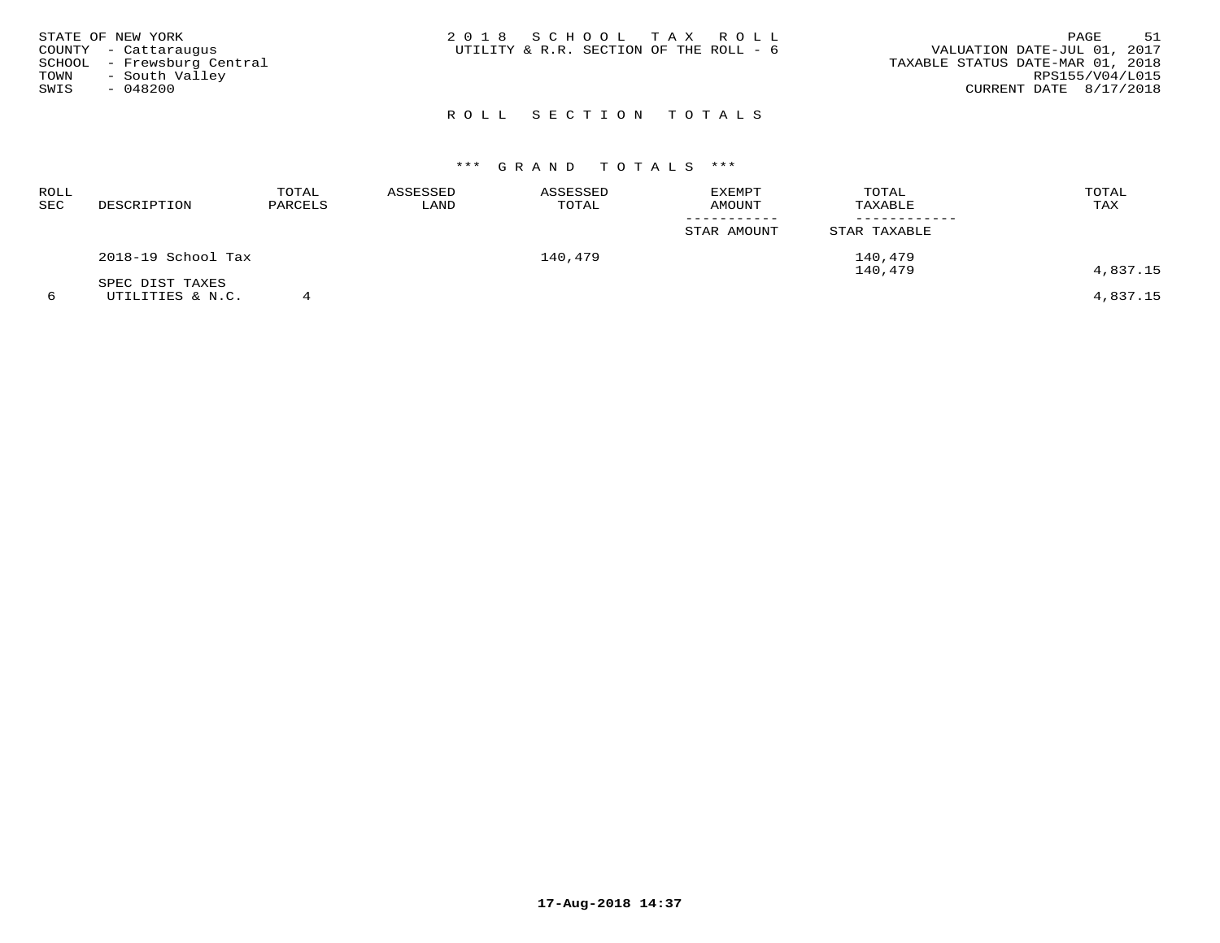STATE OF NEW YORK
COUNTY - Cattaraugus
SCHOOL - Frewsburg Central
TOWN - South Valley
SWIS - 048200

2 0 1 8 S C H O O L T A X R O L L
UTILITY & R.R. SECTION OF THE ROLL - 6

VALUATION DATE-JUL 01, 2017
TAXABLE STATUS DATE-MAR 01, 2018
RPS155/V04/L015
CURRENT DATE 8/17/2018

## R O L L S E C T I O N T O T A L S

### *** G R A N D T O T A L S ***

| ROLL SEC | DESCRIPTION | TOTAL PARCELS | ASSESSED LAND | ASSESSED TOTAL | EXEMPT AMOUNT / STAR AMOUNT | TOTAL TAXABLE / STAR TAXABLE | TOTAL TAX |
|---|---|---|---|---|---|---|---|
| | 2018-19 School Tax | | | 140,479 | | 140,479 | |
| | | | | | | 140,479 | 4,837.15 |
| | SPEC DIST TAXES | | | | | | |
| 6 | UTILITIES & N.C. | 4 | | | | | 4,837.15 |

17-Aug-2018 14:37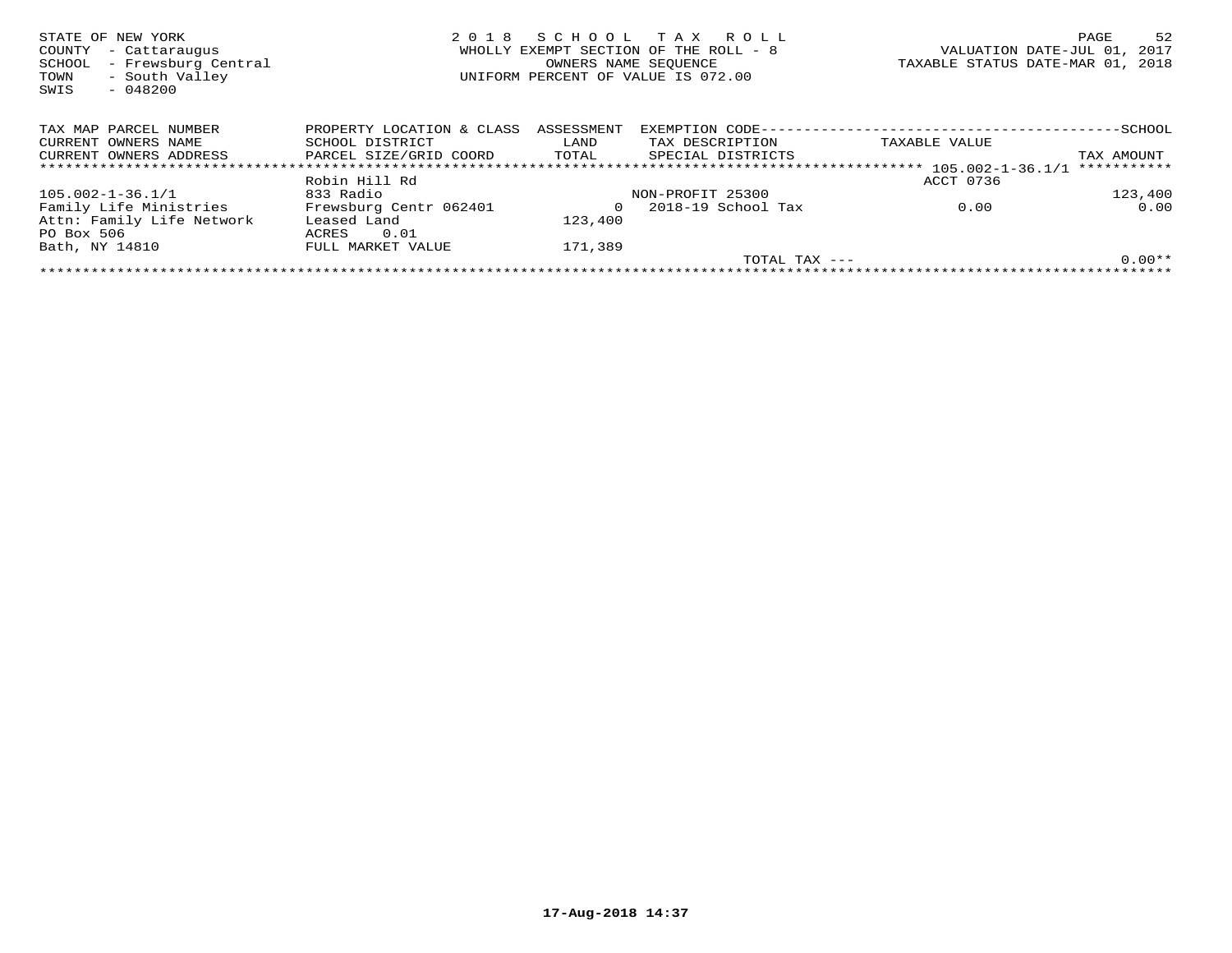STATE OF NEW YORK
COUNTY - Cattaraugus
SCHOOL - Frewsburg Central
TOWN - South Valley
SWIS - 048200

2 0 1 8 S C H O O L T A X R O L L
WHOLLY EXEMPT SECTION OF THE ROLL - 8
OWNERS NAME SEQUENCE
UNIFORM PERCENT OF VALUE IS 072.00

VALUATION DATE-JUL 01, 2017
TAXABLE STATUS DATE-MAR 01, 2018

| TAX MAP PARCEL NUMBER<br>CURRENT OWNERS NAME<br>CURRENT OWNERS ADDRESS | PROPERTY LOCATION & CLASS<br>SCHOOL DISTRICT<br>PARCEL SIZE/GRID COORD | ASSESSMENT<br>LAND<br>TOTAL | EXEMPTION CODE<br>TAX DESCRIPTION<br>SPECIAL DISTRICTS | TAXABLE VALUE | SCHOOL<br>TAX AMOUNT |
|---|---|---|---|---|---|
| | Robin Hill Rd | | | ACCT 0736 | |
| 105.002-1-36.1/1 | 833 Radio | | NON-PROFIT 25300 | | 123,400 |
| Family Life Ministries | Frewsburg Centr 062401 | 0 | 2018-19 School Tax | 0.00 | 0.00 |
| Attn: Family Life Network | Leased Land | 123,400 | | | |
| PO Box 506 | ACRES 0.01 | | | | |
| Bath, NY 14810 | FULL MARKET VALUE | 171,389 | | | |
| | | | TOTAL TAX --- | | 0.00** |

17-Aug-2018 14:37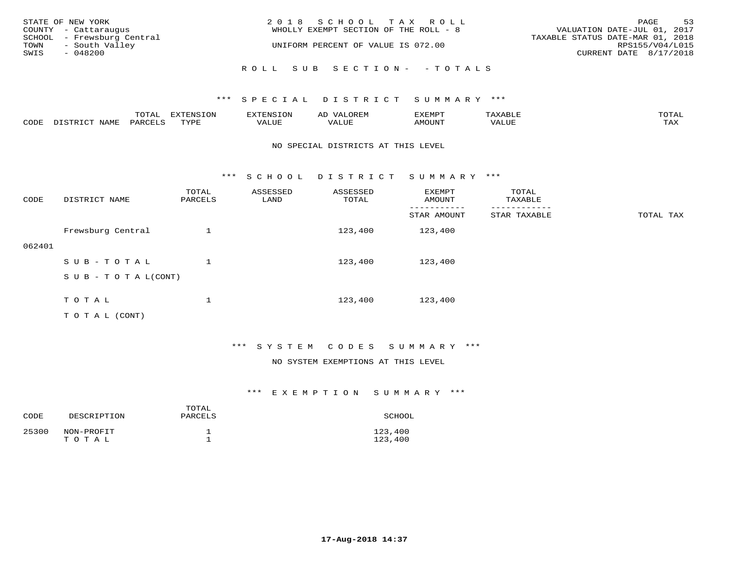STATE OF NEW YORK
COUNTY - Cattaraugus
SCHOOL - Frewsburg Central
TOWN - South Valley
SWIS - 048200

2018 SCHOOL TAX ROLL
WHOLLY EXEMPT SECTION OF THE ROLL - 8
UNIFORM PERCENT OF VALUE IS 072.00

VALUATION DATE-JUL 01, 2017
TAXABLE STATUS DATE-MAR 01, 2018
RPS155/V04/L015
CURRENT DATE 8/17/2018

ROLL SUB SECTION- - TOTALS

*** SPECIAL DISTRICT SUMMARY ***

| CODE | DISTRICT NAME | TOTAL PARCELS | EXTENSION TYPE | EXTENSION VALUE | AD VALOREM VALUE | EXEMPT AMOUNT | TAXABLE VALUE | TOTAL TAX |
|---|---|---|---|---|---|---|---|---|

NO SPECIAL DISTRICTS AT THIS LEVEL

*** SCHOOL DISTRICT SUMMARY ***

| CODE | DISTRICT NAME | TOTAL PARCELS | ASSESSED LAND | ASSESSED TOTAL | EXEMPT AMOUNT / STAR AMOUNT | TOTAL TAXABLE / STAR TAXABLE | TOTAL TAX |
|---|---|---|---|---|---|---|---|
| 062401 | Frewsburg Central | 1 | | 123,400 | 123,400 | | |
| | SUB-TOTAL | 1 | | 123,400 | 123,400 | | |
| | SUB-TOTAL(CONT) | | | | | | |
| | TOTAL | 1 | | 123,400 | 123,400 | | |
| | TOTAL (CONT) | | | | | | |

*** SYSTEM CODES SUMMARY ***

NO SYSTEM EXEMPTIONS AT THIS LEVEL

*** EXEMPTION SUMMARY ***

| CODE | DESCRIPTION | TOTAL PARCELS | SCHOOL |
|---|---|---|---|
| 25300 | NON-PROFIT | 1 | 123,400 |
| | TOTAL | 1 | 123,400 |

17-Aug-2018 14:37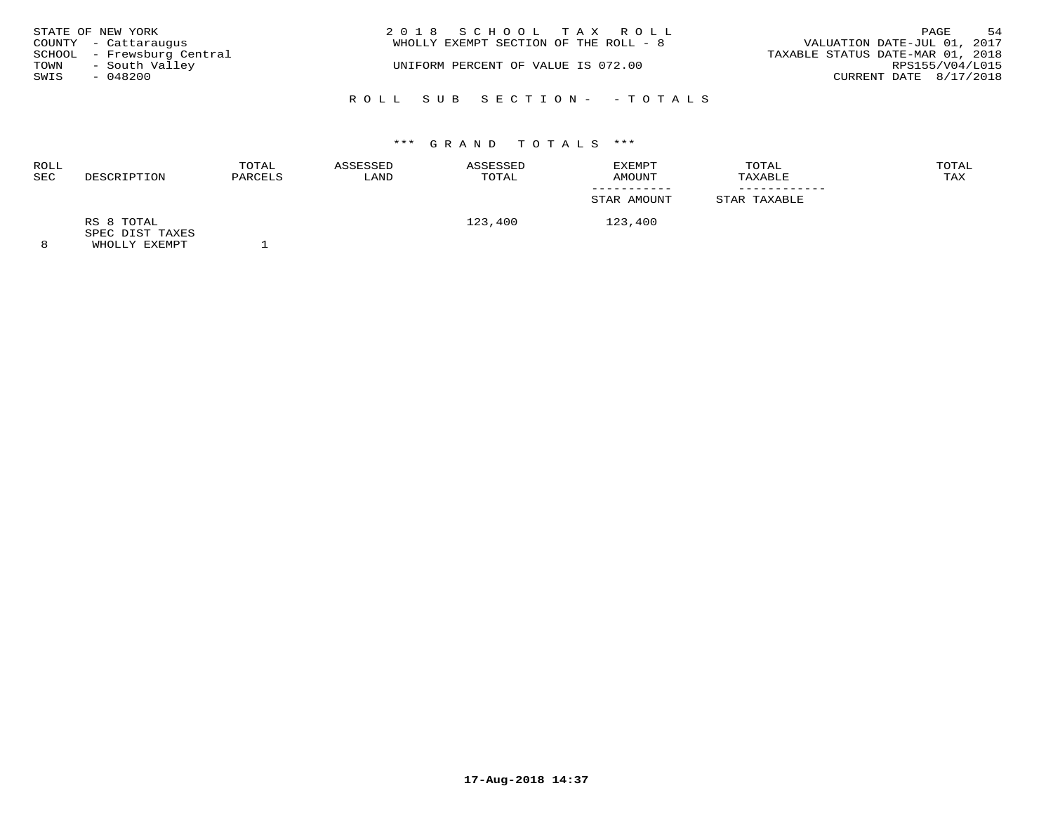STATE OF NEW YORK
COUNTY - Cattaraugus
SCHOOL - Frewsburg Central
TOWN - South Valley
SWIS - 048200

2 0 1 8 S C H O O L T A X R O L L
WHOLLY EXEMPT SECTION OF THE ROLL - 8

UNIFORM PERCENT OF VALUE IS 072.00

VALUATION DATE-JUL 01, 2017
TAXABLE STATUS DATE-MAR 01, 2018
RPS155/V04/L015
CURRENT DATE 8/17/2018

R O L L S U B S E C T I O N - - T O T A L S

\*\*\* G R A N D T O T A L S \*\*\*

| ROLL SEC | DESCRIPTION | TOTAL PARCELS | ASSESSED LAND | ASSESSED TOTAL | EXEMPT AMOUNT / STAR AMOUNT | TOTAL TAXABLE / STAR TAXABLE | TOTAL TAX |
|---|---|---|---|---|---|---|---|
| 8 | RS 8 TOTAL SPEC DIST TAXES WHOLLY EXEMPT | 1 | | 123,400 | 123,400 | | |

17-Aug-2018 14:37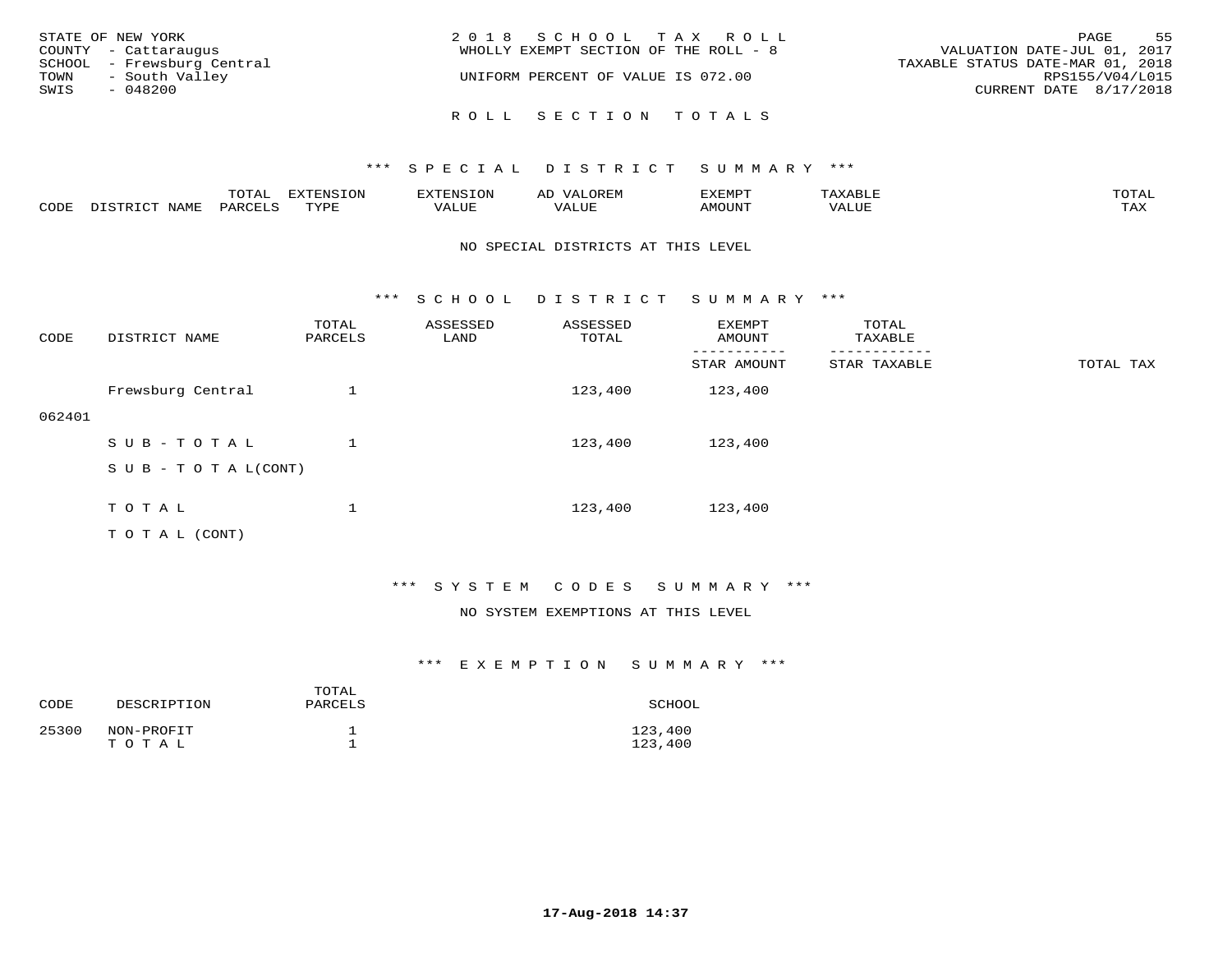STATE OF NEW YORK
COUNTY - Cattaraugus
SCHOOL - Frewsburg Central
TOWN - South Valley
SWIS - 048200

2018 SCHOOL TAX ROLL
WHOLLY EXEMPT SECTION OF THE ROLL - 8

UNIFORM PERCENT OF VALUE IS 072.00

VALUATION DATE-JUL 01, 2017
TAXABLE STATUS DATE-MAR 01, 2018
RPS155/V04/L015
CURRENT DATE 8/17/2018

## ROLL SECTION TOTALS

### *** SPECIAL DISTRICT SUMMARY ***

| CODE | DISTRICT NAME | TOTAL PARCELS | EXTENSION TYPE | EXTENSION VALUE | AD VALOREM VALUE | EXEMPT AMOUNT | TAXABLE VALUE | TOTAL TAX |
|---|---|---|---|---|---|---|---|---|

NO SPECIAL DISTRICTS AT THIS LEVEL

### *** SCHOOL DISTRICT SUMMARY ***

| CODE | DISTRICT NAME | TOTAL PARCELS | ASSESSED LAND | ASSESSED TOTAL | EXEMPT AMOUNT / STAR AMOUNT | TOTAL TAXABLE / STAR TAXABLE | TOTAL TAX |
|---|---|---|---|---|---|---|---|
| 062401 | Frewsburg Central | 1 | | 123,400 | 123,400 | | |
| | SUB-TOTAL | 1 | | 123,400 | 123,400 | | |
| | SUB-TOTAL(CONT) | | | | | | |
| | TOTAL | 1 | | 123,400 | 123,400 | | |
| | TOTAL (CONT) | | | | | | |

### *** SYSTEM CODES SUMMARY ***

NO SYSTEM EXEMPTIONS AT THIS LEVEL

### *** EXEMPTION SUMMARY ***

| CODE | DESCRIPTION | TOTAL PARCELS | SCHOOL |
|---|---|---|---|
| 25300 | NON-PROFIT | 1 | 123,400 |
| | TOTAL | 1 | 123,400 |

17-Aug-2018 14:37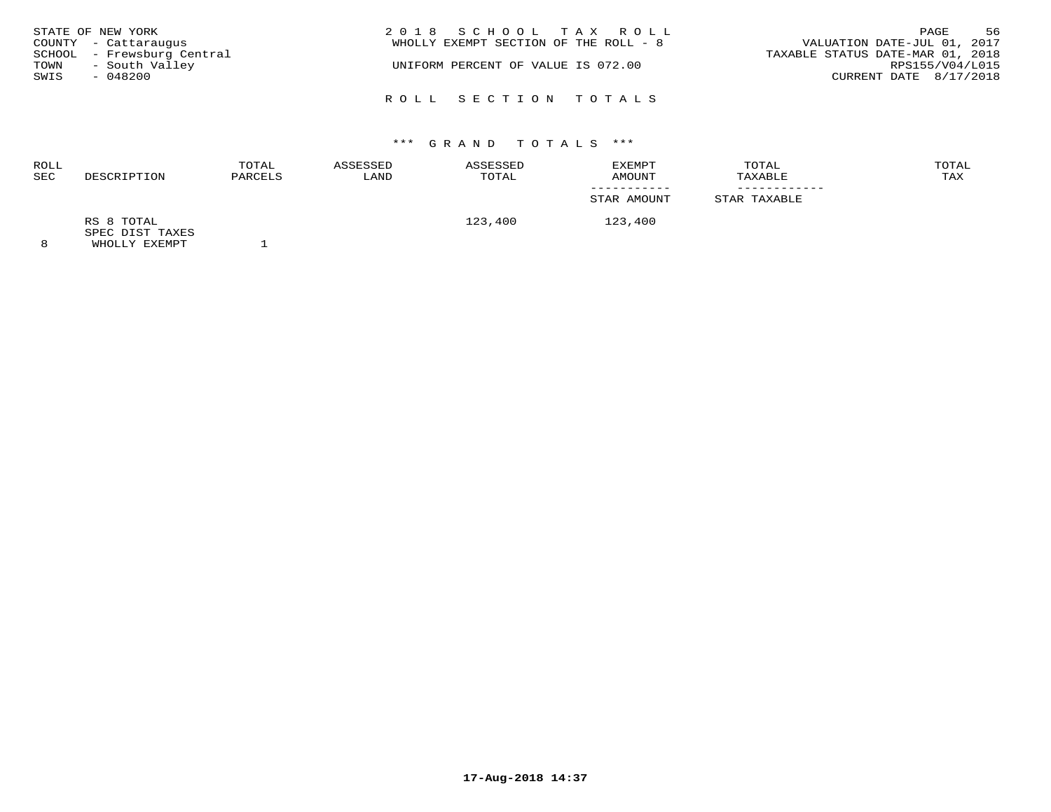STATE OF NEW YORK
COUNTY - Cattaraugus
SCHOOL - Frewsburg Central
TOWN - South Valley
SWIS - 048200

2 0 1 8 S C H O O L T A X R O L L
WHOLLY EXEMPT SECTION OF THE ROLL - 8

UNIFORM PERCENT OF VALUE IS 072.00

VALUATION DATE-JUL 01, 2017
TAXABLE STATUS DATE-MAR 01, 2018
RPS155/V04/L015
CURRENT DATE 8/17/2018

R O L L S E C T I O N T O T A L S

\*\*\* G R A N D T O T A L S \*\*\*

| ROLL SEC | DESCRIPTION | TOTAL PARCELS | ASSESSED LAND | ASSESSED TOTAL | EXEMPT AMOUNT / STAR AMOUNT | TOTAL TAXABLE / STAR TAXABLE | TOTAL TAX |
|---|---|---|---|---|---|---|---|
| | RS 8 TOTAL | | | 123,400 | 123,400 | | |
| | SPEC DIST TAXES | | | | | | |
| 8 | WHOLLY EXEMPT | 1 | | | | | |

17-Aug-2018 14:37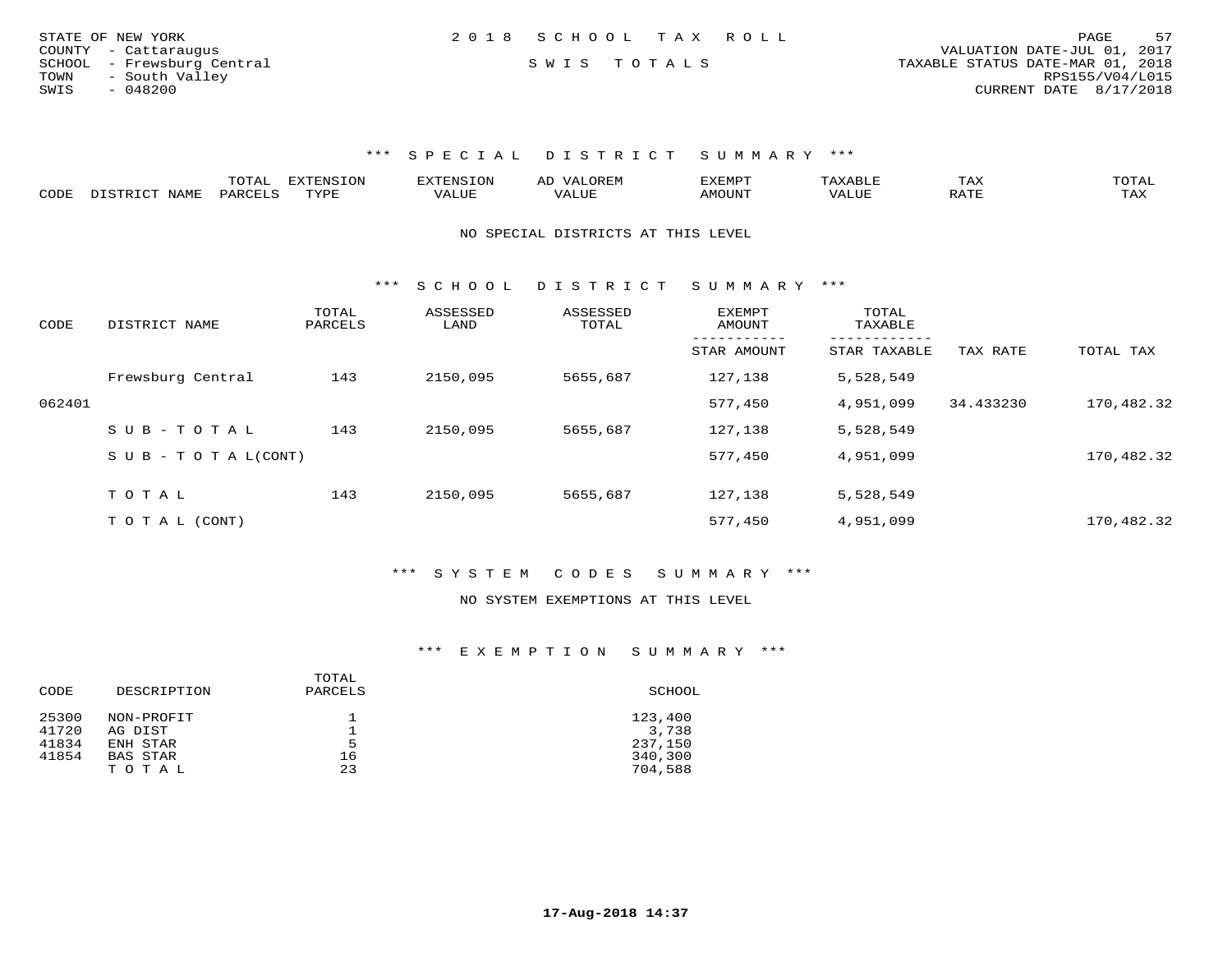STATE OF NEW YORK
COUNTY - Cattaraugus
SCHOOL - Frewsburg Central
TOWN - South Valley
SWIS - 048200

2 0 1 8 S C H O O L T A X R O L L

S W I S T O T A L S

VALUATION DATE-JUL 01, 2017
TAXABLE STATUS DATE-MAR 01, 2018
RPS155/V04/L015
CURRENT DATE 8/17/2018

### *** S P E C I A L D I S T R I C T S U M M A R Y ***

| CODE | DISTRICT NAME | TOTAL PARCELS | EXTENSION TYPE | EXTENSION VALUE | AD VALOREM VALUE | EXEMPT AMOUNT | TAXABLE VALUE | TAX RATE | TOTAL TAX |
|---|---|---|---|---|---|---|---|---|---|

NO SPECIAL DISTRICTS AT THIS LEVEL

### *** S C H O O L D I S T R I C T S U M M A R Y ***

| CODE | DISTRICT NAME | TOTAL PARCELS | ASSESSED LAND | ASSESSED TOTAL | EXEMPT AMOUNT / STAR AMOUNT | TOTAL TAXABLE / STAR TAXABLE | TAX RATE | TOTAL TAX |
|---|---|---|---|---|---|---|---|---|
| | Frewsburg Central | 143 | 2150,095 | 5655,687 | 127,138 | 5,528,549 | | |
| 062401 | | | | | 577,450 | 4,951,099 | 34.433230 | 170,482.32 |
| | S U B - T O T A L | 143 | 2150,095 | 5655,687 | 127,138 | 5,528,549 | | |
| | S U B - T O T A L(CONT) | | | | 577,450 | 4,951,099 | | 170,482.32 |
| | T O T A L | 143 | 2150,095 | 5655,687 | 127,138 | 5,528,549 | | |
| | T O T A L (CONT) | | | | 577,450 | 4,951,099 | | 170,482.32 |

### *** S Y S T E M C O D E S S U M M A R Y ***

NO SYSTEM EXEMPTIONS AT THIS LEVEL

### *** E X E M P T I O N S U M M A R Y ***

| CODE | DESCRIPTION | TOTAL PARCELS | SCHOOL |
|---|---|---|---|
| 25300 | NON-PROFIT | 1 | 123,400 |
| 41720 | AG DIST | 1 | 3,738 |
| 41834 | ENH STAR | 5 | 237,150 |
| 41854 | BAS STAR | 16 | 340,300 |
| | T O T A L | 23 | 704,588 |

17-Aug-2018 14:37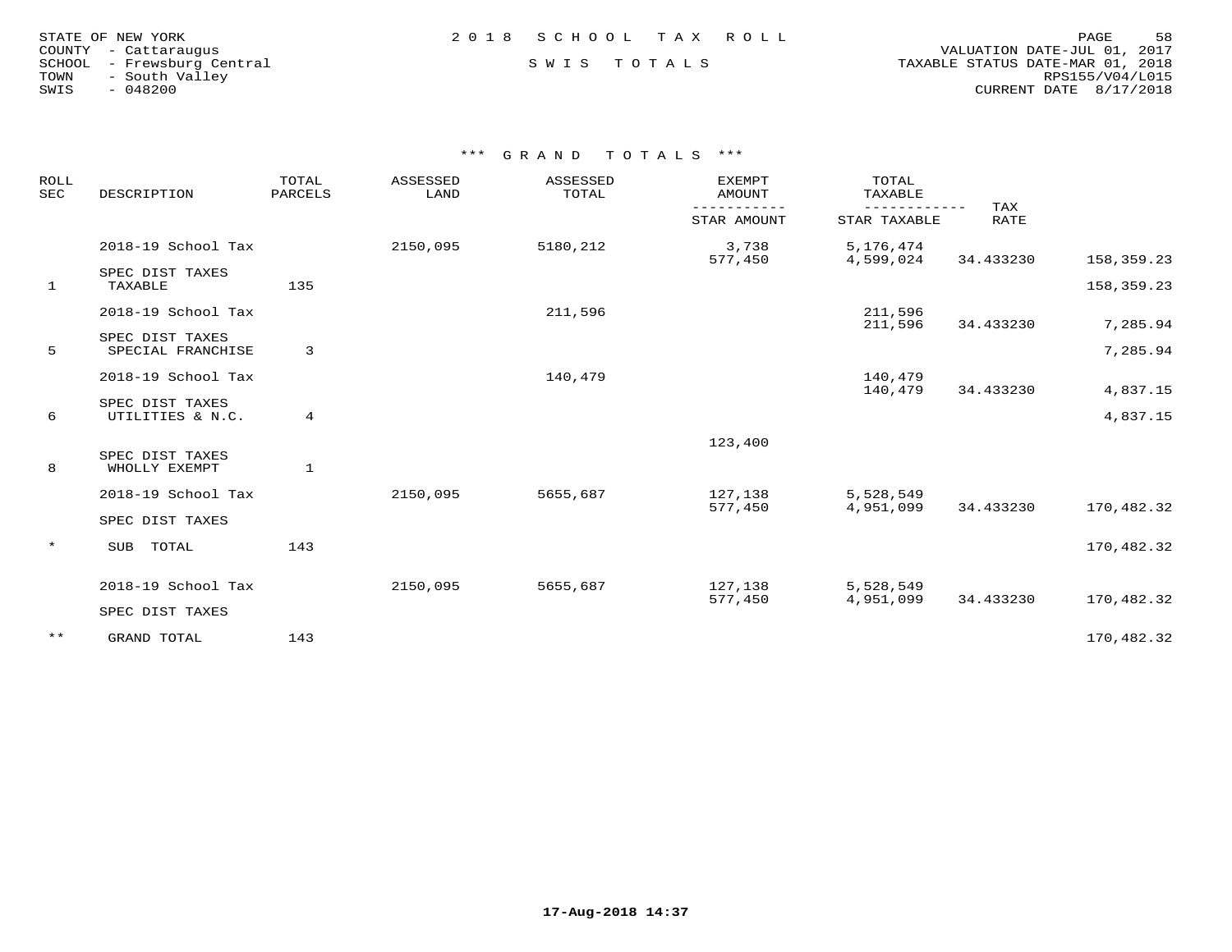STATE OF NEW YORK
COUNTY - Cattaraugus
SCHOOL - Frewsburg Central
TOWN - South Valley
SWIS - 048200

2 0 1 8 S C H O O L T A X R O L L

S W I S T O T A L S

VALUATION DATE-JUL 01, 2017
TAXABLE STATUS DATE-MAR 01, 2018
RPS155/V04/L015
CURRENT DATE 8/17/2018

*** G R A N D T O T A L S ***

| ROLL SEC | DESCRIPTION | TOTAL PARCELS | ASSESSED LAND | ASSESSED TOTAL | EXEMPT AMOUNT / STAR AMOUNT | TOTAL TAXABLE / STAR TAXABLE | TAX RATE | |
|---|---|---|---|---|---|---|---|---|
| | 2018-19 School Tax | | 2150,095 | 5180,212 | 3,738 | 5,176,474 | | |
| | | | | | 577,450 | 4,599,024 | 34.433230 | 158,359.23 |
| | SPEC DIST TAXES | | | | | | | |
| 1 | TAXABLE | 135 | | | | | | 158,359.23 |
| | 2018-19 School Tax | | | 211,596 | | 211,596 | | |
| | | | | | | 211,596 | 34.433230 | 7,285.94 |
| | SPEC DIST TAXES | | | | | | | |
| 5 | SPECIAL FRANCHISE | 3 | | | | | | 7,285.94 |
| | 2018-19 School Tax | | | 140,479 | | 140,479 | | |
| | | | | | | 140,479 | 34.433230 | 4,837.15 |
| | SPEC DIST TAXES | | | | | | | |
| 6 | UTILITIES & N.C. | 4 | | | | | | 4,837.15 |
| | | | | | 123,400 | | | |
| | SPEC DIST TAXES | | | | | | | |
| 8 | WHOLLY EXEMPT | 1 | | | | | | |
| | 2018-19 School Tax | | 2150,095 | 5655,687 | 127,138 | 5,528,549 | | |
| | | | | | 577,450 | 4,951,099 | 34.433230 | 170,482.32 |
| | SPEC DIST TAXES | | | | | | | |
| * | SUB TOTAL | 143 | | | | | | 170,482.32 |
| | 2018-19 School Tax | | 2150,095 | 5655,687 | 127,138 | 5,528,549 | | |
| | | | | | 577,450 | 4,951,099 | 34.433230 | 170,482.32 |
| | SPEC DIST TAXES | | | | | | | |
| ** | GRAND TOTAL | 143 | | | | | | 170,482.32 |

17-Aug-2018 14:37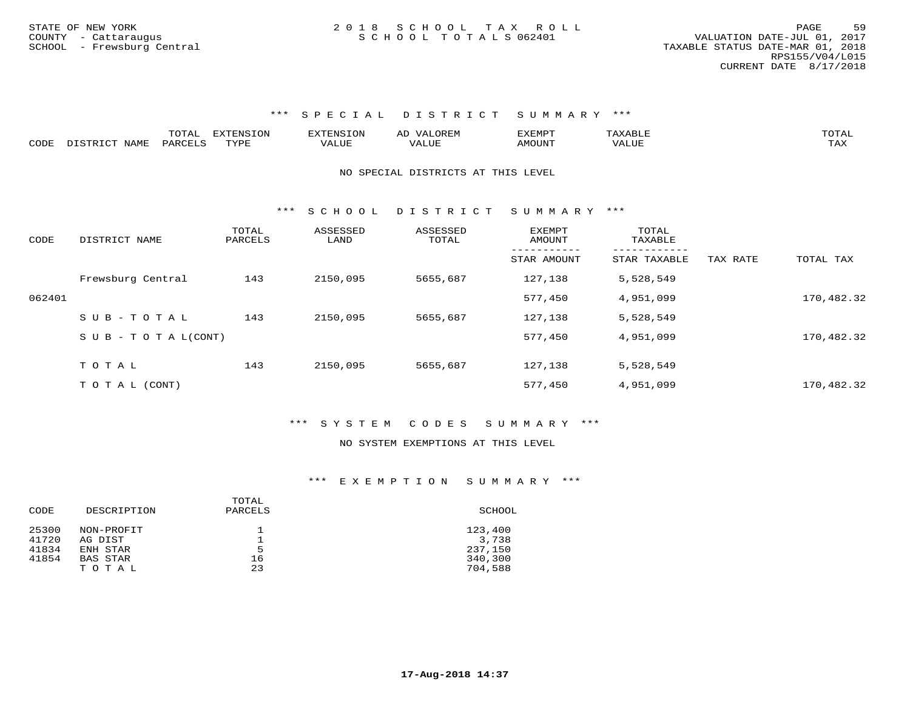STATE OF NEW YORK
COUNTY - Cattaraugus
SCHOOL - Frewsburg Central

2018 SCHOOL TAX ROLL
SCHOOL TOTALS 062401

VALUATION DATE-JUL 01, 2017
TAXABLE STATUS DATE-MAR 01, 2018
RPS155/V04/L015
CURRENT DATE 8/17/2018

### *** SPECIAL DISTRICT SUMMARY ***

| CODE | DISTRICT NAME | TOTAL PARCELS | EXTENSION TYPE | EXTENSION VALUE | AD VALOREM VALUE | EXEMPT AMOUNT | TAXABLE VALUE | TOTAL TAX |
|---|---|---|---|---|---|---|---|---|

NO SPECIAL DISTRICTS AT THIS LEVEL

### *** SCHOOL DISTRICT SUMMARY ***

| CODE | DISTRICT NAME | TOTAL PARCELS | ASSESSED LAND | ASSESSED TOTAL | EXEMPT AMOUNT / STAR AMOUNT | TOTAL TAXABLE / STAR TAXABLE | TAX RATE | TOTAL TAX |
|---|---|---|---|---|---|---|---|---|
| | Frewsburg Central | 143 | 2150,095 | 5655,687 | 127,138 | 5,528,549 | | |
| 062401 | | | | | 577,450 | 4,951,099 | | 170,482.32 |
| | SUB-TOTAL | 143 | 2150,095 | 5655,687 | 127,138 | 5,528,549 | | |
| | SUB-TOTAL(CONT) | | | | 577,450 | 4,951,099 | | 170,482.32 |
| | TOTAL | 143 | 2150,095 | 5655,687 | 127,138 | 5,528,549 | | |
| | TOTAL (CONT) | | | | 577,450 | 4,951,099 | | 170,482.32 |

### *** SYSTEM CODES SUMMARY ***

NO SYSTEM EXEMPTIONS AT THIS LEVEL

### *** EXEMPTION SUMMARY ***

| CODE | DESCRIPTION | TOTAL PARCELS | SCHOOL |
|---|---|---|---|
| 25300 | NON-PROFIT | 1 | 123,400 |
| 41720 | AG DIST | 1 | 3,738 |
| 41834 | ENH STAR | 5 | 237,150 |
| 41854 | BAS STAR | 16 | 340,300 |
| | TOTAL | 23 | 704,588 |

17-Aug-2018 14:37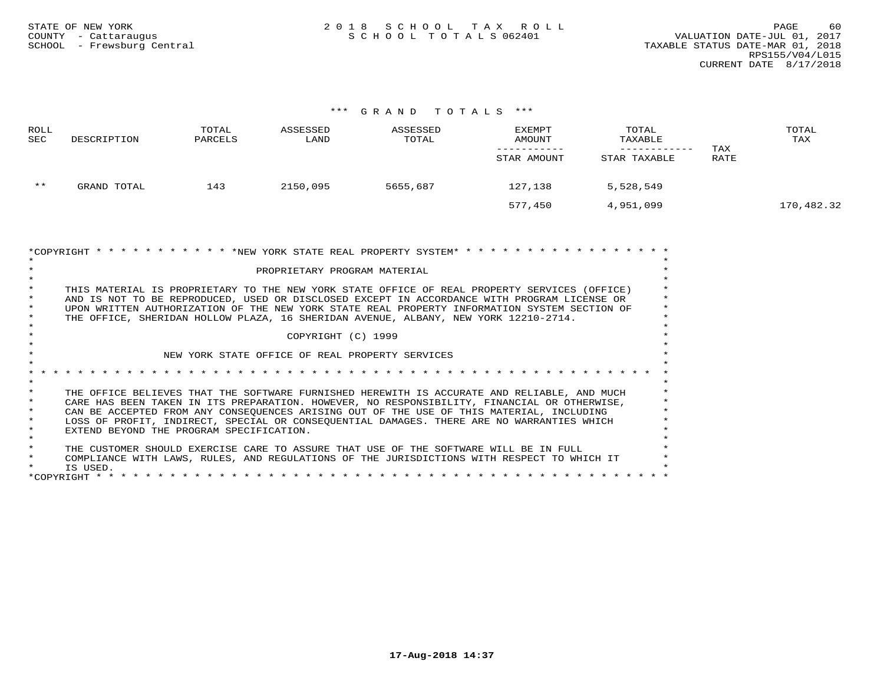STATE OF NEW YORK
COUNTY - Cattaraugus
SCHOOL - Frewsburg Central

2 0 1 8 S C H O O L T A X R O L L
S C H O O L T O T A L S 062401

VALUATION DATE-JUL 01, 2017
TAXABLE STATUS DATE-MAR 01, 2018
RPS155/V04/L015
CURRENT DATE 8/17/2018

*** G R A N D T O T A L S ***

| ROLL SEC | DESCRIPTION | TOTAL PARCELS | ASSESSED LAND | ASSESSED TOTAL | EXEMPT AMOUNT / STAR AMOUNT | TOTAL TAXABLE / STAR TAXABLE | TAX RATE | TOTAL TAX |
|---|---|---|---|---|---|---|---|---|
| ** | GRAND TOTAL | 143 | 2150,095 | 5655,687 | 127,138 | 5,528,549 | | |
| | | | | | 577,450 | 4,951,099 | | 170,482.32 |

```
*COPYRIGHT * * * * * * * * * * * *NEW YORK STATE REAL PROPERTY SYSTEM* * * * * * * * * * * * * * * * * * *
*                                                                                                        *
*                                  PROPRIETARY PROGRAM MATERIAL                                          *
*                                                                                                        *
*     THIS MATERIAL IS PROPRIETARY TO THE NEW YORK STATE OFFICE OF REAL PROPERTY SERVICES (OFFICE)       *
*     AND IS NOT TO BE REPRODUCED, USED OR DISCLOSED EXCEPT IN ACCORDANCE WITH PROGRAM LICENSE OR        *
*     UPON WRITTEN AUTHORIZATION OF THE NEW YORK STATE REAL PROPERTY INFORMATION SYSTEM SECTION OF       *
*     THE OFFICE, SHERIDAN HOLLOW PLAZA, 16 SHERIDAN AVENUE, ALBANY, NEW YORK 12210-2714.                *
*                                                                                                        *
*                                       COPYRIGHT (C) 1999                                               *
*                                                                                                        *
*                       NEW YORK STATE OFFICE OF REAL PROPERTY SERVICES                                  *
*                                                                                                        *
* * * * * * * * * * * * * * * * * * * * * * * * * * * * * * * * * * * * * * * * * * * * * * * * * * * * *
*                                                                                                        *
*     THE OFFICE BELIEVES THAT THE SOFTWARE FURNISHED HEREWITH IS ACCURATE AND RELIABLE, AND MUCH         *
*     CARE HAS BEEN TAKEN IN ITS PREPARATION. HOWEVER, NO RESPONSIBILITY, FINANCIAL OR OTHERWISE,        *
*     CAN BE ACCEPTED FROM ANY CONSEQUENCES ARISING OUT OF THE USE OF THIS MATERIAL, INCLUDING           *
*     LOSS OF PROFIT, INDIRECT, SPECIAL OR CONSEQUENTIAL DAMAGES. THERE ARE NO WARRANTIES WHICH          *
*     EXTEND BEYOND THE PROGRAM SPECIFICATION.                                                           *
*                                                                                                        *
*     THE CUSTOMER SHOULD EXERCISE CARE TO ASSURE THAT USE OF THE SOFTWARE WILL BE IN FULL               *
*     COMPLIANCE WITH LAWS, RULES, AND REGULATIONS OF THE JURISDICTIONS WITH RESPECT TO WHICH IT         *
*     IS USED.                                                                                           *
*COPYRIGHT * * * * * * * * * * * * * * * * * * * * * * * * * * * * * * * * * * * * * * * * * * * * * * *
```

17-Aug-2018 14:37